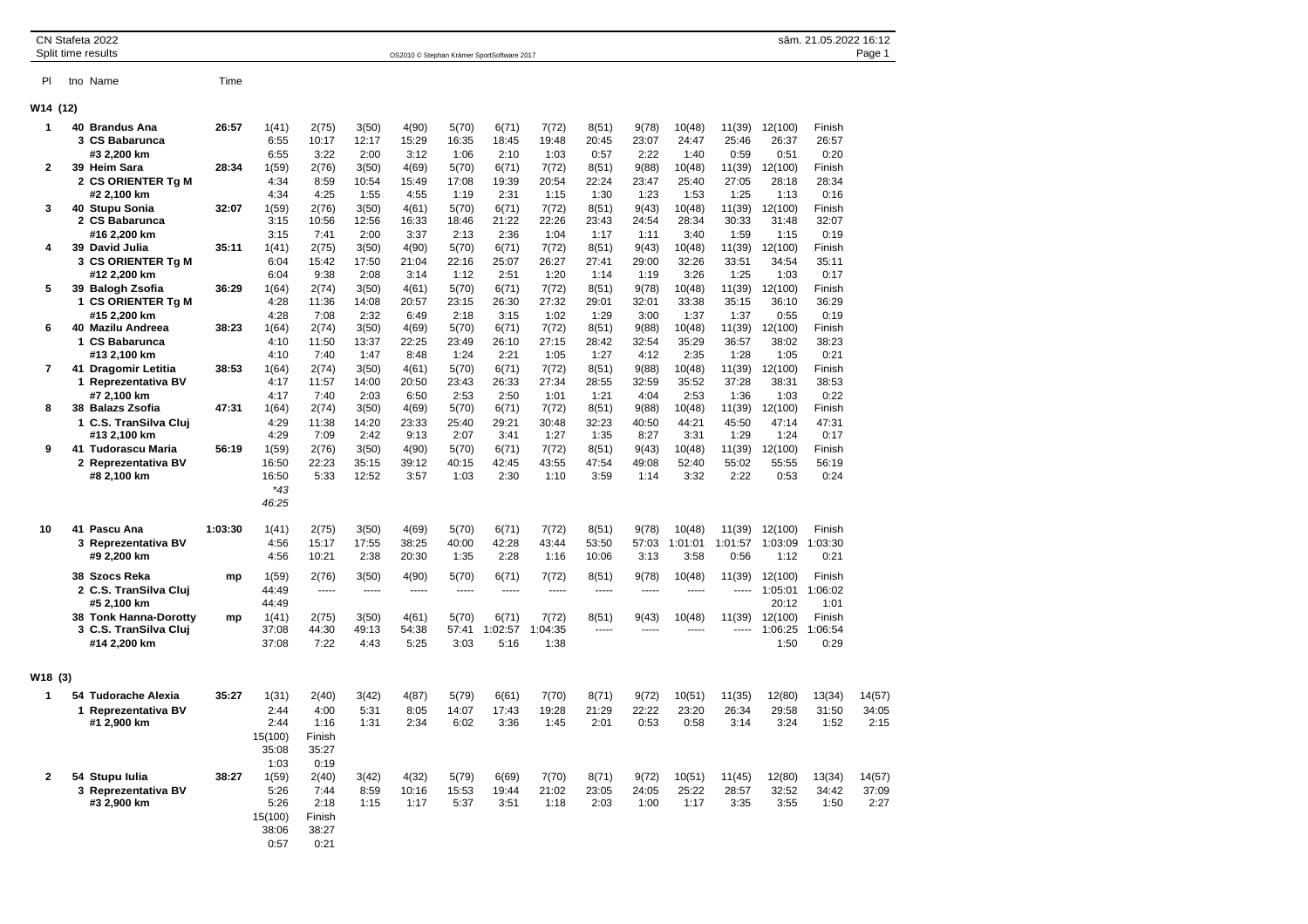CN Stafeta 2022

Split time results

OS2010 © Stephan Krämer SportSoftware 2017

sâm. 21.05.2022 16:12

## W14 (12)

| Pl | tno Name | Time | | | | | | | | | | | | | |
|---|---|---|---|---|---|---|---|---|---|---|---|---|---|---|---|
| 1 | 40 Brandus Ana | 26:57 | 1(41) | 2(75) | 3(50) | 4(90) | 5(70) | 6(71) | 7(72) | 8(51) | 9(78) | 10(48) | 11(39) | 12(100) | Finish |
| | 3 CS Babarunca | | 6:55 | 10:17 | 12:17 | 15:29 | 16:35 | 18:45 | 19:48 | 20:45 | 23:07 | 24:47 | 25:46 | 26:37 | 26:57 |
| | #3 2,200 km | | 6:55 | 3:22 | 2:00 | 3:12 | 1:06 | 2:10 | 1:03 | 0:57 | 2:22 | 1:40 | 0:59 | 0:51 | 0:20 |
| 2 | 39 Heim Sara | 28:34 | 1(59) | 2(76) | 3(50) | 4(69) | 5(70) | 6(71) | 7(72) | 8(51) | 9(88) | 10(48) | 11(39) | 12(100) | Finish |
| | 2 CS ORIENTER Tg M | | 4:34 | 8:59 | 10:54 | 15:49 | 17:08 | 19:39 | 20:54 | 22:24 | 23:47 | 25:40 | 27:05 | 28:18 | 28:34 |
| | #2 2,100 km | | 4:34 | 4:25 | 1:55 | 4:55 | 1:19 | 2:31 | 1:15 | 1:30 | 1:23 | 1:53 | 1:25 | 1:13 | 0:16 |
| 3 | 40 Stupu Sonia | 32:07 | 1(59) | 2(76) | 3(50) | 4(61) | 5(70) | 6(71) | 7(72) | 8(51) | 9(43) | 10(48) | 11(39) | 12(100) | Finish |
| | 2 CS Babarunca | | 3:15 | 10:56 | 12:56 | 16:33 | 18:46 | 21:22 | 22:26 | 23:43 | 24:54 | 28:34 | 30:33 | 31:48 | 32:07 |
| | #16 2,200 km | | 3:15 | 7:41 | 2:00 | 3:37 | 2:13 | 2:36 | 1:04 | 1:17 | 1:11 | 3:40 | 1:59 | 1:15 | 0:19 |
| 4 | 39 David Julia | 35:11 | 1(41) | 2(75) | 3(50) | 4(90) | 5(70) | 6(71) | 7(72) | 8(51) | 9(43) | 10(48) | 11(39) | 12(100) | Finish |
| | 3 CS ORIENTER Tg M | | 6:04 | 15:42 | 17:50 | 21:04 | 22:16 | 25:07 | 26:27 | 27:41 | 29:00 | 32:26 | 33:51 | 34:54 | 35:11 |
| | #12 2,200 km | | 6:04 | 9:38 | 2:08 | 3:14 | 1:12 | 2:51 | 1:20 | 1:14 | 1:19 | 3:26 | 1:25 | 1:03 | 0:17 |
| 5 | 39 Balogh Zsofia | 36:29 | 1(64) | 2(74) | 3(50) | 4(61) | 5(70) | 6(71) | 7(72) | 8(51) | 9(78) | 10(48) | 11(39) | 12(100) | Finish |
| | 1 CS ORIENTER Tg M | | 4:28 | 11:36 | 14:08 | 20:57 | 23:15 | 26:30 | 27:32 | 29:01 | 32:01 | 33:38 | 35:15 | 36:10 | 36:29 |
| | #15 2,200 km | | 4:28 | 7:08 | 2:32 | 6:49 | 2:18 | 3:15 | 1:02 | 1:29 | 3:00 | 1:37 | 1:37 | 0:55 | 0:19 |
| 6 | 40 Mazilu Andreea | 38:23 | 1(64) | 2(74) | 3(50) | 4(69) | 5(70) | 6(71) | 7(72) | 8(51) | 9(88) | 10(48) | 11(39) | 12(100) | Finish |
| | 1 CS Babarunca | | 4:10 | 11:50 | 13:37 | 22:25 | 23:49 | 26:10 | 27:15 | 28:42 | 32:54 | 35:29 | 36:57 | 38:02 | 38:23 |
| | #13 2,100 km | | 4:10 | 7:40 | 1:47 | 8:48 | 1:24 | 2:21 | 1:05 | 1:27 | 4:12 | 2:35 | 1:28 | 1:05 | 0:21 |
| 7 | 41 Dragomir Letitia | 38:53 | 1(64) | 2(74) | 3(50) | 4(61) | 5(70) | 6(71) | 7(72) | 8(51) | 9(88) | 10(48) | 11(39) | 12(100) | Finish |
| | 1 Reprezentativa BV | | 4:17 | 11:57 | 14:00 | 20:50 | 23:43 | 26:33 | 27:34 | 28:55 | 32:59 | 35:52 | 37:28 | 38:31 | 38:53 |
| | #7 2,100 km | | 4:17 | 7:40 | 2:03 | 6:50 | 2:53 | 2:50 | 1:01 | 1:21 | 4:04 | 2:53 | 1:36 | 1:03 | 0:22 |
| 8 | 38 Balazs Zsofia | 47:31 | 1(64) | 2(74) | 3(50) | 4(69) | 5(70) | 6(71) | 7(72) | 8(51) | 9(88) | 10(48) | 11(39) | 12(100) | Finish |
| | 1 C.S. TranSilva Cluj | | 4:29 | 11:38 | 14:20 | 23:33 | 25:40 | 29:21 | 30:48 | 32:23 | 40:50 | 44:21 | 45:50 | 47:14 | 47:31 |
| | #13 2,100 km | | 4:29 | 7:09 | 2:42 | 9:13 | 2:07 | 3:41 | 1:27 | 1:35 | 8:27 | 3:31 | 1:29 | 1:24 | 0:17 |
| 9 | 41 Tudorascu Maria | 56:19 | 1(59) | 2(76) | 3(50) | 4(90) | 5(70) | 6(71) | 7(72) | 8(51) | 9(43) | 10(48) | 11(39) | 12(100) | Finish |
| | 2 Reprezentativa BV | | 16:50 | 22:23 | 35:15 | 39:12 | 40:15 | 42:45 | 43:55 | 47:54 | 49:08 | 52:40 | 55:02 | 55:55 | 56:19 |
| | #8 2,100 km | | 16:50 | 5:33 | 12:52 | 3:57 | 1:03 | 2:30 | 1:10 | 3:59 | 1:14 | 3:32 | 2:22 | 0:53 | 0:24 |
| | | | *43 | | | | | | | | | | | | |
| | | | 46:25 | | | | | | | | | | | | |
| 10 | 41 Pascu Ana | 1:03:30 | 1(41) | 2(75) | 3(50) | 4(69) | 5(70) | 6(71) | 7(72) | 8(51) | 9(78) | 10(48) | 11(39) | 12(100) | Finish |
| | 3 Reprezentativa BV | | 4:56 | 15:17 | 17:55 | 38:25 | 40:00 | 42:28 | 43:44 | 53:50 | 57:03 | 1:01:01 | 1:01:57 | 1:03:09 | 1:03:30 |
| | #9 2,200 km | | 4:56 | 10:21 | 2:38 | 20:30 | 1:35 | 2:28 | 1:16 | 10:06 | 3:13 | 3:58 | 0:56 | 1:12 | 0:21 |
| | 38 Szocs Reka | mp | 1(59) | 2(76) | 3(50) | 4(90) | 5(70) | 6(71) | 7(72) | 8(51) | 9(78) | 10(48) | 11(39) | 12(100) | Finish |
| | 2 C.S. TranSilva Cluj | | 44:49 | ----- | ----- | ----- | ----- | ----- | ----- | ----- | ----- | ----- | ----- | 1:05:01 | 1:06:02 |
| | #5 2,100 km | | 44:49 | | | | | | | | | | | 20:12 | 1:01 |
| | 38 Tonk Hanna-Dorotty | mp | 1(41) | 2(75) | 3(50) | 4(61) | 5(70) | 6(71) | 7(72) | 8(51) | 9(43) | 10(48) | 11(39) | 12(100) | Finish |
| | 3 C.S. TranSilva Cluj | | 37:08 | 44:30 | 49:13 | 54:38 | 57:41 | 1:02:57 | 1:04:35 | ----- | ----- | ----- | ----- | 1:06:25 | 1:06:54 |
| | #14 2,200 km | | 37:08 | 7:22 | 4:43 | 5:25 | 3:03 | 5:16 | 1:38 | | | | | 1:50 | 0:29 |

## W18 (3)

| Pl | tno Name | Time | | | | | | | | | | | | | | |
|---|---|---|---|---|---|---|---|---|---|---|---|---|---|---|---|---|
| 1 | 54 Tudorache Alexia | 35:27 | 1(31) | 2(40) | 3(42) | 4(87) | 5(79) | 6(61) | 7(70) | 8(71) | 9(72) | 10(51) | 11(35) | 12(80) | 13(34) | 14(57) |
| | 1 Reprezentativa BV | | 2:44 | 4:00 | 5:31 | 8:05 | 14:07 | 17:43 | 19:28 | 21:29 | 22:22 | 23:20 | 26:34 | 29:58 | 31:50 | 34:05 |
| | #1 2,900 km | | 2:44 | 1:16 | 1:31 | 2:34 | 6:02 | 3:36 | 1:45 | 2:01 | 0:53 | 0:58 | 3:14 | 3:24 | 1:52 | 2:15 |
| | | | 15(100) | Finish | | | | | | | | | | | | |
| | | | 35:08 | 35:27 | | | | | | | | | | | | |
| | | | 1:03 | 0:19 | | | | | | | | | | | | |
| 2 | 54 Stupu Iulia | 38:27 | 1(59) | 2(40) | 3(42) | 4(32) | 5(79) | 6(69) | 7(70) | 8(71) | 9(72) | 10(51) | 11(45) | 12(80) | 13(34) | 14(57) |
| | 3 Reprezentativa BV | | 5:26 | 7:44 | 8:59 | 10:16 | 15:53 | 19:44 | 21:02 | 23:05 | 24:05 | 25:22 | 28:57 | 32:52 | 34:42 | 37:09 |
| | #3 2,900 km | | 5:26 | 2:18 | 1:15 | 1:17 | 5:37 | 3:51 | 1:18 | 2:03 | 1:00 | 1:17 | 3:35 | 3:55 | 1:50 | 2:27 |
| | | | 15(100) | Finish | | | | | | | | | | | | |
| | | | 38:06 | 38:27 | | | | | | | | | | | | |
| | | | 0:57 | 0:21 | | | | | | | | | | | | |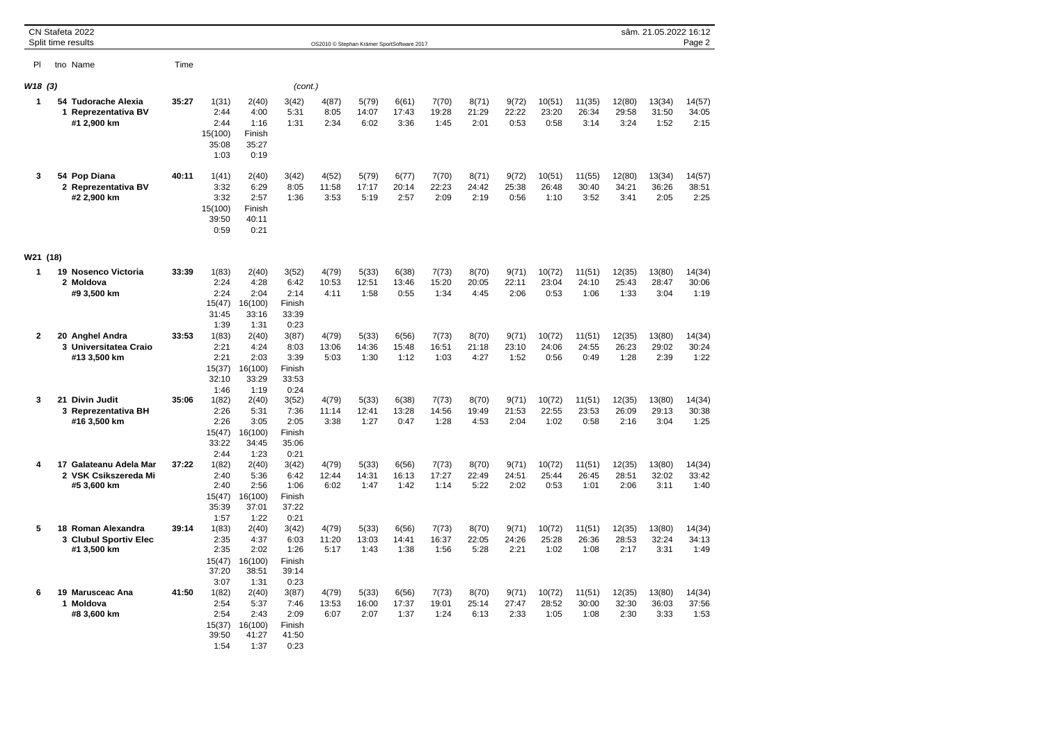CN Stafeta 2022
Split time results

## W18 (3) (cont.)

| Pl | tno Name | Time | | | | | | | | | | | | | | |
|---|---|---|---|---|---|---|---|---|---|---|---|---|---|---|---|---|
| 1 | 54 Tudorache Alexia<br>1 Reprezentativa BV<br>#1 2,900 km | 35:27 | 1(31)<br>2:44<br>2:44 | 2(40)<br>4:00<br>1:16 | 3(42)<br>5:31<br>1:31 | 4(87)<br>8:05<br>2:34 | 5(79)<br>14:07<br>6:02 | 6(61)<br>17:43<br>3:36 | 7(70)<br>19:28<br>1:45 | 8(71)<br>21:29<br>2:01 | 9(72)<br>22:22<br>0:53 | 10(51)<br>23:20<br>0:58 | 11(35)<br>26:34<br>3:14 | 12(80)<br>29:58<br>3:24 | 13(34)<br>31:50<br>1:52 | 14(57)<br>34:05<br>2:15 |
| | | | 15(100)<br>35:08<br>1:03 | Finish<br>35:27<br>0:19 | | | | | | | | | | | | |
| 3 | 54 Pop Diana<br>2 Reprezentativa BV<br>#2 2,900 km | 40:11 | 1(41)<br>3:32<br>3:32 | 2(40)<br>6:29<br>2:57 | 3(42)<br>8:05<br>1:36 | 4(52)<br>11:58<br>3:53 | 5(79)<br>17:17<br>5:19 | 6(77)<br>20:14<br>2:57 | 7(70)<br>22:23<br>2:09 | 8(71)<br>24:42<br>2:19 | 9(72)<br>25:38<br>0:56 | 10(51)<br>26:48<br>1:10 | 11(55)<br>30:40<br>3:52 | 12(80)<br>34:21<br>3:41 | 13(34)<br>36:26<br>2:05 | 14(57)<br>38:51<br>2:25 |
| | | | 15(100)<br>39:50<br>0:59 | Finish<br>40:11<br>0:21 | | | | | | | | | | | | |

## W21 (18)

| Pl | tno Name | Time | | | | | | | | | | | | | | |
|---|---|---|---|---|---|---|---|---|---|---|---|---|---|---|---|---|
| 1 | 19 Nosenco Victoria<br>2 Moldova<br>#9 3,500 km | 33:39 | 1(83)<br>2:24<br>2:24 | 2(40)<br>4:28<br>2:04 | 3(52)<br>6:42<br>2:14 | 4(79)<br>10:53<br>4:11 | 5(33)<br>12:51<br>1:58 | 6(38)<br>13:46<br>0:55 | 7(73)<br>15:20<br>1:34 | 8(70)<br>20:05<br>4:45 | 9(71)<br>22:11<br>2:06 | 10(72)<br>23:04<br>0:53 | 11(51)<br>24:10<br>1:06 | 12(35)<br>25:43<br>1:33 | 13(80)<br>28:47<br>3:04 | 14(34)<br>30:06<br>1:19 |
| | | | 15(47)<br>31:45<br>1:39 | 16(100)<br>33:16<br>1:31 | Finish<br>33:39<br>0:23 | | | | | | | | | | | |
| 2 | 20 Anghel Andra<br>3 Universitatea Craio<br>#13 3,500 km | 33:53 | 1(83)<br>2:21<br>2:21 | 2(40)<br>4:24<br>2:03 | 3(87)<br>8:03<br>3:39 | 4(79)<br>13:06<br>5:03 | 5(33)<br>14:36<br>1:30 | 6(56)<br>15:48<br>1:12 | 7(73)<br>16:51<br>1:03 | 8(70)<br>21:18<br>4:27 | 9(71)<br>23:10<br>1:52 | 10(72)<br>24:06<br>0:56 | 11(51)<br>24:55<br>0:49 | 12(35)<br>26:23<br>1:28 | 13(80)<br>29:02<br>2:39 | 14(34)<br>30:24<br>1:22 |
| | | | 15(37)<br>32:10<br>1:46 | 16(100)<br>33:29<br>1:19 | Finish<br>33:53<br>0:24 | | | | | | | | | | | |
| 3 | 21 Divin Judit<br>3 Reprezentativa BH<br>#16 3,500 km | 35:06 | 1(82)<br>2:26<br>2:26 | 2(40)<br>5:31<br>3:05 | 3(52)<br>7:36<br>2:05 | 4(79)<br>11:14<br>3:38 | 5(33)<br>12:41<br>1:27 | 6(38)<br>13:28<br>0:47 | 7(73)<br>14:56<br>1:28 | 8(70)<br>19:49<br>4:53 | 9(71)<br>21:53<br>2:04 | 10(72)<br>22:55<br>1:02 | 11(51)<br>23:53<br>0:58 | 12(35)<br>26:09<br>2:16 | 13(80)<br>29:13<br>3:04 | 14(34)<br>30:38<br>1:25 |
| | | | 15(47)<br>33:22<br>2:44 | 16(100)<br>34:45<br>1:23 | Finish<br>35:06<br>0:21 | | | | | | | | | | | |
| 4 | 17 Galateanu Adela Mar<br>2 VSK Csikszereda Mi<br>#5 3,600 km | 37:22 | 1(82)<br>2:40<br>2:40 | 2(40)<br>5:36<br>2:56 | 3(42)<br>6:42<br>1:06 | 4(79)<br>12:44<br>6:02 | 5(33)<br>14:31<br>1:47 | 6(56)<br>16:13<br>1:42 | 7(73)<br>17:27<br>1:14 | 8(70)<br>22:49<br>5:22 | 9(71)<br>24:51<br>2:02 | 10(72)<br>25:44<br>0:53 | 11(51)<br>26:45<br>1:01 | 12(35)<br>28:51<br>2:06 | 13(80)<br>32:02<br>3:11 | 14(34)<br>33:42<br>1:40 |
| | | | 15(47)<br>35:39<br>1:57 | 16(100)<br>37:01<br>1:22 | Finish<br>37:22<br>0:21 | | | | | | | | | | | |
| 5 | 18 Roman Alexandra<br>3 Clubul Sportiv Elec<br>#1 3,500 km | 39:14 | 1(83)<br>2:35<br>2:35 | 2(40)<br>4:37<br>2:02 | 3(42)<br>6:03<br>1:26 | 4(79)<br>11:20<br>5:17 | 5(33)<br>13:03<br>1:43 | 6(56)<br>14:41<br>1:38 | 7(73)<br>16:37<br>1:56 | 8(70)<br>22:05<br>5:28 | 9(71)<br>24:26<br>2:21 | 10(72)<br>25:28<br>1:02 | 11(51)<br>26:36<br>1:08 | 12(35)<br>28:53<br>2:17 | 13(80)<br>32:24<br>3:31 | 14(34)<br>34:13<br>1:49 |
| | | | 15(47)<br>37:20<br>3:07 | 16(100)<br>38:51<br>1:31 | Finish<br>39:14<br>0:23 | | | | | | | | | | | |
| 6 | 19 Marusceac Ana<br>1 Moldova<br>#8 3,600 km | 41:50 | 1(82)<br>2:54<br>2:54 | 2(40)<br>5:37<br>2:43 | 3(87)<br>7:46<br>2:09 | 4(79)<br>13:53<br>6:07 | 5(33)<br>16:00<br>2:07 | 6(56)<br>17:37<br>1:37 | 7(73)<br>19:01<br>1:24 | 8(70)<br>25:14<br>6:13 | 9(71)<br>27:47<br>2:33 | 10(72)<br>28:52<br>1:05 | 11(51)<br>30:00<br>1:08 | 12(35)<br>32:30<br>2:30 | 13(80)<br>36:03<br>3:33 | 14(34)<br>37:56<br>1:53 |
| | | | 15(37)<br>39:50<br>1:54 | 16(100)<br>41:27<br>1:37 | Finish<br>41:50<br>0:23 | | | | | | | | | | | |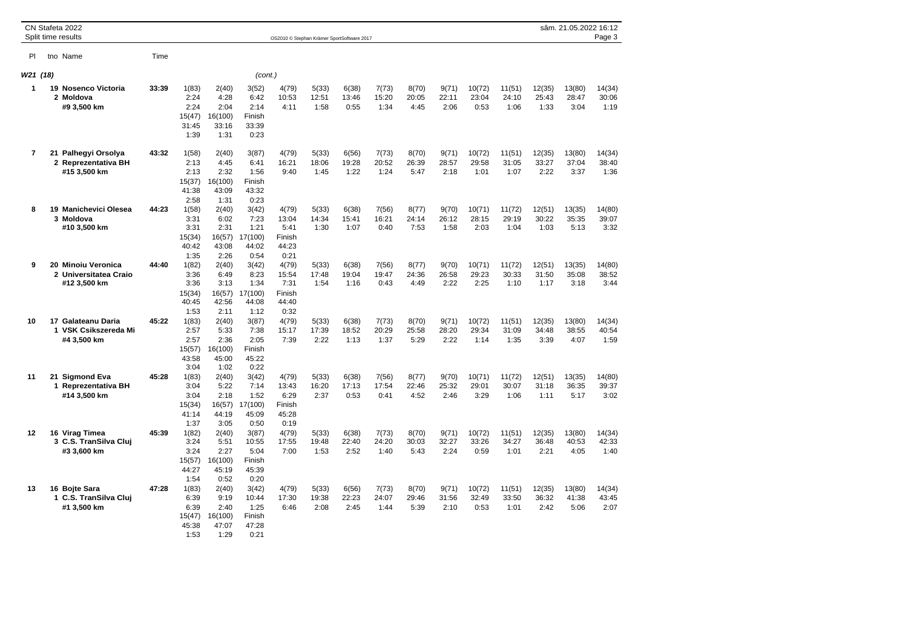CN Stafeta 2022
Split time results

OS2010 © Stephan Krämer SportSoftware 2017

sâm. 21.05.2022 16:12

| Pl | tno Name | Time | | | | | | | | | | | | | |
|---|---|---|---|---|---|---|---|---|---|---|---|---|---|---|---|
| **W21 (18)** | | | | | (cont.) | | | | | | | | | | |
| **1** | **19 Nosenco Victoria** | **33:39** | 1(83) | 2(40) | 3(52) | 4(79) | 5(33) | 6(38) | 7(73) | 8(70) | 9(71) | 10(72) | 11(51) | 12(35) | 13(80) | 14(34) |
| | **2 Moldova** | | 2:24 | 4:28 | 6:42 | 10:53 | 12:51 | 13:46 | 15:20 | 20:05 | 22:11 | 23:04 | 24:10 | 25:43 | 28:47 | 30:06 |
| | **#9 3,500 km** | | 2:24 | 2:04 | 2:14 | 4:11 | 1:58 | 0:55 | 1:34 | 4:45 | 2:06 | 0:53 | 1:06 | 1:33 | 3:04 | 1:19 |
| | | | 15(47) | 16(100) | Finish | | | | | | | | | | | |
| | | | 31:45 | 33:16 | 33:39 | | | | | | | | | | | |
| | | | 1:39 | 1:31 | 0:23 | | | | | | | | | | | |
| **7** | **21 Palhegyi Orsolya** | **43:32** | 1(58) | 2(40) | 3(87) | 4(79) | 5(33) | 6(56) | 7(73) | 8(70) | 9(71) | 10(72) | 11(51) | 12(35) | 13(80) | 14(34) |
| | **2 Reprezentativa BH** | | 2:13 | 4:45 | 6:41 | 16:21 | 18:06 | 19:28 | 20:52 | 26:39 | 28:57 | 29:58 | 31:05 | 33:27 | 37:04 | 38:40 |
| | **#15 3,500 km** | | 2:13 | 2:32 | 1:56 | 9:40 | 1:45 | 1:22 | 1:24 | 5:47 | 2:18 | 1:01 | 1:07 | 2:22 | 3:37 | 1:36 |
| | | | 15(37) | 16(100) | Finish | | | | | | | | | | | |
| | | | 41:38 | 43:09 | 43:32 | | | | | | | | | | | |
| | | | 2:58 | 1:31 | 0:23 | | | | | | | | | | | |
| **8** | **19 Manichevici Olesea** | **44:23** | 1(58) | 2(40) | 3(42) | 4(79) | 5(33) | 6(38) | 7(56) | 8(77) | 9(70) | 10(71) | 11(72) | 12(51) | 13(35) | 14(80) |
| | **3 Moldova** | | 3:31 | 6:02 | 7:23 | 13:04 | 14:34 | 15:41 | 16:21 | 24:14 | 26:12 | 28:15 | 29:19 | 30:22 | 35:35 | 39:07 |
| | **#10 3,500 km** | | 3:31 | 2:31 | 1:21 | 5:41 | 1:30 | 1:07 | 0:40 | 7:53 | 1:58 | 2:03 | 1:04 | 1:03 | 5:13 | 3:32 |
| | | | 15(34) | 16(57) | 17(100) | Finish | | | | | | | | | | |
| | | | 40:42 | 43:08 | 44:02 | 44:23 | | | | | | | | | | |
| | | | 1:35 | 2:26 | 0:54 | 0:21 | | | | | | | | | | |
| **9** | **20 Minoiu Veronica** | **44:40** | 1(82) | 2(40) | 3(42) | 4(79) | 5(33) | 6(38) | 7(56) | 8(77) | 9(70) | 10(71) | 11(72) | 12(51) | 13(35) | 14(80) |
| | **2 Universitatea Craio** | | 3:36 | 6:49 | 8:23 | 15:54 | 17:48 | 19:04 | 19:47 | 24:36 | 26:58 | 29:23 | 30:33 | 31:50 | 35:08 | 38:52 |
| | **#12 3,500 km** | | 3:36 | 3:13 | 1:34 | 7:31 | 1:54 | 1:16 | 0:43 | 4:49 | 2:22 | 2:25 | 1:10 | 1:17 | 3:18 | 3:44 |
| | | | 15(34) | 16(57) | 17(100) | Finish | | | | | | | | | | |
| | | | 40:45 | 42:56 | 44:08 | 44:40 | | | | | | | | | | |
| | | | 1:53 | 2:11 | 1:12 | 0:32 | | | | | | | | | | |
| **10** | **17 Galateanu Daria** | **45:22** | 1(83) | 2(40) | 3(87) | 4(79) | 5(33) | 6(38) | 7(73) | 8(70) | 9(71) | 10(72) | 11(51) | 12(35) | 13(80) | 14(34) |
| | **1 VSK Csikszereda Mi** | | 2:57 | 5:33 | 7:38 | 15:17 | 17:39 | 18:52 | 20:29 | 25:58 | 28:20 | 29:34 | 31:09 | 34:48 | 38:55 | 40:54 |
| | **#4 3,500 km** | | 2:57 | 2:36 | 2:05 | 7:39 | 2:22 | 1:13 | 1:37 | 5:29 | 2:22 | 1:14 | 1:35 | 3:39 | 4:07 | 1:59 |
| | | | 15(57) | 16(100) | Finish | | | | | | | | | | | |
| | | | 43:58 | 45:00 | 45:22 | | | | | | | | | | | |
| | | | 3:04 | 1:02 | 0:22 | | | | | | | | | | | |
| **11** | **21 Sigmond Eva** | **45:28** | 1(83) | 2(40) | 3(42) | 4(79) | 5(33) | 6(38) | 7(56) | 8(77) | 9(70) | 10(71) | 11(72) | 12(51) | 13(35) | 14(80) |
| | **1 Reprezentativa BH** | | 3:04 | 5:22 | 7:14 | 13:43 | 16:20 | 17:13 | 17:54 | 22:46 | 25:32 | 29:01 | 30:07 | 31:18 | 36:35 | 39:37 |
| | **#14 3,500 km** | | 3:04 | 2:18 | 1:52 | 6:29 | 2:37 | 0:53 | 0:41 | 4:52 | 2:46 | 3:29 | 1:06 | 1:11 | 5:17 | 3:02 |
| | | | 15(34) | 16(57) | 17(100) | Finish | | | | | | | | | | |
| | | | 41:14 | 44:19 | 45:09 | 45:28 | | | | | | | | | | |
| | | | 1:37 | 3:05 | 0:50 | 0:19 | | | | | | | | | | |
| **12** | **16 Virag Timea** | **45:39** | 1(82) | 2(40) | 3(87) | 4(79) | 5(33) | 6(38) | 7(73) | 8(70) | 9(71) | 10(72) | 11(51) | 12(35) | 13(80) | 14(34) |
| | **3 C.S. TranSilva Cluj** | | 3:24 | 5:51 | 10:55 | 17:55 | 19:48 | 22:40 | 24:20 | 30:03 | 32:27 | 33:26 | 34:27 | 36:48 | 40:53 | 42:33 |
| | **#3 3,600 km** | | 3:24 | 2:27 | 5:04 | 7:00 | 1:53 | 2:52 | 1:40 | 5:43 | 2:24 | 0:59 | 1:01 | 2:21 | 4:05 | 1:40 |
| | | | 15(57) | 16(100) | Finish | | | | | | | | | | | |
| | | | 44:27 | 45:19 | 45:39 | | | | | | | | | | | |
| | | | 1:54 | 0:52 | 0:20 | | | | | | | | | | | |
| **13** | **16 Bojte Sara** | **47:28** | 1(83) | 2(40) | 3(42) | 4(79) | 5(33) | 6(56) | 7(73) | 8(70) | 9(71) | 10(72) | 11(51) | 12(35) | 13(80) | 14(34) |
| | **1 C.S. TranSilva Cluj** | | 6:39 | 9:19 | 10:44 | 17:30 | 19:38 | 22:23 | 24:07 | 29:46 | 31:56 | 32:49 | 33:50 | 36:32 | 41:38 | 43:45 |
| | **#1 3,500 km** | | 6:39 | 2:40 | 1:25 | 6:46 | 2:08 | 2:45 | 1:44 | 5:39 | 2:10 | 0:53 | 1:01 | 2:42 | 5:06 | 2:07 |
| | | | 15(47) | 16(100) | Finish | | | | | | | | | | | |
| | | | 45:38 | 47:07 | 47:28 | | | | | | | | | | | |
| | | | 1:53 | 1:29 | 0:21 | | | | | | | | | | | |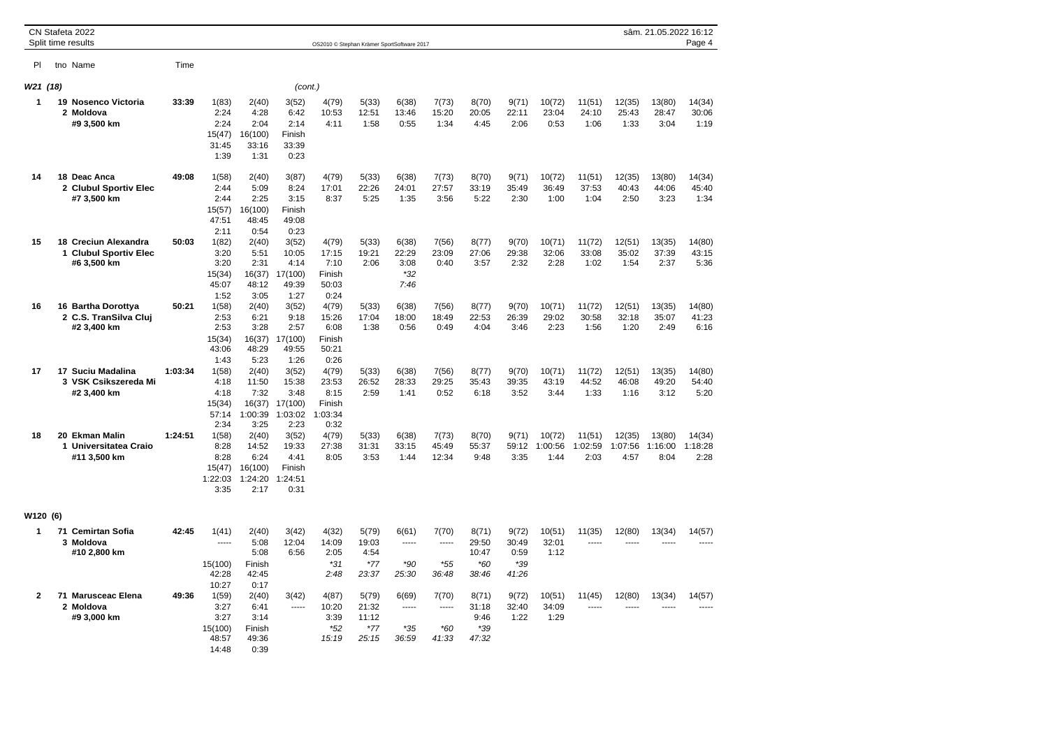CN Stafeta 2022
Split time results

| Pl | tno Name | Time | | | | | | | | | | | | | | |
|---|---|---|---|---|---|---|---|---|---|---|---|---|---|---|---|---|
| **W21 (18)** | | | | | *(cont.)* | | | | | | | | | | | |
| **1** | **19 Nosenco Victoria** | **33:39** | 1(83) | 2(40) | 3(52) | 4(79) | 5(33) | 6(38) | 7(73) | 8(70) | 9(71) | 10(72) | 11(51) | 12(35) | 13(80) | 14(34) |
| | **2 Moldova** | | 2:24 | 4:28 | 6:42 | 10:53 | 12:51 | 13:46 | 15:20 | 20:05 | 22:11 | 23:04 | 24:10 | 25:43 | 28:47 | 30:06 |
| | **#9 3,500 km** | | 2:24 | 2:04 | 2:14 | 4:11 | 1:58 | 0:55 | 1:34 | 4:45 | 2:06 | 0:53 | 1:06 | 1:33 | 3:04 | 1:19 |
| | | | 15(47) | 16(100) | Finish | | | | | | | | | | | |
| | | | 31:45 | 33:16 | 33:39 | | | | | | | | | | | |
| | | | 1:39 | 1:31 | 0:23 | | | | | | | | | | | |
| **14** | **18 Deac Anca** | **49:08** | 1(58) | 2(40) | 3(87) | 4(79) | 5(33) | 6(38) | 7(73) | 8(70) | 9(71) | 10(72) | 11(51) | 12(35) | 13(80) | 14(34) |
| | **2 Clubul Sportiv Elec** | | 2:44 | 5:09 | 8:24 | 17:01 | 22:26 | 24:01 | 27:57 | 33:19 | 35:49 | 36:49 | 37:53 | 40:43 | 44:06 | 45:40 |
| | **#7 3,500 km** | | 2:44 | 2:25 | 3:15 | 8:37 | 5:25 | 1:35 | 3:56 | 5:22 | 2:30 | 1:00 | 1:04 | 2:50 | 3:23 | 1:34 |
| | | | 15(57) | 16(100) | Finish | | | | | | | | | | | |
| | | | 47:51 | 48:45 | 49:08 | | | | | | | | | | | |
| | | | 2:11 | 0:54 | 0:23 | | | | | | | | | | | |
| **15** | **18 Creciun Alexandra** | **50:03** | 1(82) | 2(40) | 3(52) | 4(79) | 5(33) | 6(38) | 7(56) | 8(77) | 9(70) | 10(71) | 11(72) | 12(51) | 13(35) | 14(80) |
| | **1 Clubul Sportiv Elec** | | 3:20 | 5:51 | 10:05 | 17:15 | 19:21 | 22:29 | 23:09 | 27:06 | 29:38 | 32:06 | 33:08 | 35:02 | 37:39 | 43:15 |
| | **#6 3,500 km** | | 3:20 | 2:31 | 4:14 | 7:10 | 2:06 | 3:08 | 0:40 | 3:57 | 2:32 | 2:28 | 1:02 | 1:54 | 2:37 | 5:36 |
| | | | 15(34) | 16(37) | 17(100) | Finish | | *32 | | | | | | | | |
| | | | 45:07 | 48:12 | 49:39 | 50:03 | | *7:46* | | | | | | | | |
| | | | 1:52 | 3:05 | 1:27 | 0:24 | | | | | | | | | | |
| **16** | **16 Bartha Dorottya** | **50:21** | 1(58) | 2(40) | 3(52) | 4(79) | 5(33) | 6(38) | 7(56) | 8(77) | 9(70) | 10(71) | 11(72) | 12(51) | 13(35) | 14(80) |
| | **2 C.S. TranSilva Cluj** | | 2:53 | 6:21 | 9:18 | 15:26 | 17:04 | 18:00 | 18:49 | 22:53 | 26:39 | 29:02 | 30:58 | 32:18 | 35:07 | 41:23 |
| | **#2 3,400 km** | | 2:53 | 3:28 | 2:57 | 6:08 | 1:38 | 0:56 | 0:49 | 4:04 | 3:46 | 2:23 | 1:56 | 1:20 | 2:49 | 6:16 |
| | | | 15(34) | 16(37) | 17(100) | Finish | | | | | | | | | | |
| | | | 43:06 | 48:29 | 49:55 | 50:21 | | | | | | | | | | |
| | | | 1:43 | 5:23 | 1:26 | 0:26 | | | | | | | | | | |
| **17** | **17 Suciu Madalina** | **1:03:34** | 1(58) | 2(40) | 3(52) | 4(79) | 5(33) | 6(38) | 7(56) | 8(77) | 9(70) | 10(71) | 11(72) | 12(51) | 13(35) | 14(80) |
| | **3 VSK Csikszereda Mi** | | 4:18 | 11:50 | 15:38 | 23:53 | 26:52 | 28:33 | 29:25 | 35:43 | 39:35 | 43:19 | 44:52 | 46:08 | 49:20 | 54:40 |
| | **#2 3,400 km** | | 4:18 | 7:32 | 3:48 | 8:15 | 2:59 | 1:41 | 0:52 | 6:18 | 3:52 | 3:44 | 1:33 | 1:16 | 3:12 | 5:20 |
| | | | 15(34) | 16(37) | 17(100) | Finish | | | | | | | | | | |
| | | | 57:14 | 1:00:39 | 1:03:02 | 1:03:34 | | | | | | | | | | |
| | | | 2:34 | 3:25 | 2:23 | 0:32 | | | | | | | | | | |
| **18** | **20 Ekman Malin** | **1:24:51** | 1(58) | 2(40) | 3(52) | 4(79) | 5(33) | 6(38) | 7(73) | 8(70) | 9(71) | 10(72) | 11(51) | 12(35) | 13(80) | 14(34) |
| | **1 Universitatea Craio** | | 8:28 | 14:52 | 19:33 | 27:38 | 31:31 | 33:15 | 45:49 | 55:37 | 59:12 | 1:00:56 | 1:02:59 | 1:07:56 | 1:16:00 | 1:18:28 |
| | **#11 3,500 km** | | 8:28 | 6:24 | 4:41 | 8:05 | 3:53 | 1:44 | 12:34 | 9:48 | 3:35 | 1:44 | 2:03 | 4:57 | 8:04 | 2:28 |
| | | | 15(47) | 16(100) | Finish | | | | | | | | | | | |
| | | | 1:22:03 | 1:24:20 | 1:24:51 | | | | | | | | | | | |
| | | | 3:35 | 2:17 | 0:31 | | | | | | | | | | | |
| **W120 (6)** | | | | | | | | | | | | | | | | |
| **1** | **71 Cemirtan Sofia** | **42:45** | 1(41) | 2(40) | 3(42) | 4(32) | 5(79) | 6(61) | 7(70) | 8(71) | 9(72) | 10(51) | 11(35) | 12(80) | 13(34) | 14(57) |
| | **3 Moldova** | | ----- | 5:08 | 12:04 | 14:09 | 19:03 | ----- | ----- | 29:50 | 30:49 | 32:01 | ----- | ----- | ----- | ----- |
| | **#10 2,800 km** | | | 5:08 | 6:56 | 2:05 | 4:54 | | | 10:47 | 0:59 | 1:12 | | | | |
| | | | 15(100) | Finish | | *31 | *77 | *90 | *55 | *60 | *39 | | | | | |
| | | | 42:28 | 42:45 | | *2:48* | *23:37* | *25:30* | *36:48* | *38:46* | *41:26* | | | | | |
| | | | 10:27 | 0:17 | | | | | | | | | | | | |
| **2** | **71 Marusceac Elena** | **49:36** | 1(59) | 2(40) | 3(42) | 4(87) | 5(79) | 6(69) | 7(70) | 8(71) | 9(72) | 10(51) | 11(45) | 12(80) | 13(34) | 14(57) |
| | **2 Moldova** | | 3:27 | 6:41 | ----- | 10:20 | 21:32 | ----- | ----- | 31:18 | 32:40 | 34:09 | ----- | ----- | ----- | ----- |
| | **#9 3,000 km** | | 3:27 | 3:14 | | 3:39 | 11:12 | | | 9:46 | 1:22 | 1:29 | | | | |
| | | | 15(100) | Finish | | *52 | *77 | *35 | *60 | *39 | | | | | | |
| | | | 48:57 | 49:36 | | *15:19* | *25:15* | *36:59* | *41:33* | *47:32* | | | | | | |
| | | | 14:48 | 0:39 | | | | | | | | | | | | |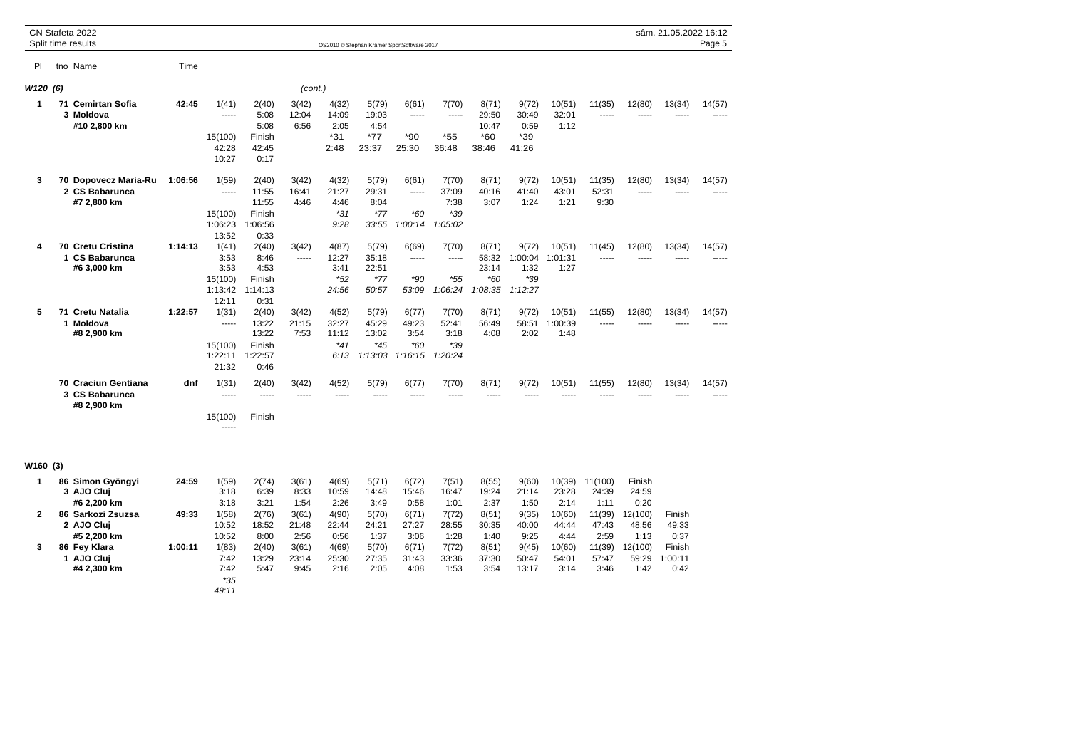CN Stafeta 2022
Split time results

OS2010 © Stephan Krämer SportSoftware 2017

sâm. 21.05.2022 16:12

| Pl | tno Name | Time | | | | | | | | | | | | | | |
|---|---|---|---|---|---|---|---|---|---|---|---|---|---|---|---|---|

### W120 (6) (cont.)

| Pl | tno Name | Time | | | | | | | | | | | | | | |
|---|---|---|---|---|---|---|---|---|---|---|---|---|---|---|---|---|
| 1 | 71 Cemirtan Sofia | 42:45 | 1(41) | 2(40) | 3(42) | 4(32) | 5(79) | 6(61) | 7(70) | 8(71) | 9(72) | 10(51) | 11(35) | 12(80) | 13(34) | 14(57) |
| | 3 Moldova | | ----- | 5:08 | 12:04 | 14:09 | 19:03 | ----- | ----- | 29:50 | 30:49 | 32:01 | ----- | ----- | ----- | ----- |
| | #10 2,800 km | | | 5:08 | 6:56 | 2:05 | 4:54 | | | 10:47 | 0:59 | 1:12 | | | | |
| | | | 15(100) | Finish | | *31 | *77 | *90 | *55 | *60 | *39 | | | | | |
| | | | 42:28 | 42:45 | | 2:48 | 23:37 | 25:30 | 36:48 | 38:46 | 41:26 | | | | | |
| | | | 10:27 | 0:17 | | | | | | | | | | | | |
| 3 | 70 Dopovecz Maria-Ru | 1:06:56 | 1(59) | 2(40) | 3(42) | 4(32) | 5(79) | 6(61) | 7(70) | 8(71) | 9(72) | 10(51) | 11(35) | 12(80) | 13(34) | 14(57) |
| | 2 CS Babarunca | | ----- | 11:55 | 16:41 | 21:27 | 29:31 | ----- | 37:09 | 40:16 | 41:40 | 43:01 | 52:31 | ----- | ----- | ----- |
| | #7 2,800 km | | | 11:55 | 4:46 | 4:46 | 8:04 | | 7:38 | 3:07 | 1:24 | 1:21 | 9:30 | | | |
| | | | 15(100) | Finish | | *31 | *77 | *60 | *39 | | | | | | | |
| | | | 1:06:23 | 1:06:56 | | 9:28 | 33:55 | 1:00:14 | 1:05:02 | | | | | | | |
| | | | 13:52 | 0:33 | | | | | | | | | | | | |
| 4 | 70 Cretu Cristina | 1:14:13 | 1(41) | 2(40) | 3(42) | 4(87) | 5(79) | 6(69) | 7(70) | 8(71) | 9(72) | 10(51) | 11(45) | 12(80) | 13(34) | 14(57) |
| | 1 CS Babarunca | | 3:53 | 8:46 | ----- | 12:27 | 35:18 | ----- | ----- | 58:32 | 1:00:04 | 1:01:31 | ----- | ----- | ----- | ----- |
| | #6 3,000 km | | 3:53 | 4:53 | | 3:41 | 22:51 | | | 23:14 | 1:32 | 1:27 | | | | |
| | | | 15(100) | Finish | | *52 | *77 | *90 | *55 | *60 | *39 | | | | | |
| | | | 1:13:42 | 1:14:13 | | 24:56 | 50:57 | 53:09 | 1:06:24 | 1:08:35 | 1:12:27 | | | | | |
| | | | 12:11 | 0:31 | | | | | | | | | | | | |
| 5 | 71 Cretu Natalia | 1:22:57 | 1(31) | 2(40) | 3(42) | 4(52) | 5(79) | 6(77) | 7(70) | 8(71) | 9(72) | 10(51) | 11(55) | 12(80) | 13(34) | 14(57) |
| | 1 Moldova | | ----- | 13:22 | 21:15 | 32:27 | 45:29 | 49:23 | 52:41 | 56:49 | 58:51 | 1:00:39 | ----- | ----- | ----- | ----- |
| | #8 2,900 km | | | 13:22 | 7:53 | 11:12 | 13:02 | 3:54 | 3:18 | 4:08 | 2:02 | 1:48 | | | | |
| | | | 15(100) | Finish | | *41 | *45 | *60 | *39 | | | | | | | |
| | | | 1:22:11 | 1:22:57 | | 6:13 | 1:13:03 | 1:16:15 | 1:20:24 | | | | | | | |
| | | | 21:32 | 0:46 | | | | | | | | | | | | |
| | 70 Craciun Gentiana | dnf | 1(31) | 2(40) | 3(42) | 4(52) | 5(79) | 6(77) | 7(70) | 8(71) | 9(72) | 10(51) | 11(55) | 12(80) | 13(34) | 14(57) |
| | 3 CS Babarunca | | ----- | ----- | ----- | ----- | ----- | ----- | ----- | ----- | ----- | ----- | ----- | ----- | ----- | ----- |
| | #8 2,900 km | | | | | | | | | | | | | | | |
| | | | 15(100) | Finish | | | | | | | | | | | | |
| | | | ----- | | | | | | | | | | | | | |

### W160 (3)

| Pl | tno Name | Time | | | | | | | | | | | | | |
|---|---|---|---|---|---|---|---|---|---|---|---|---|---|---|---|
| 1 | 86 Simon Gyöngyi | 24:59 | 1(59) | 2(74) | 3(61) | 4(69) | 5(71) | 6(72) | 7(51) | 8(55) | 9(60) | 10(39) | 11(100) | Finish | |
| | 3 AJO Cluj | | 3:18 | 6:39 | 8:33 | 10:59 | 14:48 | 15:46 | 16:47 | 19:24 | 21:14 | 23:28 | 24:39 | 24:59 | |
| | #6 2,200 km | | 3:18 | 3:21 | 1:54 | 2:26 | 3:49 | 0:58 | 1:01 | 2:37 | 1:50 | 2:14 | 1:11 | 0:20 | |
| 2 | 86 Sarkozi Zsuzsa | 49:33 | 1(58) | 2(76) | 3(61) | 4(90) | 5(70) | 6(71) | 7(72) | 8(51) | 9(35) | 10(60) | 11(39) | 12(100) | Finish |
| | 2 AJO Cluj | | 10:52 | 18:52 | 21:48 | 22:44 | 24:21 | 27:27 | 28:55 | 30:35 | 40:00 | 44:44 | 47:43 | 48:56 | 49:33 |
| | #5 2,200 km | | 10:52 | 8:00 | 2:56 | 0:56 | 1:37 | 3:06 | 1:28 | 1:40 | 9:25 | 4:44 | 2:59 | 1:13 | 0:37 |
| 3 | 86 Fey Klara | 1:00:11 | 1(83) | 2(40) | 3(61) | 4(69) | 5(70) | 6(71) | 7(72) | 8(51) | 9(45) | 10(60) | 11(39) | 12(100) | Finish |
| | 1 AJO Cluj | | 7:42 | 13:29 | 23:14 | 25:30 | 27:35 | 31:43 | 33:36 | 37:30 | 50:47 | 54:01 | 57:47 | 59:29 | 1:00:11 |
| | #4 2,300 km | | 7:42 | 5:47 | 9:45 | 2:16 | 2:05 | 4:08 | 1:53 | 3:54 | 13:17 | 3:14 | 3:46 | 1:42 | 0:42 |
| | | | *35 | | | | | | | | | | | | |
| | | | 49:11 | | | | | | | | | | | | |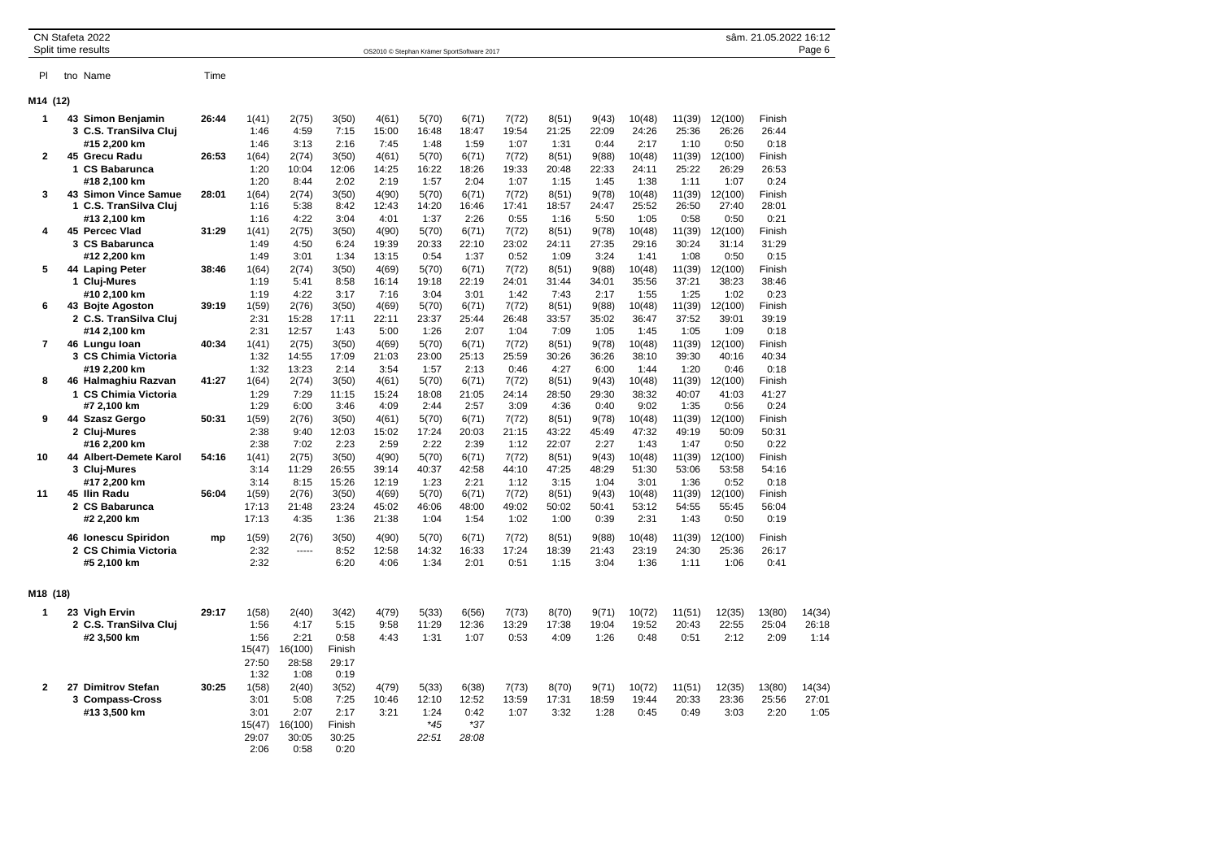CN Stafeta 2022
Split time results

## M14 (12)

| Pl | tno Name | Time | | | | | | | | | | | | |
|---|---|---|---|---|---|---|---|---|---|---|---|---|---|---|
| 1 | 43 Simon Benjamin | 26:44 | 1(41) | 2(75) | 3(50) | 4(61) | 5(70) | 6(71) | 7(72) | 8(51) | 9(43) | 10(48) | 11(39) | 12(100) | Finish |
| | 3 C.S. TranSilva Cluj | | 1:46 | 4:59 | 7:15 | 15:00 | 16:48 | 18:47 | 19:54 | 21:25 | 22:09 | 24:26 | 25:36 | 26:26 | 26:44 |
| | #15 2,200 km | | 1:46 | 3:13 | 2:16 | 7:45 | 1:48 | 1:59 | 1:07 | 1:31 | 0:44 | 2:17 | 1:10 | 0:50 | 0:18 |
| 2 | 45 Grecu Radu | 26:53 | 1(64) | 2(74) | 3(50) | 4(61) | 5(70) | 6(71) | 7(72) | 8(51) | 9(88) | 10(48) | 11(39) | 12(100) | Finish |
| | 1 CS Babarunca | | 1:20 | 10:04 | 12:06 | 14:25 | 16:22 | 18:26 | 19:33 | 20:48 | 22:33 | 24:11 | 25:22 | 26:29 | 26:53 |
| | #18 2,100 km | | 1:20 | 8:44 | 2:02 | 2:19 | 1:57 | 2:04 | 1:07 | 1:15 | 1:45 | 1:38 | 1:11 | 1:07 | 0:24 |
| 3 | 43 Simon Vince Samue | 28:01 | 1(64) | 2(74) | 3(50) | 4(90) | 5(70) | 6(71) | 7(72) | 8(51) | 9(78) | 10(48) | 11(39) | 12(100) | Finish |
| | 1 C.S. TranSilva Cluj | | 1:16 | 5:38 | 8:42 | 12:43 | 14:20 | 16:46 | 17:41 | 18:57 | 24:47 | 25:52 | 26:50 | 27:40 | 28:01 |
| | #13 2,100 km | | 1:16 | 4:22 | 3:04 | 4:01 | 1:37 | 2:26 | 0:55 | 1:16 | 5:50 | 1:05 | 0:58 | 0:50 | 0:21 |
| 4 | 45 Percec Vlad | 31:29 | 1(41) | 2(75) | 3(50) | 4(90) | 5(70) | 6(71) | 7(72) | 8(51) | 9(78) | 10(48) | 11(39) | 12(100) | Finish |
| | 3 CS Babarunca | | 1:49 | 4:50 | 6:24 | 19:39 | 20:33 | 22:10 | 23:02 | 24:11 | 27:35 | 29:16 | 30:24 | 31:14 | 31:29 |
| | #12 2,200 km | | 1:49 | 3:01 | 1:34 | 13:15 | 0:54 | 1:37 | 0:52 | 1:09 | 3:24 | 1:41 | 1:08 | 0:50 | 0:15 |
| 5 | 44 Laping Peter | 38:46 | 1(64) | 2(74) | 3(50) | 4(69) | 5(70) | 6(71) | 7(72) | 8(51) | 9(88) | 10(48) | 11(39) | 12(100) | Finish |
| | 1 Cluj-Mures | | 1:19 | 5:41 | 8:58 | 16:14 | 19:18 | 22:19 | 24:01 | 31:44 | 34:01 | 35:56 | 37:21 | 38:23 | 38:46 |
| | #10 2,100 km | | 1:19 | 4:22 | 3:17 | 7:16 | 3:04 | 3:01 | 1:42 | 7:43 | 2:17 | 1:55 | 1:25 | 1:02 | 0:23 |
| 6 | 43 Bojte Agoston | 39:19 | 1(59) | 2(76) | 3(50) | 4(69) | 5(70) | 6(71) | 7(72) | 8(51) | 9(88) | 10(48) | 11(39) | 12(100) | Finish |
| | 2 C.S. TranSilva Cluj | | 2:31 | 15:28 | 17:11 | 22:11 | 23:37 | 25:44 | 26:48 | 33:57 | 35:02 | 36:47 | 37:52 | 39:01 | 39:19 |
| | #14 2,100 km | | 2:31 | 12:57 | 1:43 | 5:00 | 1:26 | 2:07 | 1:04 | 7:09 | 1:05 | 1:45 | 1:05 | 1:09 | 0:18 |
| 7 | 46 Lungu Ioan | 40:34 | 1(41) | 2(75) | 3(50) | 4(69) | 5(70) | 6(71) | 7(72) | 8(51) | 9(78) | 10(48) | 11(39) | 12(100) | Finish |
| | 3 CS Chimia Victoria | | 1:32 | 14:55 | 17:09 | 21:03 | 23:00 | 25:13 | 25:59 | 30:26 | 36:26 | 38:10 | 39:30 | 40:16 | 40:34 |
| | #19 2,200 km | | 1:32 | 13:23 | 2:14 | 3:54 | 1:57 | 2:13 | 0:46 | 4:27 | 6:00 | 1:44 | 1:20 | 0:46 | 0:18 |
| 8 | 46 Halmaghiu Razvan | 41:27 | 1(64) | 2(74) | 3(50) | 4(61) | 5(70) | 6(71) | 7(72) | 8(51) | 9(43) | 10(48) | 11(39) | 12(100) | Finish |
| | 1 CS Chimia Victoria | | 1:29 | 7:29 | 11:15 | 15:24 | 18:08 | 21:05 | 24:14 | 28:50 | 29:30 | 38:32 | 40:07 | 41:03 | 41:27 |
| | #7 2,100 km | | 1:29 | 6:00 | 3:46 | 4:09 | 2:44 | 2:57 | 3:09 | 4:36 | 0:40 | 9:02 | 1:35 | 0:56 | 0:24 |
| 9 | 44 Szasz Gergo | 50:31 | 1(59) | 2(76) | 3(50) | 4(61) | 5(70) | 6(71) | 7(72) | 8(51) | 9(78) | 10(48) | 11(39) | 12(100) | Finish |
| | 2 Cluj-Mures | | 2:38 | 9:40 | 12:03 | 15:02 | 17:24 | 20:03 | 21:15 | 43:22 | 45:49 | 47:32 | 49:19 | 50:09 | 50:31 |
| | #16 2,200 km | | 2:38 | 7:02 | 2:23 | 2:59 | 2:22 | 2:39 | 1:12 | 22:07 | 2:27 | 1:43 | 1:47 | 0:50 | 0:22 |
| 10 | 44 Albert-Demete Karol | 54:16 | 1(41) | 2(75) | 3(50) | 4(90) | 5(70) | 6(71) | 7(72) | 8(51) | 9(43) | 10(48) | 11(39) | 12(100) | Finish |
| | 3 Cluj-Mures | | 3:14 | 11:29 | 26:55 | 39:14 | 40:37 | 42:58 | 44:10 | 47:25 | 48:29 | 51:30 | 53:06 | 53:58 | 54:16 |
| | #17 2,200 km | | 3:14 | 8:15 | 15:26 | 12:19 | 1:23 | 2:21 | 1:12 | 3:15 | 1:04 | 3:01 | 1:36 | 0:52 | 0:18 |
| 11 | 45 Ilin Radu | 56:04 | 1(59) | 2(76) | 3(50) | 4(69) | 5(70) | 6(71) | 7(72) | 8(51) | 9(43) | 10(48) | 11(39) | 12(100) | Finish |
| | 2 CS Babarunca | | 17:13 | 21:48 | 23:24 | 45:02 | 46:06 | 48:00 | 49:02 | 50:02 | 50:41 | 53:12 | 54:55 | 55:45 | 56:04 |
| | #2 2,200 km | | 17:13 | 4:35 | 1:36 | 21:38 | 1:04 | 1:54 | 1:02 | 1:00 | 0:39 | 2:31 | 1:43 | 0:50 | 0:19 |
| | 46 Ionescu Spiridon | mp | 1(59) | 2(76) | 3(50) | 4(90) | 5(70) | 6(71) | 7(72) | 8(51) | 9(88) | 10(48) | 11(39) | 12(100) | Finish |
| | 2 CS Chimia Victoria | | 2:32 | ----- | 8:52 | 12:58 | 14:32 | 16:33 | 17:24 | 18:39 | 21:43 | 23:19 | 24:30 | 25:36 | 26:17 |
| | #5 2,100 km | | 2:32 | | 6:20 | 4:06 | 1:34 | 2:01 | 0:51 | 1:15 | 3:04 | 1:36 | 1:11 | 1:06 | 0:41 |

## M18 (18)

| Pl | tno Name | Time | | | | | | | | | | | | | | |
|---|---|---|---|---|---|---|---|---|---|---|---|---|---|---|---|---|
| 1 | 23 Vigh Ervin | 29:17 | 1(58) | 2(40) | 3(42) | 4(79) | 5(33) | 6(56) | 7(73) | 8(70) | 9(71) | 10(72) | 11(51) | 12(35) | 13(80) | 14(34) |
| | 2 C.S. TranSilva Cluj | | 1:56 | 4:17 | 5:15 | 9:58 | 11:29 | 12:36 | 13:29 | 17:38 | 19:04 | 19:52 | 20:43 | 22:55 | 25:04 | 26:18 |
| | #2 3,500 km | | 1:56 | 2:21 | 0:58 | 4:43 | 1:31 | 1:07 | 0:53 | 4:09 | 1:26 | 0:48 | 0:51 | 2:12 | 2:09 | 1:14 |
| | | | 15(47) | 16(100) | Finish | | | | | | | | | | | |
| | | | 27:50 | 28:58 | 29:17 | | | | | | | | | | | |
| | | | 1:32 | 1:08 | 0:19 | | | | | | | | | | | |
| 2 | 27 Dimitrov Stefan | 30:25 | 1(58) | 2(40) | 3(52) | 4(79) | 5(33) | 6(38) | 7(73) | 8(70) | 9(71) | 10(72) | 11(51) | 12(35) | 13(80) | 14(34) |
| | 3 Compass-Cross | | 3:01 | 5:08 | 7:25 | 10:46 | 12:10 | 12:52 | 13:59 | 17:31 | 18:59 | 19:44 | 20:33 | 23:36 | 25:56 | 27:01 |
| | #13 3,500 km | | 3:01 | 2:07 | 2:17 | 3:21 | 1:24 | 0:42 | 1:07 | 3:32 | 1:28 | 0:45 | 0:49 | 3:03 | 2:20 | 1:05 |
| | | | 15(47) | 16(100) | Finish | | *45 | *37 | | | | | | | | |
| | | | 29:07 | 30:05 | 30:25 | | 22:51 | 28:08 | | | | | | | | |
| | | | 2:06 | 0:58 | 0:20 | | | | | | | | | | | |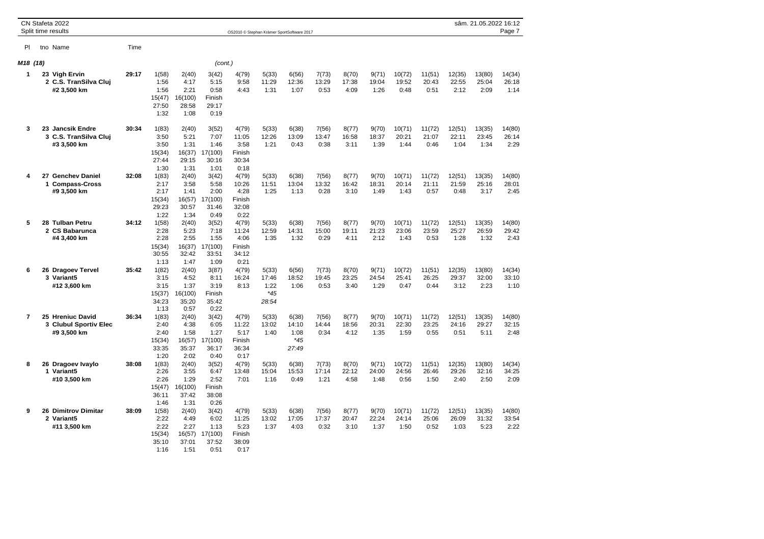CN Stafeta 2022
Split time results

OS2010 © Stephan Krämer SportSoftware 2017

sâm. 21.05.2022 16:12

| Pl | tno Name | Time | | | | | | | | | | | | | |
|---|---|---|---|---|---|---|---|---|---|---|---|---|---|---|---|
| **M18 (18)** | | | | | (cont.) | | | | | | | | | | |
| 1 | **23 Vigh Ervin** | **29:17** | 1(58) | 2(40) | 3(42) | 4(79) | 5(33) | 6(56) | 7(73) | 8(70) | 9(71) | 10(72) | 11(51) | 12(35) | 13(80) | 14(34) |
| | **2 C.S. TranSilva Cluj** | | 1:56 | 4:17 | 5:15 | 9:58 | 11:29 | 12:36 | 13:29 | 17:38 | 19:04 | 19:52 | 20:43 | 22:55 | 25:04 | 26:18 |
| | **#2 3,500 km** | | 1:56 | 2:21 | 0:58 | 4:43 | 1:31 | 1:07 | 0:53 | 4:09 | 1:26 | 0:48 | 0:51 | 2:12 | 2:09 | 1:14 |
| | | | 15(47) | 16(100) | Finish | | | | | | | | | | | |
| | | | 27:50 | 28:58 | 29:17 | | | | | | | | | | | |
| | | | 1:32 | 1:08 | 0:19 | | | | | | | | | | | |
| 3 | **23 Jancsik Endre** | **30:34** | 1(83) | 2(40) | 3(52) | 4(79) | 5(33) | 6(38) | 7(56) | 8(77) | 9(70) | 10(71) | 11(72) | 12(51) | 13(35) | 14(80) |
| | **3 C.S. TranSilva Cluj** | | 3:50 | 5:21 | 7:07 | 11:05 | 12:26 | 13:09 | 13:47 | 16:58 | 18:37 | 20:21 | 21:07 | 22:11 | 23:45 | 26:14 |
| | **#3 3,500 km** | | 3:50 | 1:31 | 1:46 | 3:58 | 1:21 | 0:43 | 0:38 | 3:11 | 1:39 | 1:44 | 0:46 | 1:04 | 1:34 | 2:29 |
| | | | 15(34) | 16(37) | 17(100) | Finish | | | | | | | | | | |
| | | | 27:44 | 29:15 | 30:16 | 30:34 | | | | | | | | | | |
| | | | 1:30 | 1:31 | 1:01 | 0:18 | | | | | | | | | | |
| 4 | **27 Genchev Daniel** | **32:08** | 1(83) | 2(40) | 3(42) | 4(79) | 5(33) | 6(38) | 7(56) | 8(77) | 9(70) | 10(71) | 11(72) | 12(51) | 13(35) | 14(80) |
| | **1 Compass-Cross** | | 2:17 | 3:58 | 5:58 | 10:26 | 11:51 | 13:04 | 13:32 | 16:42 | 18:31 | 20:14 | 21:11 | 21:59 | 25:16 | 28:01 |
| | **#9 3,500 km** | | 2:17 | 1:41 | 2:00 | 4:28 | 1:25 | 1:13 | 0:28 | 3:10 | 1:49 | 1:43 | 0:57 | 0:48 | 3:17 | 2:45 |
| | | | 15(34) | 16(57) | 17(100) | Finish | | | | | | | | | | |
| | | | 29:23 | 30:57 | 31:46 | 32:08 | | | | | | | | | | |
| | | | 1:22 | 1:34 | 0:49 | 0:22 | | | | | | | | | | |
| 5 | **28 Tulban Petru** | **34:12** | 1(58) | 2(40) | 3(52) | 4(79) | 5(33) | 6(38) | 7(56) | 8(77) | 9(70) | 10(71) | 11(72) | 12(51) | 13(35) | 14(80) |
| | **2 CS Babarunca** | | 2:28 | 5:23 | 7:18 | 11:24 | 12:59 | 14:31 | 15:00 | 19:11 | 21:23 | 23:06 | 23:59 | 25:27 | 26:59 | 29:42 |
| | **#4 3,400 km** | | 2:28 | 2:55 | 1:55 | 4:06 | 1:35 | 1:32 | 0:29 | 4:11 | 2:12 | 1:43 | 0:53 | 1:28 | 1:32 | 2:43 |
| | | | 15(34) | 16(37) | 17(100) | Finish | | | | | | | | | | |
| | | | 30:55 | 32:42 | 33:51 | 34:12 | | | | | | | | | | |
| | | | 1:13 | 1:47 | 1:09 | 0:21 | | | | | | | | | | |
| 6 | **26 Dragoev Tervel** | **35:42** | 1(82) | 2(40) | 3(87) | 4(79) | 5(33) | 6(56) | 7(73) | 8(70) | 9(71) | 10(72) | 11(51) | 12(35) | 13(80) | 14(34) |
| | **3 Variant5** | | 3:15 | 4:52 | 8:11 | 16:24 | 17:46 | 18:52 | 19:45 | 23:25 | 24:54 | 25:41 | 26:25 | 29:37 | 32:00 | 33:10 |
| | **#12 3,600 km** | | 3:15 | 1:37 | 3:19 | 8:13 | 1:22 | 1:06 | 0:53 | 3:40 | 1:29 | 0:47 | 0:44 | 3:12 | 2:23 | 1:10 |
| | | | 15(37) | 16(100) | Finish | | *45 | | | | | | | | | |
| | | | 34:23 | 35:20 | 35:42 | | 28:54 | | | | | | | | | |
| | | | 1:13 | 0:57 | 0:22 | | | | | | | | | | | |
| 7 | **25 Hreniuc David** | **36:34** | 1(83) | 2(40) | 3(42) | 4(79) | 5(33) | 6(38) | 7(56) | 8(77) | 9(70) | 10(71) | 11(72) | 12(51) | 13(35) | 14(80) |
| | **3 Clubul Sportiv Elec** | | 2:40 | 4:38 | 6:05 | 11:22 | 13:02 | 14:10 | 14:44 | 18:56 | 20:31 | 22:30 | 23:25 | 24:16 | 29:27 | 32:15 |
| | **#9 3,500 km** | | 2:40 | 1:58 | 1:27 | 5:17 | 1:40 | 1:08 | 0:34 | 4:12 | 1:35 | 1:59 | 0:55 | 0:51 | 5:11 | 2:48 |
| | | | 15(34) | 16(57) | 17(100) | Finish | | *45 | | | | | | | | |
| | | | 33:35 | 35:37 | 36:17 | 36:34 | | 27:49 | | | | | | | | |
| | | | 1:20 | 2:02 | 0:40 | 0:17 | | | | | | | | | | |
| 8 | **26 Dragoev Ivaylo** | **38:08** | 1(83) | 2(40) | 3(52) | 4(79) | 5(33) | 6(38) | 7(73) | 8(70) | 9(71) | 10(72) | 11(51) | 12(35) | 13(80) | 14(34) |
| | **1 Variant5** | | 2:26 | 3:55 | 6:47 | 13:48 | 15:04 | 15:53 | 17:14 | 22:12 | 24:00 | 24:56 | 26:46 | 29:26 | 32:16 | 34:25 |
| | **#10 3,500 km** | | 2:26 | 1:29 | 2:52 | 7:01 | 1:16 | 0:49 | 1:21 | 4:58 | 1:48 | 0:56 | 1:50 | 2:40 | 2:50 | 2:09 |
| | | | 15(47) | 16(100) | Finish | | | | | | | | | | | |
| | | | 36:11 | 37:42 | 38:08 | | | | | | | | | | | |
| | | | 1:46 | 1:31 | 0:26 | | | | | | | | | | | |
| 9 | **26 Dimitrov Dimitar** | **38:09** | 1(58) | 2(40) | 3(42) | 4(79) | 5(33) | 6(38) | 7(56) | 8(77) | 9(70) | 10(71) | 11(72) | 12(51) | 13(35) | 14(80) |
| | **2 Variant5** | | 2:22 | 4:49 | 6:02 | 11:25 | 13:02 | 17:05 | 17:37 | 20:47 | 22:24 | 24:14 | 25:06 | 26:09 | 31:32 | 33:54 |
| | **#11 3,500 km** | | 2:22 | 2:27 | 1:13 | 5:23 | 1:37 | 4:03 | 0:32 | 3:10 | 1:37 | 1:50 | 0:52 | 1:03 | 5:23 | 2:22 |
| | | | 15(34) | 16(57) | 17(100) | Finish | | | | | | | | | | |
| | | | 35:10 | 37:01 | 37:52 | 38:09 | | | | | | | | | | |
| | | | 1:16 | 1:51 | 0:51 | 0:17 | | | | | | | | | | |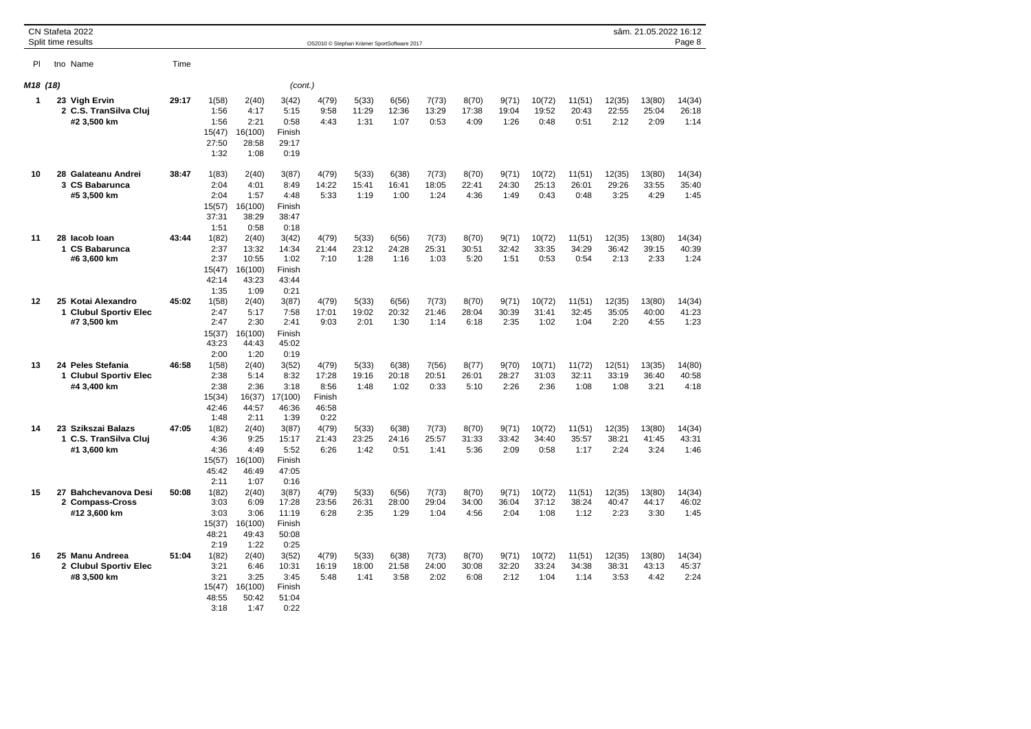CN Stafeta 2022
Split time results

| Pl | tno Name | Time | | | | | | | | | | | | | | |
|---|---|---|---|---|---|---|---|---|---|---|---|---|---|---|---|---|
| **M18 (18)** | | | | | *(cont.)* | | | | | | | | | | | |
| **1** | **23 Vigh Ervin** | **29:17** | 1(58) | 2(40) | 3(42) | 4(79) | 5(33) | 6(56) | 7(73) | 8(70) | 9(71) | 10(72) | 11(51) | 12(35) | 13(80) | 14(34) |
| | **2 C.S. TranSilva Cluj** | | 1:56 | 4:17 | 5:15 | 9:58 | 11:29 | 12:36 | 13:29 | 17:38 | 19:04 | 19:52 | 20:43 | 22:55 | 25:04 | 26:18 |
| | **#2 3,500 km** | | 1:56 | 2:21 | 0:58 | 4:43 | 1:31 | 1:07 | 0:53 | 4:09 | 1:26 | 0:48 | 0:51 | 2:12 | 2:09 | 1:14 |
| | | | 15(47) | 16(100) | Finish | | | | | | | | | | | |
| | | | 27:50 | 28:58 | 29:17 | | | | | | | | | | | |
| | | | 1:32 | 1:08 | 0:19 | | | | | | | | | | | |
| **10** | **28 Galateanu Andrei** | **38:47** | 1(83) | 2(40) | 3(87) | 4(79) | 5(33) | 6(38) | 7(73) | 8(70) | 9(71) | 10(72) | 11(51) | 12(35) | 13(80) | 14(34) |
| | **3 CS Babarunca** | | 2:04 | 4:01 | 8:49 | 14:22 | 15:41 | 16:41 | 18:05 | 22:41 | 24:30 | 25:13 | 26:01 | 29:26 | 33:55 | 35:40 |
| | **#5 3,500 km** | | 2:04 | 1:57 | 4:48 | 5:33 | 1:19 | 1:00 | 1:24 | 4:36 | 1:49 | 0:43 | 0:48 | 3:25 | 4:29 | 1:45 |
| | | | 15(57) | 16(100) | Finish | | | | | | | | | | | |
| | | | 37:31 | 38:29 | 38:47 | | | | | | | | | | | |
| | | | 1:51 | 0:58 | 0:18 | | | | | | | | | | | |
| **11** | **28 Iacob Ioan** | **43:44** | 1(82) | 2(40) | 3(42) | 4(79) | 5(33) | 6(56) | 7(73) | 8(70) | 9(71) | 10(72) | 11(51) | 12(35) | 13(80) | 14(34) |
| | **1 CS Babarunca** | | 2:37 | 13:32 | 14:34 | 21:44 | 23:12 | 24:28 | 25:31 | 30:51 | 32:42 | 33:35 | 34:29 | 36:42 | 39:15 | 40:39 |
| | **#6 3,600 km** | | 2:37 | 10:55 | 1:02 | 7:10 | 1:28 | 1:16 | 1:03 | 5:20 | 1:51 | 0:53 | 0:54 | 2:13 | 2:33 | 1:24 |
| | | | 15(47) | 16(100) | Finish | | | | | | | | | | | |
| | | | 42:14 | 43:23 | 43:44 | | | | | | | | | | | |
| | | | 1:35 | 1:09 | 0:21 | | | | | | | | | | | |
| **12** | **25 Kotai Alexandro** | **45:02** | 1(58) | 2(40) | 3(87) | 4(79) | 5(33) | 6(56) | 7(73) | 8(70) | 9(71) | 10(72) | 11(51) | 12(35) | 13(80) | 14(34) |
| | **1 Clubul Sportiv Elec** | | 2:47 | 5:17 | 7:58 | 17:01 | 19:02 | 20:32 | 21:46 | 28:04 | 30:39 | 31:41 | 32:45 | 35:05 | 40:00 | 41:23 |
| | **#7 3,500 km** | | 2:47 | 2:30 | 2:41 | 9:03 | 2:01 | 1:30 | 1:14 | 6:18 | 2:35 | 1:02 | 1:04 | 2:20 | 4:55 | 1:23 |
| | | | 15(37) | 16(100) | Finish | | | | | | | | | | | |
| | | | 43:23 | 44:43 | 45:02 | | | | | | | | | | | |
| | | | 2:00 | 1:20 | 0:19 | | | | | | | | | | | |
| **13** | **24 Peles Stefania** | **46:58** | 1(58) | 2(40) | 3(52) | 4(79) | 5(33) | 6(38) | 7(56) | 8(77) | 9(70) | 10(71) | 11(72) | 12(51) | 13(35) | 14(80) |
| | **1 Clubul Sportiv Elec** | | 2:38 | 5:14 | 8:32 | 17:28 | 19:16 | 20:18 | 20:51 | 26:01 | 28:27 | 31:03 | 32:11 | 33:19 | 36:40 | 40:58 |
| | **#4 3,400 km** | | 2:38 | 2:36 | 3:18 | 8:56 | 1:48 | 1:02 | 0:33 | 5:10 | 2:26 | 2:36 | 1:08 | 1:08 | 3:21 | 4:18 |
| | | | 15(34) | 16(37) | 17(100) | Finish | | | | | | | | | | |
| | | | 42:46 | 44:57 | 46:36 | 46:58 | | | | | | | | | | |
| | | | 1:48 | 2:11 | 1:39 | 0:22 | | | | | | | | | | |
| **14** | **23 Szikszai Balazs** | **47:05** | 1(82) | 2(40) | 3(87) | 4(79) | 5(33) | 6(38) | 7(73) | 8(70) | 9(71) | 10(72) | 11(51) | 12(35) | 13(80) | 14(34) |
| | **1 C.S. TranSilva Cluj** | | 4:36 | 9:25 | 15:17 | 21:43 | 23:25 | 24:16 | 25:57 | 31:33 | 33:42 | 34:40 | 35:57 | 38:21 | 41:45 | 43:31 |
| | **#1 3,600 km** | | 4:36 | 4:49 | 5:52 | 6:26 | 1:42 | 0:51 | 1:41 | 5:36 | 2:09 | 0:58 | 1:17 | 2:24 | 3:24 | 1:46 |
| | | | 15(57) | 16(100) | Finish | | | | | | | | | | | |
| | | | 45:42 | 46:49 | 47:05 | | | | | | | | | | | |
| | | | 2:11 | 1:07 | 0:16 | | | | | | | | | | | |
| **15** | **27 Bahchevanova Desi** | **50:08** | 1(82) | 2(40) | 3(87) | 4(79) | 5(33) | 6(56) | 7(73) | 8(70) | 9(71) | 10(72) | 11(51) | 12(35) | 13(80) | 14(34) |
| | **2 Compass-Cross** | | 3:03 | 6:09 | 17:28 | 23:56 | 26:31 | 28:00 | 29:04 | 34:00 | 36:04 | 37:12 | 38:24 | 40:47 | 44:17 | 46:02 |
| | **#12 3,600 km** | | 3:03 | 3:06 | 11:19 | 6:28 | 2:35 | 1:29 | 1:04 | 4:56 | 2:04 | 1:08 | 1:12 | 2:23 | 3:30 | 1:45 |
| | | | 15(37) | 16(100) | Finish | | | | | | | | | | | |
| | | | 48:21 | 49:43 | 50:08 | | | | | | | | | | | |
| | | | 2:19 | 1:22 | 0:25 | | | | | | | | | | | |
| **16** | **25 Manu Andreea** | **51:04** | 1(82) | 2(40) | 3(52) | 4(79) | 5(33) | 6(38) | 7(73) | 8(70) | 9(71) | 10(72) | 11(51) | 12(35) | 13(80) | 14(34) |
| | **2 Clubul Sportiv Elec** | | 3:21 | 6:46 | 10:31 | 16:19 | 18:00 | 21:58 | 24:00 | 30:08 | 32:20 | 33:24 | 34:38 | 38:31 | 43:13 | 45:37 |
| | **#8 3,500 km** | | 3:21 | 3:25 | 3:45 | 5:48 | 1:41 | 3:58 | 2:02 | 6:08 | 2:12 | 1:04 | 1:14 | 3:53 | 4:42 | 2:24 |
| | | | 15(47) | 16(100) | Finish | | | | | | | | | | | |
| | | | 48:55 | 50:42 | 51:04 | | | | | | | | | | | |
| | | | 3:18 | 1:47 | 0:22 | | | | | | | | | | | |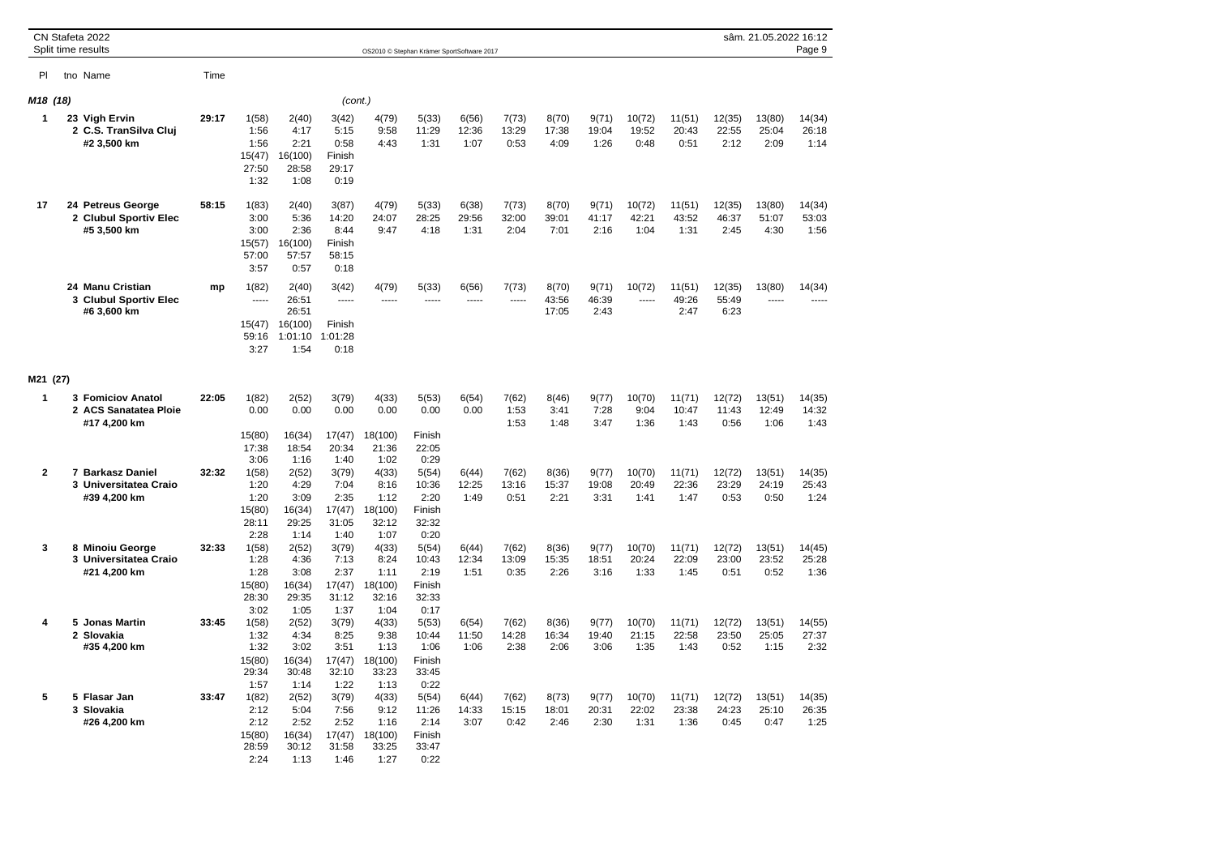CN Stafeta 2022
Split time results

| Pl | tno Name | Time | | | | | | | | | | | | | |
|---|---|---|---|---|---|---|---|---|---|---|---|---|---|---|---|
| **M18 (18)** | | | | | (cont.) | | | | | | | | | | |
| **1** | **23 Vigh Ervin** | **29:17** | 1(58) | 2(40) | 3(42) | 4(79) | 5(33) | 6(56) | 7(73) | 8(70) | 9(71) | 10(72) | 11(51) | 12(35) | 13(80) | 14(34) |
| | **2 C.S. TranSilva Cluj** | | 1:56 | 4:17 | 5:15 | 9:58 | 11:29 | 12:36 | 13:29 | 17:38 | 19:04 | 19:52 | 20:43 | 22:55 | 25:04 | 26:18 |
| | **#2 3,500 km** | | 1:56 | 2:21 | 0:58 | 4:43 | 1:31 | 1:07 | 0:53 | 4:09 | 1:26 | 0:48 | 0:51 | 2:12 | 2:09 | 1:14 |
| | | | 15(47) | 16(100) | Finish | | | | | | | | | | | |
| | | | 27:50 | 28:58 | 29:17 | | | | | | | | | | | |
| | | | 1:32 | 1:08 | 0:19 | | | | | | | | | | | |
| **17** | **24 Petreus George** | **58:15** | 1(83) | 2(40) | 3(87) | 4(79) | 5(33) | 6(38) | 7(73) | 8(70) | 9(71) | 10(72) | 11(51) | 12(35) | 13(80) | 14(34) |
| | **2 Clubul Sportiv Elec** | | 3:00 | 5:36 | 14:20 | 24:07 | 28:25 | 29:56 | 32:00 | 39:01 | 41:17 | 42:21 | 43:52 | 46:37 | 51:07 | 53:03 |
| | **#5 3,500 km** | | 3:00 | 2:36 | 8:44 | 9:47 | 4:18 | 1:31 | 2:04 | 7:01 | 2:16 | 1:04 | 1:31 | 2:45 | 4:30 | 1:56 |
| | | | 15(57) | 16(100) | Finish | | | | | | | | | | | |
| | | | 57:00 | 57:57 | 58:15 | | | | | | | | | | | |
| | | | 3:57 | 0:57 | 0:18 | | | | | | | | | | | |
| | **24 Manu Cristian** | **mp** | 1(82) | 2(40) | 3(42) | 4(79) | 5(33) | 6(56) | 7(73) | 8(70) | 9(71) | 10(72) | 11(51) | 12(35) | 13(80) | 14(34) |
| | **3 Clubul Sportiv Elec** | | ----- | 26:51 | ----- | ----- | ----- | ----- | ----- | 43:56 | 46:39 | ----- | 49:26 | 55:49 | ----- | ----- |
| | **#6 3,600 km** | | | 26:51 | | | | | | 17:05 | 2:43 | | 2:47 | 6:23 | | |
| | | | 15(47) | 16(100) | Finish | | | | | | | | | | | |
| | | | 59:16 | 1:01:10 | 1:01:28 | | | | | | | | | | | |
| | | | 3:27 | 1:54 | 0:18 | | | | | | | | | | | |
| **M21 (27)** | | | | | | | | | | | | | | | |
| **1** | **3 Fomiciov Anatol** | **22:05** | 1(82) | 2(52) | 3(79) | 4(33) | 5(53) | 6(54) | 7(62) | 8(46) | 9(77) | 10(70) | 11(71) | 12(72) | 13(51) | 14(35) |
| | **2 ACS Sanatatea Ploie** | | 0.00 | 0.00 | 0.00 | 0.00 | 0.00 | 0.00 | 1:53 | 3:41 | 7:28 | 9:04 | 10:47 | 11:43 | 12:49 | 14:32 |
| | **#17 4,200 km** | | | | | | | | 1:53 | 1:48 | 3:47 | 1:36 | 1:43 | 0:56 | 1:06 | 1:43 |
| | | | 15(80) | 16(34) | 17(47) | 18(100) | Finish | | | | | | | | | |
| | | | 17:38 | 18:54 | 20:34 | 21:36 | 22:05 | | | | | | | | | |
| | | | 3:06 | 1:16 | 1:40 | 1:02 | 0:29 | | | | | | | | | |
| **2** | **7 Barkasz Daniel** | **32:32** | 1(58) | 2(52) | 3(79) | 4(33) | 5(54) | 6(44) | 7(62) | 8(36) | 9(77) | 10(70) | 11(71) | 12(72) | 13(51) | 14(35) |
| | **3 Universitatea Craio** | | 1:20 | 4:29 | 7:04 | 8:16 | 10:36 | 12:25 | 13:16 | 15:37 | 19:08 | 20:49 | 22:36 | 23:29 | 24:19 | 25:43 |
| | **#39 4,200 km** | | 1:20 | 3:09 | 2:35 | 1:12 | 2:20 | 1:49 | 0:51 | 2:21 | 3:31 | 1:41 | 1:47 | 0:53 | 0:50 | 1:24 |
| | | | 15(80) | 16(34) | 17(47) | 18(100) | Finish | | | | | | | | | |
| | | | 28:11 | 29:25 | 31:05 | 32:12 | 32:32 | | | | | | | | | |
| | | | 2:28 | 1:14 | 1:40 | 1:07 | 0:20 | | | | | | | | | |
| **3** | **8 Minoiu George** | **32:33** | 1(58) | 2(52) | 3(79) | 4(33) | 5(54) | 6(44) | 7(62) | 8(36) | 9(77) | 10(70) | 11(71) | 12(72) | 13(51) | 14(45) |
| | **3 Universitatea Craio** | | 1:28 | 4:36 | 7:13 | 8:24 | 10:43 | 12:34 | 13:09 | 15:35 | 18:51 | 20:24 | 22:09 | 23:00 | 23:52 | 25:28 |
| | **#21 4,200 km** | | 1:28 | 3:08 | 2:37 | 1:11 | 2:19 | 1:51 | 0:35 | 2:26 | 3:16 | 1:33 | 1:45 | 0:51 | 0:52 | 1:36 |
| | | | 15(80) | 16(34) | 17(47) | 18(100) | Finish | | | | | | | | | |
| | | | 28:30 | 29:35 | 31:12 | 32:16 | 32:33 | | | | | | | | | |
| | | | 3:02 | 1:05 | 1:37 | 1:04 | 0:17 | | | | | | | | | |
| **4** | **5 Jonas Martin** | **33:45** | 1(58) | 2(52) | 3(79) | 4(33) | 5(53) | 6(54) | 7(62) | 8(36) | 9(77) | 10(70) | 11(71) | 12(72) | 13(51) | 14(55) |
| | **2 Slovakia** | | 1:32 | 4:34 | 8:25 | 9:38 | 10:44 | 11:50 | 14:28 | 16:34 | 19:40 | 21:15 | 22:58 | 23:50 | 25:05 | 27:37 |
| | **#35 4,200 km** | | 1:32 | 3:02 | 3:51 | 1:13 | 1:06 | 1:06 | 2:38 | 2:06 | 3:06 | 1:35 | 1:43 | 0:52 | 1:15 | 2:32 |
| | | | 15(80) | 16(34) | 17(47) | 18(100) | Finish | | | | | | | | | |
| | | | 29:34 | 30:48 | 32:10 | 33:23 | 33:45 | | | | | | | | | |
| | | | 1:57 | 1:14 | 1:22 | 1:13 | 0:22 | | | | | | | | | |
| **5** | **5 Flasar Jan** | **33:47** | 1(82) | 2(52) | 3(79) | 4(33) | 5(54) | 6(44) | 7(62) | 8(73) | 9(77) | 10(70) | 11(71) | 12(72) | 13(51) | 14(35) |
| | **3 Slovakia** | | 2:12 | 5:04 | 7:56 | 9:12 | 11:26 | 14:33 | 15:15 | 18:01 | 20:31 | 22:02 | 23:38 | 24:23 | 25:10 | 26:35 |
| | **#26 4,200 km** | | 2:12 | 2:52 | 2:52 | 1:16 | 2:14 | 3:07 | 0:42 | 2:46 | 2:30 | 1:31 | 1:36 | 0:45 | 0:47 | 1:25 |
| | | | 15(80) | 16(34) | 17(47) | 18(100) | Finish | | | | | | | | | |
| | | | 28:59 | 30:12 | 31:58 | 33:25 | 33:47 | | | | | | | | | |
| | | | 2:24 | 1:13 | 1:46 | 1:27 | 0:22 | | | | | | | | | |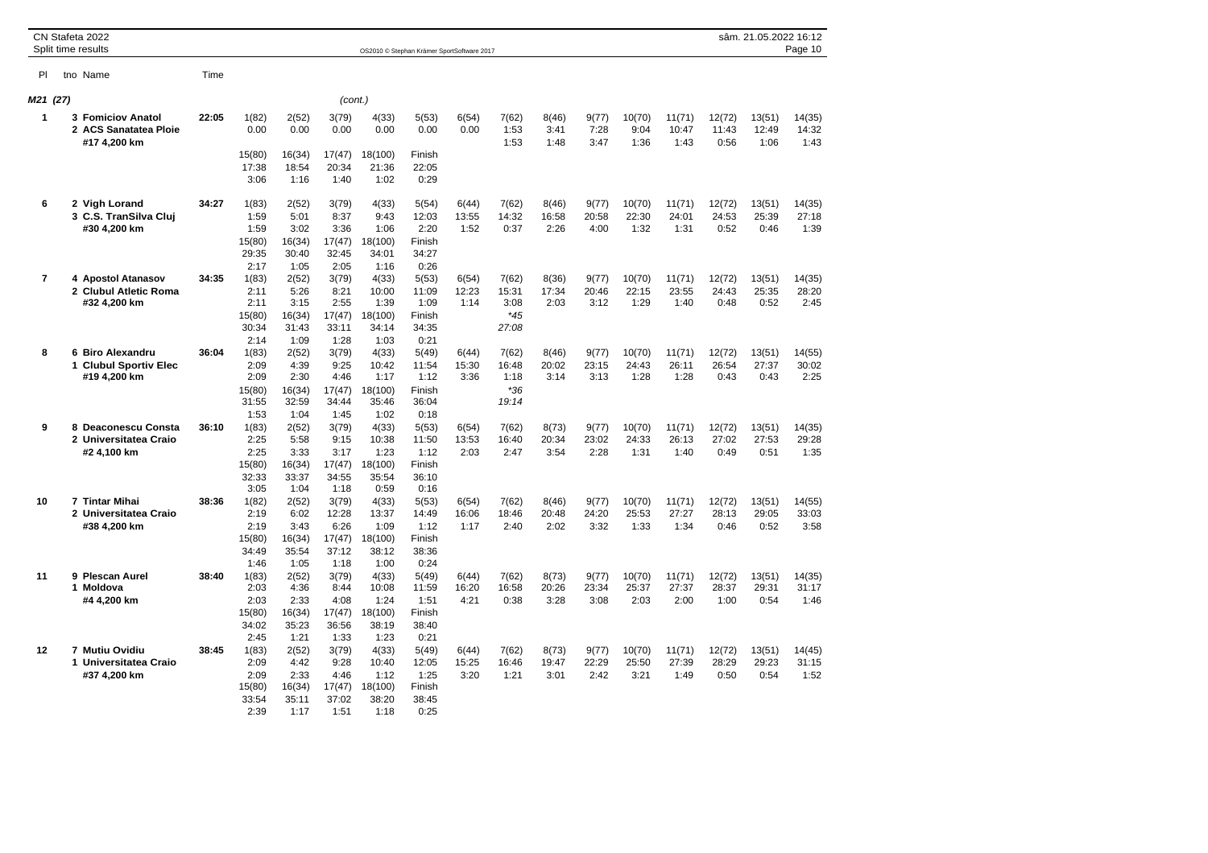CN Stafeta 2022
Split time results

OS2010 © Stephan Krämer SportSoftware 2017

sâm. 21.05.2022 16:12

M21 (27) (cont.)

| Pl | tno Name | Time | | | | | | | | | | | | | | |
|---|---|---|---|---|---|---|---|---|---|---|---|---|---|---|---|---|
| 1 | 3 Fomiciov Anatol | 22:05 | 1(82) | 2(52) | 3(79) | 4(33) | 5(53) | 6(54) | 7(62) | 8(46) | 9(77) | 10(70) | 11(71) | 12(72) | 13(51) | 14(35) |
| | 2 ACS Sanatatea Ploie | | 0.00 | 0.00 | 0.00 | 0.00 | 0.00 | 0.00 | 1:53 | 3:41 | 7:28 | 9:04 | 10:47 | 11:43 | 12:49 | 14:32 |
| | #17 4,200 km | | | | | | | | 1:53 | 1:48 | 3:47 | 1:36 | 1:43 | 0:56 | 1:06 | 1:43 |
| | | | 15(80) | 16(34) | 17(47) | 18(100) | Finish | | | | | | | | | |
| | | | 17:38 | 18:54 | 20:34 | 21:36 | 22:05 | | | | | | | | | |
| | | | 3:06 | 1:16 | 1:40 | 1:02 | 0:29 | | | | | | | | | |
| 6 | 2 Vigh Lorand | 34:27 | 1(83) | 2(52) | 3(79) | 4(33) | 5(54) | 6(44) | 7(62) | 8(46) | 9(77) | 10(70) | 11(71) | 12(72) | 13(51) | 14(35) |
| | 3 C.S. TranSilva Cluj | | 1:59 | 5:01 | 8:37 | 9:43 | 12:03 | 13:55 | 14:32 | 16:58 | 20:58 | 22:30 | 24:01 | 24:53 | 25:39 | 27:18 |
| | #30 4,200 km | | 1:59 | 3:02 | 3:36 | 1:06 | 2:20 | 1:52 | 0:37 | 2:26 | 4:00 | 1:32 | 1:31 | 0:52 | 0:46 | 1:39 |
| | | | 15(80) | 16(34) | 17(47) | 18(100) | Finish | | | | | | | | | |
| | | | 29:35 | 30:40 | 32:45 | 34:01 | 34:27 | | | | | | | | | |
| | | | 2:17 | 1:05 | 2:05 | 1:16 | 0:26 | | | | | | | | | |
| 7 | 4 Apostol Atanasov | 34:35 | 1(83) | 2(52) | 3(79) | 4(33) | 5(53) | 6(54) | 7(62) | 8(36) | 9(77) | 10(70) | 11(71) | 12(72) | 13(51) | 14(35) |
| | 2 Clubul Atletic Roma | | 2:11 | 5:26 | 8:21 | 10:00 | 11:09 | 12:23 | 15:31 | 17:34 | 20:46 | 22:15 | 23:55 | 24:43 | 25:35 | 28:20 |
| | #32 4,200 km | | 2:11 | 3:15 | 2:55 | 1:39 | 1:09 | 1:14 | 3:08 | 2:03 | 3:12 | 1:29 | 1:40 | 0:48 | 0:52 | 2:45 |
| | | | 15(80) | 16(34) | 17(47) | 18(100) | Finish | | *45 | | | | | | | |
| | | | 30:34 | 31:43 | 33:11 | 34:14 | 34:35 | | 27:08 | | | | | | | |
| | | | 2:14 | 1:09 | 1:28 | 1:03 | 0:21 | | | | | | | | | |
| 8 | 6 Biro Alexandru | 36:04 | 1(83) | 2(52) | 3(79) | 4(33) | 5(49) | 6(44) | 7(62) | 8(46) | 9(77) | 10(70) | 11(71) | 12(72) | 13(51) | 14(55) |
| | 1 Clubul Sportiv Elec | | 2:09 | 4:39 | 9:25 | 10:42 | 11:54 | 15:30 | 16:48 | 20:02 | 23:15 | 24:43 | 26:11 | 26:54 | 27:37 | 30:02 |
| | #19 4,200 km | | 2:09 | 2:30 | 4:46 | 1:17 | 1:12 | 3:36 | 1:18 | 3:14 | 3:13 | 1:28 | 1:28 | 0:43 | 0:43 | 2:25 |
| | | | 15(80) | 16(34) | 17(47) | 18(100) | Finish | | *36 | | | | | | | |
| | | | 31:55 | 32:59 | 34:44 | 35:46 | 36:04 | | 19:14 | | | | | | | |
| | | | 1:53 | 1:04 | 1:45 | 1:02 | 0:18 | | | | | | | | | |
| 9 | 8 Deaconescu Consta | 36:10 | 1(83) | 2(52) | 3(79) | 4(33) | 5(53) | 6(54) | 7(62) | 8(73) | 9(77) | 10(70) | 11(71) | 12(72) | 13(51) | 14(35) |
| | 2 Universitatea Craio | | 2:25 | 5:58 | 9:15 | 10:38 | 11:50 | 13:53 | 16:40 | 20:34 | 23:02 | 24:33 | 26:13 | 27:02 | 27:53 | 29:28 |
| | #2 4,100 km | | 2:25 | 3:33 | 3:17 | 1:23 | 1:12 | 2:03 | 2:47 | 3:54 | 2:28 | 1:31 | 1:40 | 0:49 | 0:51 | 1:35 |
| | | | 15(80) | 16(34) | 17(47) | 18(100) | Finish | | | | | | | | | |
| | | | 32:33 | 33:37 | 34:55 | 35:54 | 36:10 | | | | | | | | | |
| | | | 3:05 | 1:04 | 1:18 | 0:59 | 0:16 | | | | | | | | | |
| 10 | 7 Tintar Mihai | 38:36 | 1(82) | 2(52) | 3(79) | 4(33) | 5(53) | 6(54) | 7(62) | 8(46) | 9(77) | 10(70) | 11(71) | 12(72) | 13(51) | 14(55) |
| | 2 Universitatea Craio | | 2:19 | 6:02 | 12:28 | 13:37 | 14:49 | 16:06 | 18:46 | 20:48 | 24:20 | 25:53 | 27:27 | 28:13 | 29:05 | 33:03 |
| | #38 4,200 km | | 2:19 | 3:43 | 6:26 | 1:09 | 1:12 | 1:17 | 2:40 | 2:02 | 3:32 | 1:33 | 1:34 | 0:46 | 0:52 | 3:58 |
| | | | 15(80) | 16(34) | 17(47) | 18(100) | Finish | | | | | | | | | |
| | | | 34:49 | 35:54 | 37:12 | 38:12 | 38:36 | | | | | | | | | |
| | | | 1:46 | 1:05 | 1:18 | 1:00 | 0:24 | | | | | | | | | |
| 11 | 9 Plescan Aurel | 38:40 | 1(83) | 2(52) | 3(79) | 4(33) | 5(49) | 6(44) | 7(62) | 8(73) | 9(77) | 10(70) | 11(71) | 12(72) | 13(51) | 14(35) |
| | 1 Moldova | | 2:03 | 4:36 | 8:44 | 10:08 | 11:59 | 16:20 | 16:58 | 20:26 | 23:34 | 25:37 | 27:37 | 28:37 | 29:31 | 31:17 |
| | #4 4,200 km | | 2:03 | 2:33 | 4:08 | 1:24 | 1:51 | 4:21 | 0:38 | 3:28 | 3:08 | 2:03 | 2:00 | 1:00 | 0:54 | 1:46 |
| | | | 15(80) | 16(34) | 17(47) | 18(100) | Finish | | | | | | | | | |
| | | | 34:02 | 35:23 | 36:56 | 38:19 | 38:40 | | | | | | | | | |
| | | | 2:45 | 1:21 | 1:33 | 1:23 | 0:21 | | | | | | | | | |
| 12 | 7 Mutiu Ovidiu | 38:45 | 1(83) | 2(52) | 3(79) | 4(33) | 5(49) | 6(44) | 7(62) | 8(73) | 9(77) | 10(70) | 11(71) | 12(72) | 13(51) | 14(45) |
| | 1 Universitatea Craio | | 2:09 | 4:42 | 9:28 | 10:40 | 12:05 | 15:25 | 16:46 | 19:47 | 22:29 | 25:50 | 27:39 | 28:29 | 29:23 | 31:15 |
| | #37 4,200 km | | 2:09 | 2:33 | 4:46 | 1:12 | 1:25 | 3:20 | 1:21 | 3:01 | 2:42 | 3:21 | 1:49 | 0:50 | 0:54 | 1:52 |
| | | | 15(80) | 16(34) | 17(47) | 18(100) | Finish | | | | | | | | | |
| | | | 33:54 | 35:11 | 37:02 | 38:20 | 38:45 | | | | | | | | | |
| | | | 2:39 | 1:17 | 1:51 | 1:18 | 0:25 | | | | | | | | | |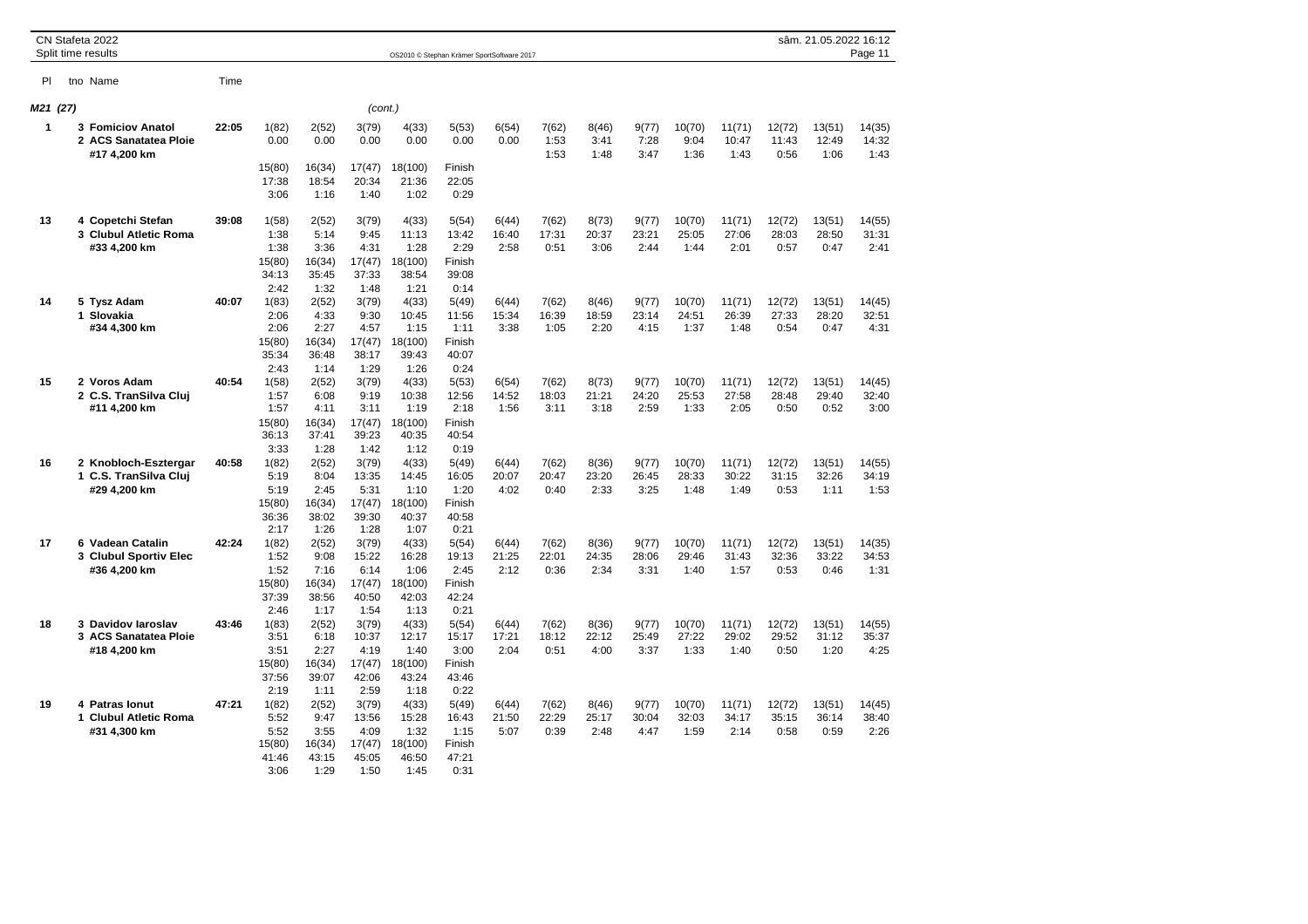CN Stafeta 2022
Split time results

OS2010 © Stephan Krämer SportSoftware 2017

sâm. 21.05.2022 16:12

M21 (27) (cont.)

| Pl | tno Name | Time | | | | | | | | | | | | | | |
|---|---|---|---|---|---|---|---|---|---|---|---|---|---|---|---|---|
| 1 | 3 Fomiciov Anatol<br>2 ACS Sanatatea Ploie<br>#17 4,200 km | 22:05 | 1(82)<br>0.00 | 2(52)<br>0.00 | 3(79)<br>0.00 | 4(33)<br>0.00 | 5(53)<br>0.00 | 6(54)<br>0.00 | 7(62)<br>1:53<br>1:53 | 8(46)<br>3:41<br>1:48 | 9(77)<br>7:28<br>3:47 | 10(70)<br>9:04<br>1:36 | 11(71)<br>10:47<br>1:43 | 12(72)<br>11:43<br>0:56 | 13(51)<br>12:49<br>1:06 | 14(35)<br>14:32<br>1:43 |
| | | | 15(80)<br>17:38<br>3:06 | 16(34)<br>18:54<br>1:16 | 17(47)<br>20:34<br>1:40 | 18(100)<br>21:36<br>1:02 | Finish<br>22:05<br>0:29 | | | | | | | | | |
| 13 | 4 Copetchi Stefan<br>3 Clubul Atletic Roma<br>#33 4,200 km | 39:08 | 1(58)<br>1:38<br>1:38 | 2(52)<br>5:14<br>3:36 | 3(79)<br>9:45<br>4:31 | 4(33)<br>11:13<br>1:28 | 5(54)<br>13:42<br>2:29 | 6(44)<br>16:40<br>2:58 | 7(62)<br>17:31<br>0:51 | 8(73)<br>20:37<br>3:06 | 9(77)<br>23:21<br>2:44 | 10(70)<br>25:05<br>1:44 | 11(71)<br>27:06<br>2:01 | 12(72)<br>28:03<br>0:57 | 13(51)<br>28:50<br>0:47 | 14(55)<br>31:31<br>2:41 |
| | | | 15(80)<br>34:13<br>2:42 | 16(34)<br>35:45<br>1:32 | 17(47)<br>37:33<br>1:48 | 18(100)<br>38:54<br>1:21 | Finish<br>39:08<br>0:14 | | | | | | | | | |
| 14 | 5 Tysz Adam<br>1 Slovakia<br>#34 4,300 km | 40:07 | 1(83)<br>2:06<br>2:06 | 2(52)<br>4:33<br>2:27 | 3(79)<br>9:30<br>4:57 | 4(33)<br>10:45<br>1:15 | 5(49)<br>11:56<br>1:11 | 6(44)<br>15:34<br>3:38 | 7(62)<br>16:39<br>1:05 | 8(46)<br>18:59<br>2:20 | 9(77)<br>23:14<br>4:15 | 10(70)<br>24:51<br>1:37 | 11(71)<br>26:39<br>1:48 | 12(72)<br>27:33<br>0:54 | 13(51)<br>28:20<br>0:47 | 14(45)<br>32:51<br>4:31 |
| | | | 15(80)<br>35:34<br>2:43 | 16(34)<br>36:48<br>1:14 | 17(47)<br>38:17<br>1:29 | 18(100)<br>39:43<br>1:26 | Finish<br>40:07<br>0:24 | | | | | | | | | |
| 15 | 2 Voros Adam<br>2 C.S. TranSilva Cluj<br>#11 4,200 km | 40:54 | 1(58)<br>1:57<br>1:57 | 2(52)<br>6:08<br>4:11 | 3(79)<br>9:19<br>3:11 | 4(33)<br>10:38<br>1:19 | 5(53)<br>12:56<br>2:18 | 6(54)<br>14:52<br>1:56 | 7(62)<br>18:03<br>3:11 | 8(73)<br>21:21<br>3:18 | 9(77)<br>24:20<br>2:59 | 10(70)<br>25:53<br>1:33 | 11(71)<br>27:58<br>2:05 | 12(72)<br>28:48<br>0:50 | 13(51)<br>29:40<br>0:52 | 14(45)<br>32:40<br>3:00 |
| | | | 15(80)<br>36:13<br>3:33 | 16(34)<br>37:41<br>1:28 | 17(47)<br>39:23<br>1:42 | 18(100)<br>40:35<br>1:12 | Finish<br>40:54<br>0:19 | | | | | | | | | |
| 16 | 2 Knobloch-Esztergar<br>1 C.S. TranSilva Cluj<br>#29 4,200 km | 40:58 | 1(82)<br>5:19<br>5:19 | 2(52)<br>8:04<br>2:45 | 3(79)<br>13:35<br>5:31 | 4(33)<br>14:45<br>1:10 | 5(49)<br>16:05<br>1:20 | 6(44)<br>20:07<br>4:02 | 7(62)<br>20:47<br>0:40 | 8(36)<br>23:20<br>2:33 | 9(77)<br>26:45<br>3:25 | 10(70)<br>28:33<br>1:48 | 11(71)<br>30:22<br>1:49 | 12(72)<br>31:15<br>0:53 | 13(51)<br>32:26<br>1:11 | 14(55)<br>34:19<br>1:53 |
| | | | 15(80)<br>36:36<br>2:17 | 16(34)<br>38:02<br>1:26 | 17(47)<br>39:30<br>1:28 | 18(100)<br>40:37<br>1:07 | Finish<br>40:58<br>0:21 | | | | | | | | | |
| 17 | 6 Vadean Catalin<br>3 Clubul Sportiv Elec<br>#36 4,200 km | 42:24 | 1(82)<br>1:52<br>1:52 | 2(52)<br>9:08<br>7:16 | 3(79)<br>15:22<br>6:14 | 4(33)<br>16:28<br>1:06 | 5(54)<br>19:13<br>2:45 | 6(44)<br>21:25<br>2:12 | 7(62)<br>22:01<br>0:36 | 8(36)<br>24:35<br>2:34 | 9(77)<br>28:06<br>3:31 | 10(70)<br>29:46<br>1:40 | 11(71)<br>31:43<br>1:57 | 12(72)<br>32:36<br>0:53 | 13(51)<br>33:22<br>0:46 | 14(35)<br>34:53<br>1:31 |
| | | | 15(80)<br>37:39<br>2:46 | 16(34)<br>38:56<br>1:17 | 17(47)<br>40:50<br>1:54 | 18(100)<br>42:03<br>1:13 | Finish<br>42:24<br>0:21 | | | | | | | | | |
| 18 | 3 Davidov Iaroslav<br>3 ACS Sanatatea Ploie<br>#18 4,200 km | 43:46 | 1(83)<br>3:51<br>3:51 | 2(52)<br>6:18<br>2:27 | 3(79)<br>10:37<br>4:19 | 4(33)<br>12:17<br>1:40 | 5(54)<br>15:17<br>3:00 | 6(44)<br>17:21<br>2:04 | 7(62)<br>18:12<br>0:51 | 8(36)<br>22:12<br>4:00 | 9(77)<br>25:49<br>3:37 | 10(70)<br>27:22<br>1:33 | 11(71)<br>29:02<br>1:40 | 12(72)<br>29:52<br>0:50 | 13(51)<br>31:12<br>1:20 | 14(55)<br>35:37<br>4:25 |
| | | | 15(80)<br>37:56<br>2:19 | 16(34)<br>39:07<br>1:11 | 17(47)<br>42:06<br>2:59 | 18(100)<br>43:24<br>1:18 | Finish<br>43:46<br>0:22 | | | | | | | | | |
| 19 | 4 Patras Ionut<br>1 Clubul Atletic Roma<br>#31 4,300 km | 47:21 | 1(82)<br>5:52<br>5:52 | 2(52)<br>9:47<br>3:55 | 3(79)<br>13:56<br>4:09 | 4(33)<br>15:28<br>1:32 | 5(49)<br>16:43<br>1:15 | 6(44)<br>21:50<br>5:07 | 7(62)<br>22:29<br>0:39 | 8(46)<br>25:17<br>2:48 | 9(77)<br>30:04<br>4:47 | 10(70)<br>32:03<br>1:59 | 11(71)<br>34:17<br>2:14 | 12(72)<br>35:15<br>0:58 | 13(51)<br>36:14<br>0:59 | 14(45)<br>38:40<br>2:26 |
| | | | 15(80)<br>41:46<br>3:06 | 16(34)<br>43:15<br>1:29 | 17(47)<br>45:05<br>1:50 | 18(100)<br>46:50<br>1:45 | Finish<br>47:21<br>0:31 | | | | | | | | | |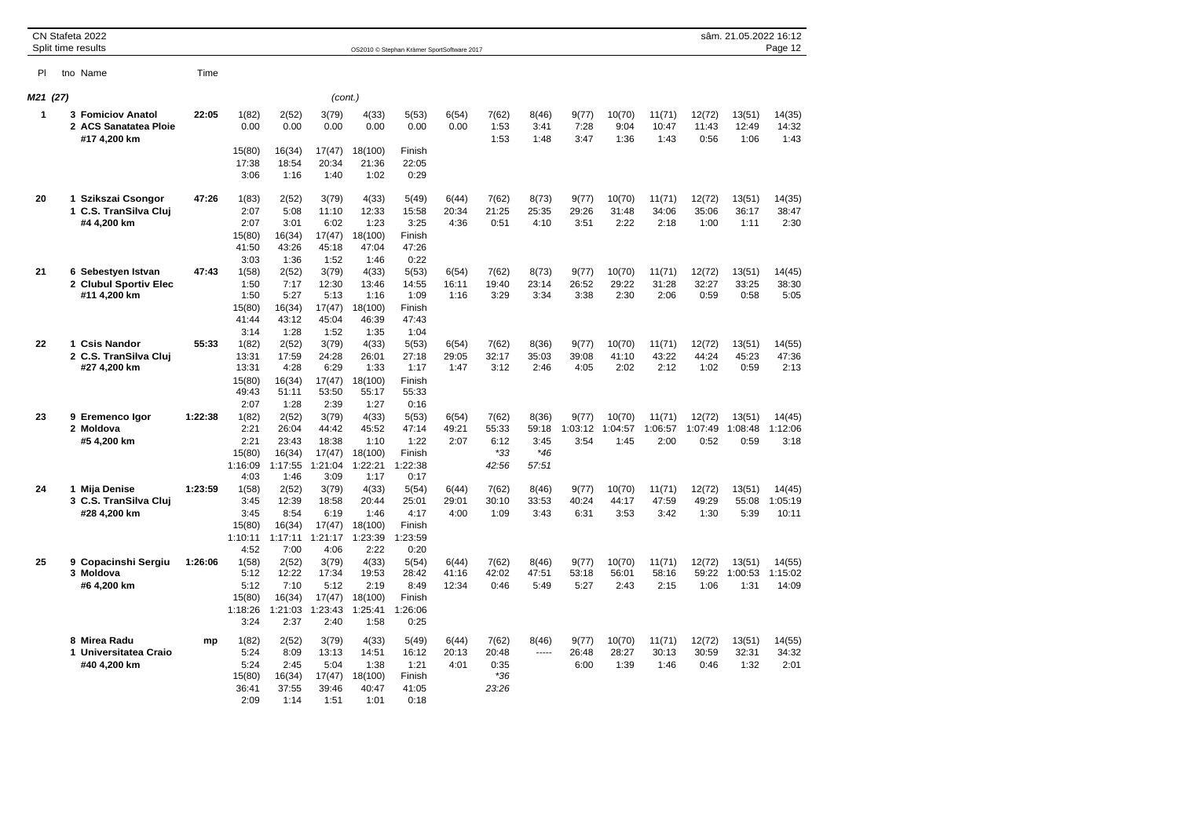CN Stafeta 2022

Split time results

OS2010 © Stephan Krämer SportSoftware 2017

sâm. 21.05.2022 16:12

| Pl | tno Name | Time | | | | | | | | | | | | | |
|---|---|---|---|---|---|---|---|---|---|---|---|---|---|---|---|
| **M21 (27)** | | | | | | (cont.) | | | | | | | | | |
| 1 | 3 Fomiciov Anatol | 22:05 | 1(82) | 2(52) | 3(79) | 4(33) | 5(53) | 6(54) | 7(62) | 8(46) | 9(77) | 10(70) | 11(71) | 12(72) | 13(51) | 14(35) |
| | 2 ACS Sanatatea Ploie | | 0.00 | 0.00 | 0.00 | 0.00 | 0.00 | 0.00 | 1:53 | 3:41 | 7:28 | 9:04 | 10:47 | 11:43 | 12:49 | 14:32 |
| | #17 4,200 km | | | | | | | | 1:53 | 1:48 | 3:47 | 1:36 | 1:43 | 0:56 | 1:06 | 1:43 |
| | | | 15(80) | 16(34) | 17(47) | 18(100) | Finish | | | | | | | | | |
| | | | 17:38 | 18:54 | 20:34 | 21:36 | 22:05 | | | | | | | | | |
| | | | 3:06 | 1:16 | 1:40 | 1:02 | 0:29 | | | | | | | | | |
| 20 | 1 Szikszai Csongor | 47:26 | 1(83) | 2(52) | 3(79) | 4(33) | 5(49) | 6(44) | 7(62) | 8(73) | 9(77) | 10(70) | 11(71) | 12(72) | 13(51) | 14(35) |
| | 1 C.S. TranSilva Cluj | | 2:07 | 5:08 | 11:10 | 12:33 | 15:58 | 20:34 | 21:25 | 25:35 | 29:26 | 31:48 | 34:06 | 35:06 | 36:17 | 38:47 |
| | #4 4,200 km | | 2:07 | 3:01 | 6:02 | 1:23 | 3:25 | 4:36 | 0:51 | 4:10 | 3:51 | 2:22 | 2:18 | 1:00 | 1:11 | 2:30 |
| | | | 15(80) | 16(34) | 17(47) | 18(100) | Finish | | | | | | | | | |
| | | | 41:50 | 43:26 | 45:18 | 47:04 | 47:26 | | | | | | | | | |
| | | | 3:03 | 1:36 | 1:52 | 1:46 | 0:22 | | | | | | | | | |
| 21 | 6 Sebestyen Istvan | 47:43 | 1(58) | 2(52) | 3(79) | 4(33) | 5(53) | 6(54) | 7(62) | 8(73) | 9(77) | 10(70) | 11(71) | 12(72) | 13(51) | 14(45) |
| | 2 Clubul Sportiv Elec | | 1:50 | 7:17 | 12:30 | 13:46 | 14:55 | 16:11 | 19:40 | 23:14 | 26:52 | 29:22 | 31:28 | 32:27 | 33:25 | 38:30 |
| | #11 4,200 km | | 1:50 | 5:27 | 5:13 | 1:16 | 1:09 | 1:16 | 3:29 | 3:34 | 3:38 | 2:30 | 2:06 | 0:59 | 0:58 | 5:05 |
| | | | 15(80) | 16(34) | 17(47) | 18(100) | Finish | | | | | | | | | |
| | | | 41:44 | 43:12 | 45:04 | 46:39 | 47:43 | | | | | | | | | |
| | | | 3:14 | 1:28 | 1:52 | 1:35 | 1:04 | | | | | | | | | |
| 22 | 1 Csis Nandor | 55:33 | 1(82) | 2(52) | 3(79) | 4(33) | 5(53) | 6(54) | 7(62) | 8(36) | 9(77) | 10(70) | 11(71) | 12(72) | 13(51) | 14(55) |
| | 2 C.S. TranSilva Cluj | | 13:31 | 17:59 | 24:28 | 26:01 | 27:18 | 29:05 | 32:17 | 35:03 | 39:08 | 41:10 | 43:22 | 44:24 | 45:23 | 47:36 |
| | #27 4,200 km | | 13:31 | 4:28 | 6:29 | 1:33 | 1:17 | 1:47 | 3:12 | 2:46 | 4:05 | 2:02 | 2:12 | 1:02 | 0:59 | 2:13 |
| | | | 15(80) | 16(34) | 17(47) | 18(100) | Finish | | | | | | | | | |
| | | | 49:43 | 51:11 | 53:50 | 55:17 | 55:33 | | | | | | | | | |
| | | | 2:07 | 1:28 | 2:39 | 1:27 | 0:16 | | | | | | | | | |
| 23 | 9 Eremenco Igor | 1:22:38 | 1(82) | 2(52) | 3(79) | 4(33) | 5(53) | 6(54) | 7(62) | 8(36) | 9(77) | 10(70) | 11(71) | 12(72) | 13(51) | 14(45) |
| | 2 Moldova | | 2:21 | 26:04 | 44:42 | 45:52 | 47:14 | 49:21 | 55:33 | 59:18 | 1:03:12 | 1:04:57 | 1:06:57 | 1:07:49 | 1:08:48 | 1:12:06 |
| | #5 4,200 km | | 2:21 | 23:43 | 18:38 | 1:10 | 1:22 | 2:07 | 6:12 | 3:45 | 3:54 | 1:45 | 2:00 | 0:52 | 0:59 | 3:18 |
| | | | 15(80) | 16(34) | 17(47) | 18(100) | Finish | | *33 | *46 | | | | | | |
| | | | 1:16:09 | 1:17:55 | 1:21:04 | 1:22:21 | 1:22:38 | | 42:56 | 57:51 | | | | | | |
| | | | 4:03 | 1:46 | 3:09 | 1:17 | 0:17 | | | | | | | | | |
| 24 | 1 Mija Denise | 1:23:59 | 1(58) | 2(52) | 3(79) | 4(33) | 5(54) | 6(44) | 7(62) | 8(46) | 9(77) | 10(70) | 11(71) | 12(72) | 13(51) | 14(45) |
| | 3 C.S. TranSilva Cluj | | 3:45 | 12:39 | 18:58 | 20:44 | 25:01 | 29:01 | 30:10 | 33:53 | 40:24 | 44:17 | 47:59 | 49:29 | 55:08 | 1:05:19 |
| | #28 4,200 km | | 3:45 | 8:54 | 6:19 | 1:46 | 4:17 | 4:00 | 1:09 | 3:43 | 6:31 | 3:53 | 3:42 | 1:30 | 5:39 | 10:11 |
| | | | 15(80) | 16(34) | 17(47) | 18(100) | Finish | | | | | | | | | |
| | | | 1:10:11 | 1:17:11 | 1:21:17 | 1:23:39 | 1:23:59 | | | | | | | | | |
| | | | 4:52 | 7:00 | 4:06 | 2:22 | 0:20 | | | | | | | | | |
| 25 | 9 Copacinschi Sergiu | 1:26:06 | 1(58) | 2(52) | 3(79) | 4(33) | 5(54) | 6(44) | 7(62) | 8(46) | 9(77) | 10(70) | 11(71) | 12(72) | 13(51) | 14(55) |
| | 3 Moldova | | 5:12 | 12:22 | 17:34 | 19:53 | 28:42 | 41:16 | 42:02 | 47:51 | 53:18 | 56:01 | 58:16 | 59:22 | 1:00:53 | 1:15:02 |
| | #6 4,200 km | | 5:12 | 7:10 | 5:12 | 2:19 | 8:49 | 12:34 | 0:46 | 5:49 | 5:27 | 2:43 | 2:15 | 1:06 | 1:31 | 14:09 |
| | | | 15(80) | 16(34) | 17(47) | 18(100) | Finish | | | | | | | | | |
| | | | 1:18:26 | 1:21:03 | 1:23:43 | 1:25:41 | 1:26:06 | | | | | | | | | |
| | | | 3:24 | 2:37 | 2:40 | 1:58 | 0:25 | | | | | | | | | |
| | 8 Mirea Radu | mp | 1(82) | 2(52) | 3(79) | 4(33) | 5(49) | 6(44) | 7(62) | 8(46) | 9(77) | 10(70) | 11(71) | 12(72) | 13(51) | 14(55) |
| | 1 Universitatea Craio | | 5:24 | 8:09 | 13:13 | 14:51 | 16:12 | 20:13 | 20:48 | ----- | 26:48 | 28:27 | 30:13 | 30:59 | 32:31 | 34:32 |
| | #40 4,200 km | | 5:24 | 2:45 | 5:04 | 1:38 | 1:21 | 4:01 | 0:35 | | 6:00 | 1:39 | 1:46 | 0:46 | 1:32 | 2:01 |
| | | | 15(80) | 16(34) | 17(47) | 18(100) | Finish | | *36 | | | | | | | |
| | | | 36:41 | 37:55 | 39:46 | 40:47 | 41:05 | | 23:26 | | | | | | | |
| | | | 2:09 | 1:14 | 1:51 | 1:01 | 0:18 | | | | | | | | | |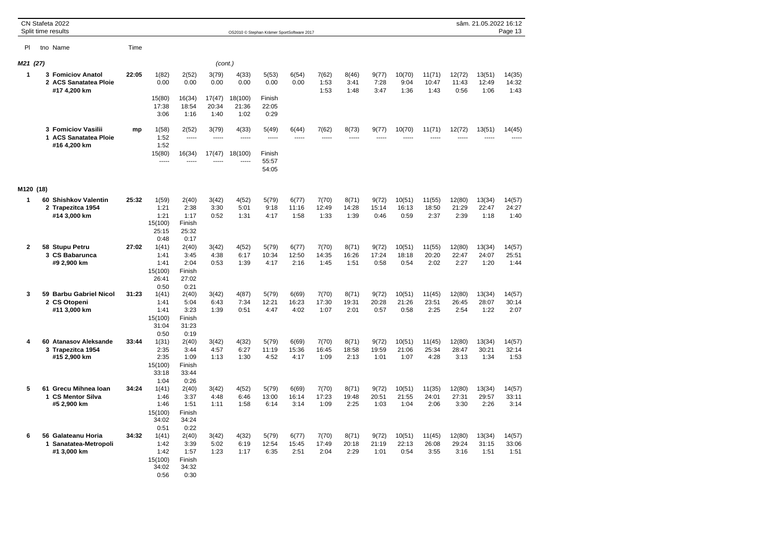CN Stafeta 2022
Split time results

OS2010 © Stephan Krämer SportSoftware 2017

sâm. 21.05.2022 16:12

## M21 (27) (cont.)

| Pl | tno Name | Time | | | | | | | | | | | | | | |
|---|---|---|---|---|---|---|---|---|---|---|---|---|---|---|---|---|
| 1 | **3 Fomiciov Anatol** | **22:05** | 1(82) | 2(52) | 3(79) | 4(33) | 5(53) | 6(54) | 7(62) | 8(46) | 9(77) | 10(70) | 11(71) | 12(72) | 13(51) | 14(35) |
| | **2 ACS Sanatatea Ploie** | | 0.00 | 0.00 | 0.00 | 0.00 | 0.00 | 0.00 | 1:53 | 3:41 | 7:28 | 9:04 | 10:47 | 11:43 | 12:49 | 14:32 |
| | **#17 4,200 km** | | | | | | | | 1:53 | 1:48 | 3:47 | 1:36 | 1:43 | 0:56 | 1:06 | 1:43 |
| | | | 15(80) | 16(34) | 17(47) | 18(100) | Finish | | | | | | | | | |
| | | | 17:38 | 18:54 | 20:34 | 21:36 | 22:05 | | | | | | | | | |
| | | | 3:06 | 1:16 | 1:40 | 1:02 | 0:29 | | | | | | | | | |
| | **3 Fomiciov Vasilii** | **mp** | 1(58) | 2(52) | 3(79) | 4(33) | 5(49) | 6(44) | 7(62) | 8(73) | 9(77) | 10(70) | 11(71) | 12(72) | 13(51) | 14(45) |
| | **1 ACS Sanatatea Ploie** | | 1:52 | ----- | ----- | ----- | ----- | ----- | ----- | ----- | ----- | ----- | ----- | ----- | ----- | ----- |
| | **#16 4,200 km** | | 1:52 | | | | | | | | | | | | | |
| | | | 15(80) | 16(34) | 17(47) | 18(100) | Finish | | | | | | | | | |
| | | | ----- | ----- | ----- | ----- | 55:57 | | | | | | | | | |
| | | | | | | | 54:05 | | | | | | | | | |

## M120 (18)

| Pl | tno Name | Time | | | | | | | | | | | | | | |
|---|---|---|---|---|---|---|---|---|---|---|---|---|---|---|---|---|
| 1 | **60 Shishkov Valentin** | **25:32** | 1(59) | 2(40) | 3(42) | 4(52) | 5(79) | 6(77) | 7(70) | 8(71) | 9(72) | 10(51) | 11(55) | 12(80) | 13(34) | 14(57) |
| | **2 Trapezitca 1954** | | 1:21 | 2:38 | 3:30 | 5:01 | 9:18 | 11:16 | 12:49 | 14:28 | 15:14 | 16:13 | 18:50 | 21:29 | 22:47 | 24:27 |
| | **#14 3,000 km** | | 1:21 | 1:17 | 0:52 | 1:31 | 4:17 | 1:58 | 1:33 | 1:39 | 0:46 | 0:59 | 2:37 | 2:39 | 1:18 | 1:40 |
| | | | 15(100) | Finish | | | | | | | | | | | | |
| | | | 25:15 | 25:32 | | | | | | | | | | | | |
| | | | 0:48 | 0:17 | | | | | | | | | | | | |
| 2 | **58 Stupu Petru** | **27:02** | 1(41) | 2(40) | 3(42) | 4(52) | 5(79) | 6(77) | 7(70) | 8(71) | 9(72) | 10(51) | 11(55) | 12(80) | 13(34) | 14(57) |
| | **3 CS Babarunca** | | 1:41 | 3:45 | 4:38 | 6:17 | 10:34 | 12:50 | 14:35 | 16:26 | 17:24 | 18:18 | 20:20 | 22:47 | 24:07 | 25:51 |
| | **#9 2,900 km** | | 1:41 | 2:04 | 0:53 | 1:39 | 4:17 | 2:16 | 1:45 | 1:51 | 0:58 | 0:54 | 2:02 | 2:27 | 1:20 | 1:44 |
| | | | 15(100) | Finish | | | | | | | | | | | | |
| | | | 26:41 | 27:02 | | | | | | | | | | | | |
| | | | 0:50 | 0:21 | | | | | | | | | | | | |
| 3 | **59 Barbu Gabriel Nicol** | **31:23** | 1(41) | 2(40) | 3(42) | 4(87) | 5(79) | 6(69) | 7(70) | 8(71) | 9(72) | 10(51) | 11(45) | 12(80) | 13(34) | 14(57) |
| | **2 CS Otopeni** | | 1:41 | 5:04 | 6:43 | 7:34 | 12:21 | 16:23 | 17:30 | 19:31 | 20:28 | 21:26 | 23:51 | 26:45 | 28:07 | 30:14 |
| | **#11 3,000 km** | | 1:41 | 3:23 | 1:39 | 0:51 | 4:47 | 4:02 | 1:07 | 2:01 | 0:57 | 0:58 | 2:25 | 2:54 | 1:22 | 2:07 |
| | | | 15(100) | Finish | | | | | | | | | | | | |
| | | | 31:04 | 31:23 | | | | | | | | | | | | |
| | | | 0:50 | 0:19 | | | | | | | | | | | | |
| 4 | **60 Atanasov Aleksande** | **33:44** | 1(31) | 2(40) | 3(42) | 4(32) | 5(79) | 6(69) | 7(70) | 8(71) | 9(72) | 10(51) | 11(45) | 12(80) | 13(34) | 14(57) |
| | **3 Trapezitca 1954** | | 2:35 | 3:44 | 4:57 | 6:27 | 11:19 | 15:36 | 16:45 | 18:58 | 19:59 | 21:06 | 25:34 | 28:47 | 30:21 | 32:14 |
| | **#15 2,900 km** | | 2:35 | 1:09 | 1:13 | 1:30 | 4:52 | 4:17 | 1:09 | 2:13 | 1:01 | 1:07 | 4:28 | 3:13 | 1:34 | 1:53 |
| | | | 15(100) | Finish | | | | | | | | | | | | |
| | | | 33:18 | 33:44 | | | | | | | | | | | | |
| | | | 1:04 | 0:26 | | | | | | | | | | | | |
| 5 | **61 Grecu Mihnea Ioan** | **34:24** | 1(41) | 2(40) | 3(42) | 4(52) | 5(79) | 6(69) | 7(70) | 8(71) | 9(72) | 10(51) | 11(35) | 12(80) | 13(34) | 14(57) |
| | **1 CS Mentor Silva** | | 1:46 | 3:37 | 4:48 | 6:46 | 13:00 | 16:14 | 17:23 | 19:48 | 20:51 | 21:55 | 24:01 | 27:31 | 29:57 | 33:11 |
| | **#5 2,900 km** | | 1:46 | 1:51 | 1:11 | 1:58 | 6:14 | 3:14 | 1:09 | 2:25 | 1:03 | 1:04 | 2:06 | 3:30 | 2:26 | 3:14 |
| | | | 15(100) | Finish | | | | | | | | | | | | |
| | | | 34:02 | 34:24 | | | | | | | | | | | | |
| | | | 0:51 | 0:22 | | | | | | | | | | | | |
| 6 | **56 Galateanu Horia** | **34:32** | 1(41) | 2(40) | 3(42) | 4(32) | 5(79) | 6(77) | 7(70) | 8(71) | 9(72) | 10(51) | 11(45) | 12(80) | 13(34) | 14(57) |
| | **1 Sanatatea-Metropoli** | | 1:42 | 3:39 | 5:02 | 6:19 | 12:54 | 15:45 | 17:49 | 20:18 | 21:19 | 22:13 | 26:08 | 29:24 | 31:15 | 33:06 |
| | **#1 3,000 km** | | 1:42 | 1:57 | 1:23 | 1:17 | 6:35 | 2:51 | 2:04 | 2:29 | 1:01 | 0:54 | 3:55 | 3:16 | 1:51 | 1:51 |
| | | | 15(100) | Finish | | | | | | | | | | | | |
| | | | 34:02 | 34:32 | | | | | | | | | | | | |
| | | | 0:56 | 0:30 | | | | | | | | | | | | |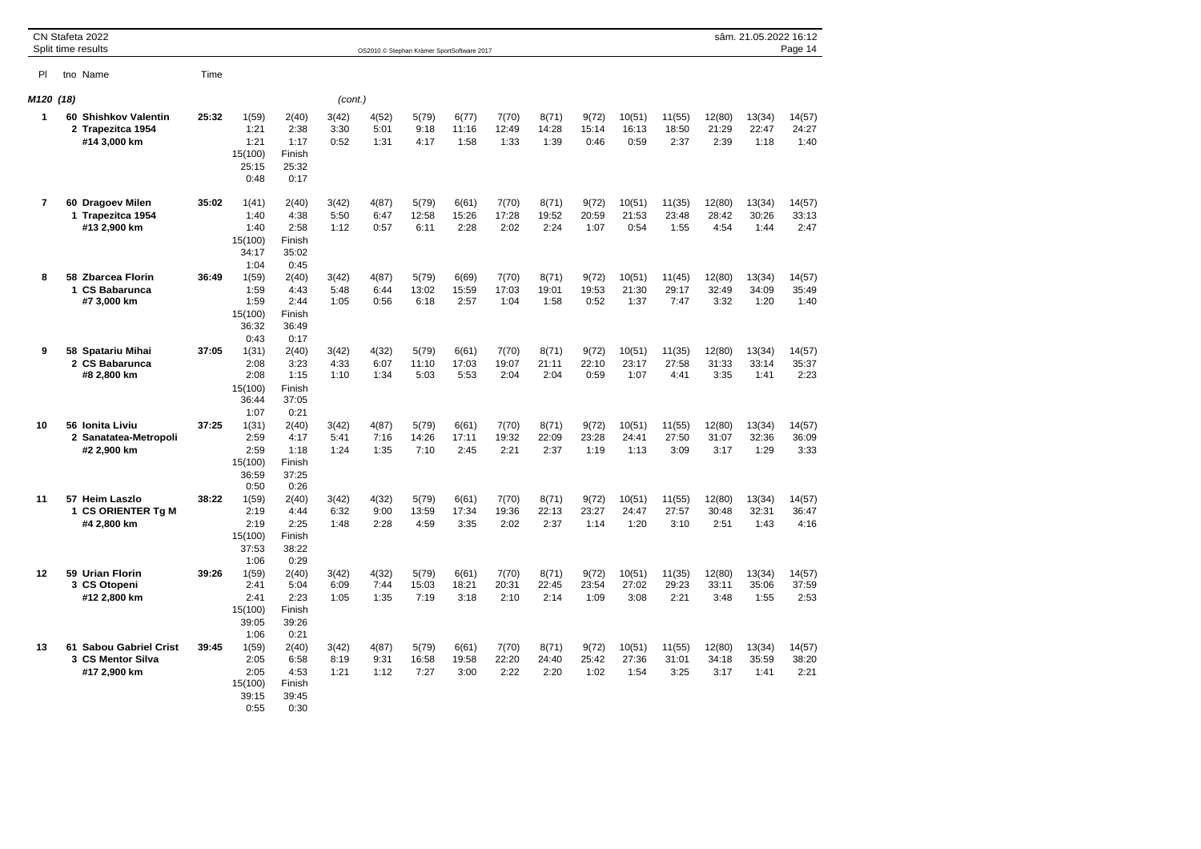CN Stafeta 2022
Split time results

OS2010 © Stephan Krämer SportSoftware 2017

sâm. 21.05.2022 16:12

| Pl | tno | Name | Time | | | | | | | | | | | | | |
|---|---|---|---|---|---|---|---|---|---|---|---|---|---|---|---|---|
| **M120 (18)** | | | | | | (cont.) | | | | | | | | | | |
| **1** | **60** | **Shishkov Valentin** | **25:32** | 1(59) | 2(40) | 3(42) | 4(52) | 5(79) | 6(77) | 7(70) | 8(71) | 9(72) | 10(51) | 11(55) | 12(80) | 13(34) | 14(57) |
| | **2** | **Trapezitca 1954** | | 1:21 | 2:38 | 3:30 | 5:01 | 9:18 | 11:16 | 12:49 | 14:28 | 15:14 | 16:13 | 18:50 | 21:29 | 22:47 | 24:27 |
| | | **#14 3,000 km** | | 1:21 | 1:17 | 0:52 | 1:31 | 4:17 | 1:58 | 1:33 | 1:39 | 0:46 | 0:59 | 2:37 | 2:39 | 1:18 | 1:40 |
| | | | | 15(100) | Finish | | | | | | | | | | | | |
| | | | | 25:15 | 25:32 | | | | | | | | | | | | |
| | | | | 0:48 | 0:17 | | | | | | | | | | | | |
| **7** | **60** | **Dragoev Milen** | **35:02** | 1(41) | 2(40) | 3(42) | 4(87) | 5(79) | 6(61) | 7(70) | 8(71) | 9(72) | 10(51) | 11(35) | 12(80) | 13(34) | 14(57) |
| | **1** | **Trapezitca 1954** | | 1:40 | 4:38 | 5:50 | 6:47 | 12:58 | 15:26 | 17:28 | 19:52 | 20:59 | 21:53 | 23:48 | 28:42 | 30:26 | 33:13 |
| | | **#13 2,900 km** | | 1:40 | 2:58 | 1:12 | 0:57 | 6:11 | 2:28 | 2:02 | 2:24 | 1:07 | 0:54 | 1:55 | 4:54 | 1:44 | 2:47 |
| | | | | 15(100) | Finish | | | | | | | | | | | | |
| | | | | 34:17 | 35:02 | | | | | | | | | | | | |
| | | | | 1:04 | 0:45 | | | | | | | | | | | | |
| **8** | **58** | **Zbarcea Florin** | **36:49** | 1(59) | 2(40) | 3(42) | 4(87) | 5(79) | 6(69) | 7(70) | 8(71) | 9(72) | 10(51) | 11(45) | 12(80) | 13(34) | 14(57) |
| | **1** | **CS Babarunca** | | 1:59 | 4:43 | 5:48 | 6:44 | 13:02 | 15:59 | 17:03 | 19:01 | 19:53 | 21:30 | 29:17 | 32:49 | 34:09 | 35:49 |
| | | **#7 3,000 km** | | 1:59 | 2:44 | 1:05 | 0:56 | 6:18 | 2:57 | 1:04 | 1:58 | 0:52 | 1:37 | 7:47 | 3:32 | 1:20 | 1:40 |
| | | | | 15(100) | Finish | | | | | | | | | | | | |
| | | | | 36:32 | 36:49 | | | | | | | | | | | | |
| | | | | 0:43 | 0:17 | | | | | | | | | | | | |
| **9** | **58** | **Spatariu Mihai** | **37:05** | 1(31) | 2(40) | 3(42) | 4(32) | 5(79) | 6(61) | 7(70) | 8(71) | 9(72) | 10(51) | 11(35) | 12(80) | 13(34) | 14(57) |
| | **2** | **CS Babarunca** | | 2:08 | 3:23 | 4:33 | 6:07 | 11:10 | 17:03 | 19:07 | 21:11 | 22:10 | 23:17 | 27:58 | 31:33 | 33:14 | 35:37 |
| | | **#8 2,800 km** | | 2:08 | 1:15 | 1:10 | 1:34 | 5:03 | 5:53 | 2:04 | 2:04 | 0:59 | 1:07 | 4:41 | 3:35 | 1:41 | 2:23 |
| | | | | 15(100) | Finish | | | | | | | | | | | | |
| | | | | 36:44 | 37:05 | | | | | | | | | | | | |
| | | | | 1:07 | 0:21 | | | | | | | | | | | | |
| **10** | **56** | **Ionita Liviu** | **37:25** | 1(31) | 2(40) | 3(42) | 4(87) | 5(79) | 6(61) | 7(70) | 8(71) | 9(72) | 10(51) | 11(55) | 12(80) | 13(34) | 14(57) |
| | **2** | **Sanatatea-Metropoli** | | 2:59 | 4:17 | 5:41 | 7:16 | 14:26 | 17:11 | 19:32 | 22:09 | 23:28 | 24:41 | 27:50 | 31:07 | 32:36 | 36:09 |
| | | **#2 2,900 km** | | 2:59 | 1:18 | 1:24 | 1:35 | 7:10 | 2:45 | 2:21 | 2:37 | 1:19 | 1:13 | 3:09 | 3:17 | 1:29 | 3:33 |
| | | | | 15(100) | Finish | | | | | | | | | | | | |
| | | | | 36:59 | 37:25 | | | | | | | | | | | | |
| | | | | 0:50 | 0:26 | | | | | | | | | | | | |
| **11** | **57** | **Heim Laszlo** | **38:22** | 1(59) | 2(40) | 3(42) | 4(32) | 5(79) | 6(61) | 7(70) | 8(71) | 9(72) | 10(51) | 11(55) | 12(80) | 13(34) | 14(57) |
| | **1** | **CS ORIENTER Tg M** | | 2:19 | 4:44 | 6:32 | 9:00 | 13:59 | 17:34 | 19:36 | 22:13 | 23:27 | 24:47 | 27:57 | 30:48 | 32:31 | 36:47 |
| | | **#4 2,800 km** | | 2:19 | 2:25 | 1:48 | 2:28 | 4:59 | 3:35 | 2:02 | 2:37 | 1:14 | 1:20 | 3:10 | 2:51 | 1:43 | 4:16 |
| | | | | 15(100) | Finish | | | | | | | | | | | | |
| | | | | 37:53 | 38:22 | | | | | | | | | | | | |
| | | | | 1:06 | 0:29 | | | | | | | | | | | | |
| **12** | **59** | **Urian Florin** | **39:26** | 1(59) | 2(40) | 3(42) | 4(32) | 5(79) | 6(61) | 7(70) | 8(71) | 9(72) | 10(51) | 11(35) | 12(80) | 13(34) | 14(57) |
| | **3** | **CS Otopeni** | | 2:41 | 5:04 | 6:09 | 7:44 | 15:03 | 18:21 | 20:31 | 22:45 | 23:54 | 27:02 | 29:23 | 33:11 | 35:06 | 37:59 |
| | | **#12 2,800 km** | | 2:41 | 2:23 | 1:05 | 1:35 | 7:19 | 3:18 | 2:10 | 2:14 | 1:09 | 3:08 | 2:21 | 3:48 | 1:55 | 2:53 |
| | | | | 15(100) | Finish | | | | | | | | | | | | |
| | | | | 39:05 | 39:26 | | | | | | | | | | | | |
| | | | | 1:06 | 0:21 | | | | | | | | | | | | |
| **13** | **61** | **Sabou Gabriel Crist** | **39:45** | 1(59) | 2(40) | 3(42) | 4(87) | 5(79) | 6(61) | 7(70) | 8(71) | 9(72) | 10(51) | 11(55) | 12(80) | 13(34) | 14(57) |
| | **3** | **CS Mentor Silva** | | 2:05 | 6:58 | 8:19 | 9:31 | 16:58 | 19:58 | 22:20 | 24:40 | 25:42 | 27:36 | 31:01 | 34:18 | 35:59 | 38:20 |
| | | **#17 2,900 km** | | 2:05 | 4:53 | 1:21 | 1:12 | 7:27 | 3:00 | 2:22 | 2:20 | 1:02 | 1:54 | 3:25 | 3:17 | 1:41 | 2:21 |
| | | | | 15(100) | Finish | | | | | | | | | | | | |
| | | | | 39:15 | 39:45 | | | | | | | | | | | | |
| | | | | 0:55 | 0:30 | | | | | | | | | | | | |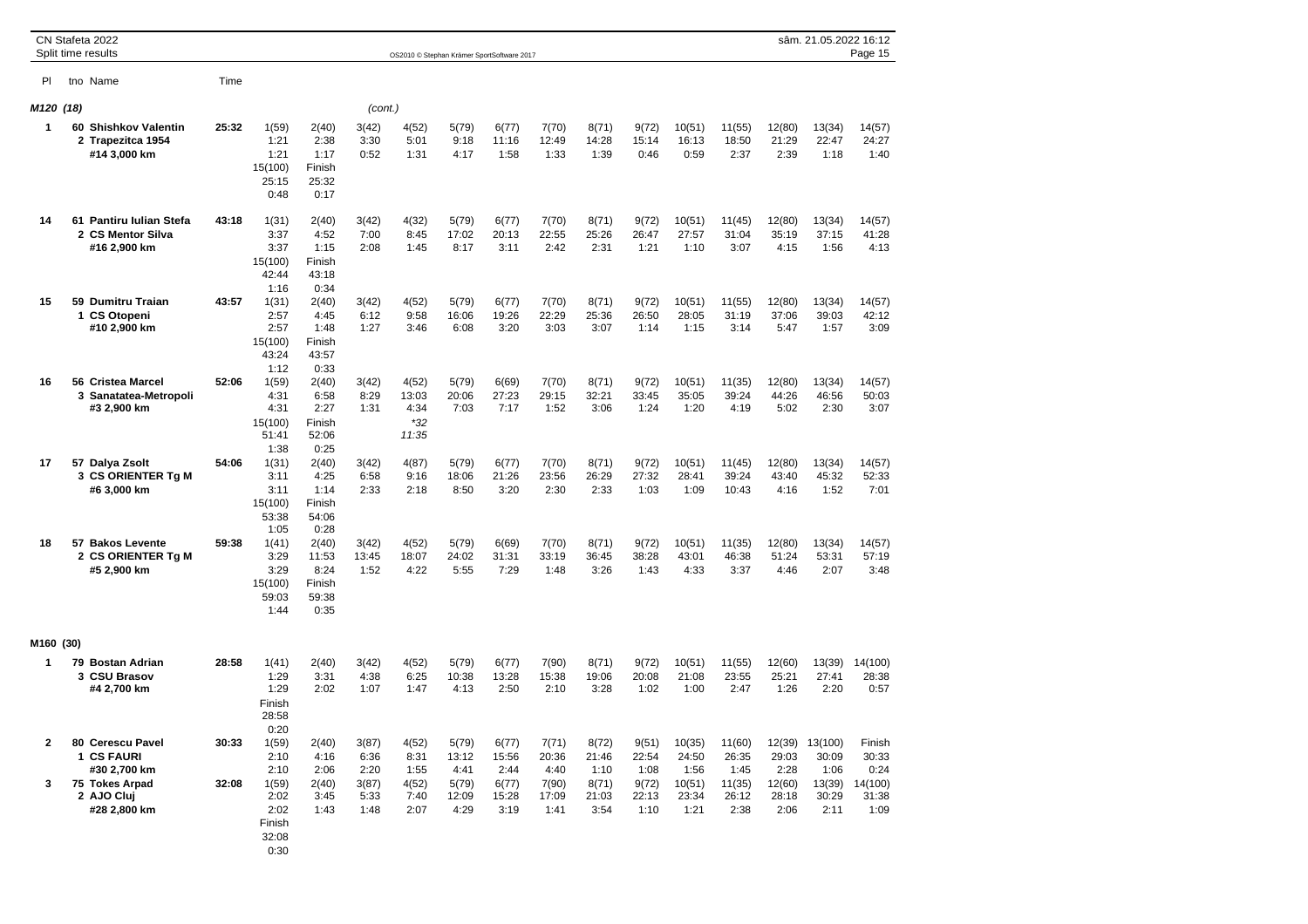CN Stafeta 2022
Split time results

M120 (18) (cont.)

| Pl | tno Name | Time | | | | | | | | | | | | | |
|---|---|---|---|---|---|---|---|---|---|---|---|---|---|---|---|
| 1 | 60 Shishkov Valentin | 25:32 | 1(59) | 2(40) | 3(42) | 4(52) | 5(79) | 6(77) | 7(70) | 8(71) | 9(72) | 10(51) | 11(55) | 12(80) | 13(34) | 14(57) |
| | 2 Trapezitca 1954 | | 1:21 | 2:38 | 3:30 | 5:01 | 9:18 | 11:16 | 12:49 | 14:28 | 15:14 | 16:13 | 18:50 | 21:29 | 22:47 | 24:27 |
| | #14 3,000 km | | 1:21 | 1:17 | 0:52 | 1:31 | 4:17 | 1:58 | 1:33 | 1:39 | 0:46 | 0:59 | 2:37 | 2:39 | 1:18 | 1:40 |
| | | | 15(100) | Finish | | | | | | | | | | | | |
| | | | 25:15 | 25:32 | | | | | | | | | | | | |
| | | | 0:48 | 0:17 | | | | | | | | | | | | |
| 14 | 61 Pantiru Iulian Stefa | 43:18 | 1(31) | 2(40) | 3(42) | 4(32) | 5(79) | 6(77) | 7(70) | 8(71) | 9(72) | 10(51) | 11(45) | 12(80) | 13(34) | 14(57) |
| | 2 CS Mentor Silva | | 3:37 | 4:52 | 7:00 | 8:45 | 17:02 | 20:13 | 22:55 | 25:26 | 26:47 | 27:57 | 31:04 | 35:19 | 37:15 | 41:28 |
| | #16 2,900 km | | 3:37 | 1:15 | 2:08 | 1:45 | 8:17 | 3:11 | 2:42 | 2:31 | 1:21 | 1:10 | 3:07 | 4:15 | 1:56 | 4:13 |
| | | | 15(100) | Finish | | | | | | | | | | | | |
| | | | 42:44 | 43:18 | | | | | | | | | | | | |
| | | | 1:16 | 0:34 | | | | | | | | | | | | |
| 15 | 59 Dumitru Traian | 43:57 | 1(31) | 2(40) | 3(42) | 4(52) | 5(79) | 6(77) | 7(70) | 8(71) | 9(72) | 10(51) | 11(55) | 12(80) | 13(34) | 14(57) |
| | 1 CS Otopeni | | 2:57 | 4:45 | 6:12 | 9:58 | 16:06 | 19:26 | 22:29 | 25:36 | 26:50 | 28:05 | 31:19 | 37:06 | 39:03 | 42:12 |
| | #10 2,900 km | | 2:57 | 1:48 | 1:27 | 3:46 | 6:08 | 3:20 | 3:03 | 3:07 | 1:14 | 1:15 | 3:14 | 5:47 | 1:57 | 3:09 |
| | | | 15(100) | Finish | | | | | | | | | | | | |
| | | | 43:24 | 43:57 | | | | | | | | | | | | |
| | | | 1:12 | 0:33 | | | | | | | | | | | | |
| 16 | 56 Cristea Marcel | 52:06 | 1(59) | 2(40) | 3(42) | 4(52) | 5(79) | 6(69) | 7(70) | 8(71) | 9(72) | 10(51) | 11(35) | 12(80) | 13(34) | 14(57) |
| | 3 Sanatatea-Metropoli | | 4:31 | 6:58 | 8:29 | 13:03 | 20:06 | 27:23 | 29:15 | 32:21 | 33:45 | 35:05 | 39:24 | 44:26 | 46:56 | 50:03 |
| | #3 2,900 km | | 4:31 | 2:27 | 1:31 | 4:34 | 7:03 | 7:17 | 1:52 | 3:06 | 1:24 | 1:20 | 4:19 | 5:02 | 2:30 | 3:07 |
| | | | 15(100) | Finish | | *32 | | | | | | | | | | |
| | | | 51:41 | 52:06 | | 11:35 | | | | | | | | | | |
| | | | 1:38 | 0:25 | | | | | | | | | | | | |
| 17 | 57 Dalya Zsolt | 54:06 | 1(31) | 2(40) | 3(42) | 4(87) | 5(79) | 6(77) | 7(70) | 8(71) | 9(72) | 10(51) | 11(45) | 12(80) | 13(34) | 14(57) |
| | 3 CS ORIENTER Tg M | | 3:11 | 4:25 | 6:58 | 9:16 | 18:06 | 21:26 | 23:56 | 26:29 | 27:32 | 28:41 | 39:24 | 43:40 | 45:32 | 52:33 |
| | #6 3,000 km | | 3:11 | 1:14 | 2:33 | 2:18 | 8:50 | 3:20 | 2:30 | 2:33 | 1:03 | 1:09 | 10:43 | 4:16 | 1:52 | 7:01 |
| | | | 15(100) | Finish | | | | | | | | | | | | |
| | | | 53:38 | 54:06 | | | | | | | | | | | | |
| | | | 1:05 | 0:28 | | | | | | | | | | | | |
| 18 | 57 Bakos Levente | 59:38 | 1(41) | 2(40) | 3(42) | 4(52) | 5(79) | 6(69) | 7(70) | 8(71) | 9(72) | 10(51) | 11(35) | 12(80) | 13(34) | 14(57) |
| | 2 CS ORIENTER Tg M | | 3:29 | 11:53 | 13:45 | 18:07 | 24:02 | 31:31 | 33:19 | 36:45 | 38:28 | 43:01 | 46:38 | 51:24 | 53:31 | 57:19 |
| | #5 2,900 km | | 3:29 | 8:24 | 1:52 | 4:22 | 5:55 | 7:29 | 1:48 | 3:26 | 1:43 | 4:33 | 3:37 | 4:46 | 2:07 | 3:48 |
| | | | 15(100) | Finish | | | | | | | | | | | | |
| | | | 59:03 | 59:38 | | | | | | | | | | | | |
| | | | 1:44 | 0:35 | | | | | | | | | | | | |

M160 (30)

| Pl | tno Name | Time | | | | | | | | | | | | | |
|---|---|---|---|---|---|---|---|---|---|---|---|---|---|---|---|
| 1 | 79 Bostan Adrian | 28:58 | 1(41) | 2(40) | 3(42) | 4(52) | 5(79) | 6(77) | 7(90) | 8(71) | 9(72) | 10(51) | 11(55) | 12(60) | 13(39) | 14(100) |
| | 3 CSU Brasov | | 1:29 | 3:31 | 4:38 | 6:25 | 10:38 | 13:28 | 15:38 | 19:06 | 20:08 | 21:08 | 23:55 | 25:21 | 27:41 | 28:38 |
| | #4 2,700 km | | 1:29 | 2:02 | 1:07 | 1:47 | 4:13 | 2:50 | 2:10 | 3:28 | 1:02 | 1:00 | 2:47 | 1:26 | 2:20 | 0:57 |
| | | | Finish | | | | | | | | | | | | | |
| | | | 28:58 | | | | | | | | | | | | | |
| | | | 0:20 | | | | | | | | | | | | | |
| 2 | 80 Cerescu Pavel | 30:33 | 1(59) | 2(40) | 3(87) | 4(52) | 5(79) | 6(77) | 7(71) | 8(72) | 9(51) | 10(35) | 11(60) | 12(39) | 13(100) | Finish |
| | 1 CS FAURI | | 2:10 | 4:16 | 6:36 | 8:31 | 13:12 | 15:56 | 20:36 | 21:46 | 22:54 | 24:50 | 26:35 | 29:03 | 30:09 | 30:33 |
| | #30 2,700 km | | 2:10 | 2:06 | 2:20 | 1:55 | 4:41 | 2:44 | 4:40 | 1:10 | 1:08 | 1:56 | 1:45 | 2:28 | 1:06 | 0:24 |
| 3 | 75 Tokes Arpad | 32:08 | 1(59) | 2(40) | 3(87) | 4(52) | 5(79) | 6(77) | 7(90) | 8(71) | 9(72) | 10(51) | 11(35) | 12(60) | 13(39) | 14(100) |
| | 2 AJO Cluj | | 2:02 | 3:45 | 5:33 | 7:40 | 12:09 | 15:28 | 17:09 | 21:03 | 22:13 | 23:34 | 26:12 | 28:18 | 30:29 | 31:38 |
| | #28 2,800 km | | 2:02 | 1:43 | 1:48 | 2:07 | 4:29 | 3:19 | 1:41 | 3:54 | 1:10 | 1:21 | 2:38 | 2:06 | 2:11 | 1:09 |
| | | | Finish | | | | | | | | | | | | | |
| | | | 32:08 | | | | | | | | | | | | | |
| | | | 0:30 | | | | | | | | | | | | | |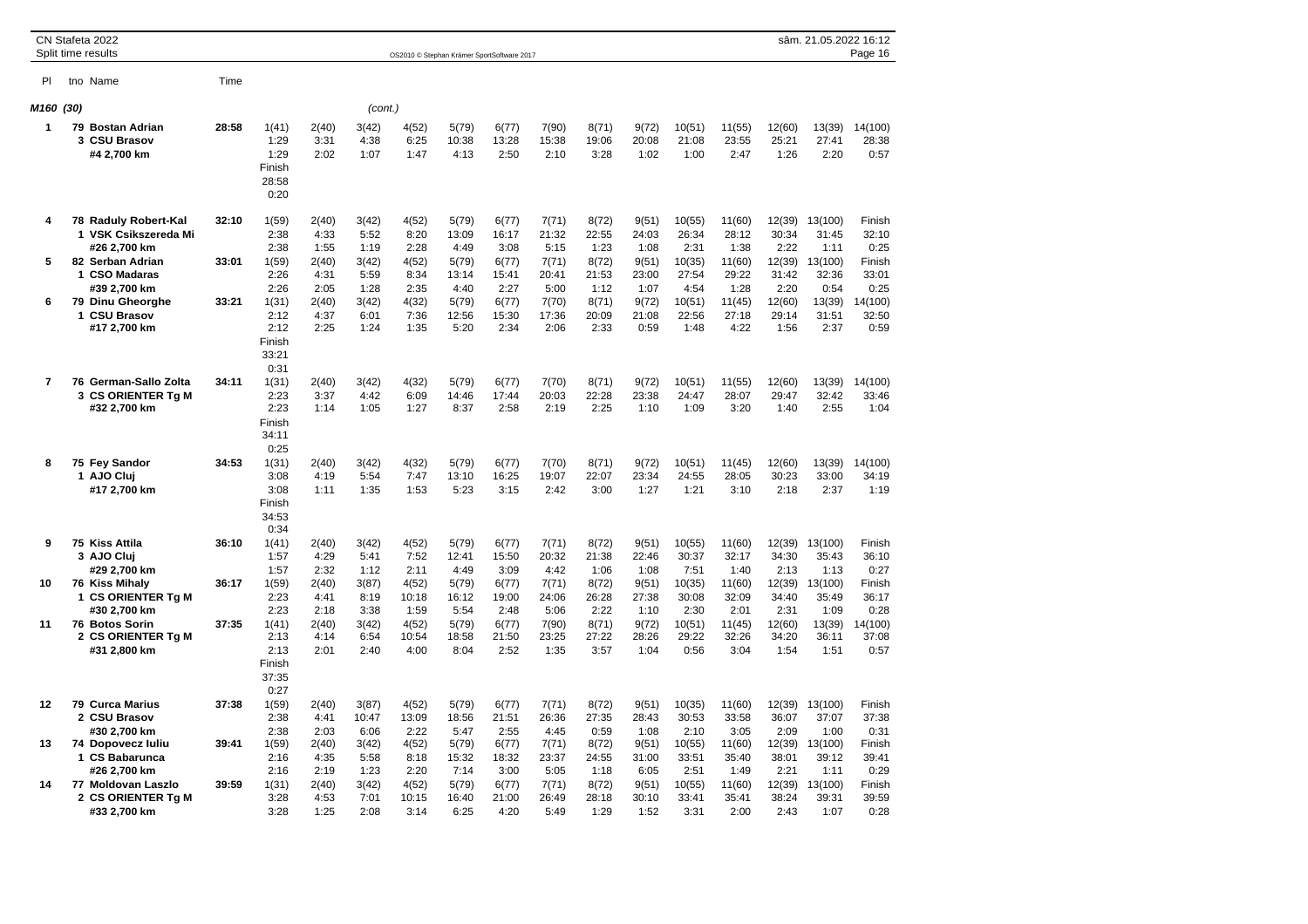CN Stafeta 2022
Split time results

OS2010 © Stephan Krämer SportSoftware 2017

sâm. 21.05.2022 16:12

| Pl | tno | Name | Time | | | | | | | | | | | | | | |
|---|---|---|---|---|---|---|---|---|---|---|---|---|---|---|---|---|---|
| **M160 (30)** | | | | | | (cont.) | | | | | | | | | | | |
| **1** | **79** | **Bostan Adrian** | **28:58** | 1(41) | 2(40) | 3(42) | 4(52) | 5(79) | 6(77) | 7(90) | 8(71) | 9(72) | 10(51) | 11(55) | 12(60) | 13(39) | 14(100) |
| | **3** | **CSU Brasov** | | 1:29 | 3:31 | 4:38 | 6:25 | 10:38 | 13:28 | 15:38 | 19:06 | 20:08 | 21:08 | 23:55 | 25:21 | 27:41 | 28:38 |
| | | **#4 2,700 km** | | 1:29 | 2:02 | 1:07 | 1:47 | 4:13 | 2:50 | 2:10 | 3:28 | 1:02 | 1:00 | 2:47 | 1:26 | 2:20 | 0:57 |
| | | | | Finish | | | | | | | | | | | | | |
| | | | | 28:58 | | | | | | | | | | | | | |
| | | | | 0:20 | | | | | | | | | | | | | |
| **4** | **78** | **Raduly Robert-Kal** | **32:10** | 1(59) | 2(40) | 3(42) | 4(52) | 5(79) | 6(77) | 7(71) | 8(72) | 9(51) | 10(55) | 11(60) | 12(39) | 13(100) | Finish |
| | **1** | **VSK Csikszereda Mi** | | 2:38 | 4:33 | 5:52 | 8:20 | 13:09 | 16:17 | 21:32 | 22:55 | 24:03 | 26:34 | 28:12 | 30:34 | 31:45 | 32:10 |
| | | **#26 2,700 km** | | 2:38 | 1:55 | 1:19 | 2:28 | 4:49 | 3:08 | 5:15 | 1:23 | 1:08 | 2:31 | 1:38 | 2:22 | 1:11 | 0:25 |
| **5** | **82** | **Serban Adrian** | **33:01** | 1(59) | 2(40) | 3(42) | 4(52) | 5(79) | 6(77) | 7(71) | 8(72) | 9(51) | 10(35) | 11(60) | 12(39) | 13(100) | Finish |
| | **1** | **CSO Madaras** | | 2:26 | 4:31 | 5:59 | 8:34 | 13:14 | 15:41 | 20:41 | 21:53 | 23:00 | 27:54 | 29:22 | 31:42 | 32:36 | 33:01 |
| | | **#39 2,700 km** | | 2:26 | 2:05 | 1:28 | 2:35 | 4:40 | 2:27 | 5:00 | 1:12 | 1:07 | 4:54 | 1:28 | 2:20 | 0:54 | 0:25 |
| **6** | **79** | **Dinu Gheorghe** | **33:21** | 1(31) | 2(40) | 3(42) | 4(32) | 5(79) | 6(77) | 7(70) | 8(71) | 9(72) | 10(51) | 11(45) | 12(60) | 13(39) | 14(100) |
| | **1** | **CSU Brasov** | | 2:12 | 4:37 | 6:01 | 7:36 | 12:56 | 15:30 | 17:36 | 20:09 | 21:08 | 22:56 | 27:18 | 29:14 | 31:51 | 32:50 |
| | | **#17 2,700 km** | | 2:12 | 2:25 | 1:24 | 1:35 | 5:20 | 2:34 | 2:06 | 2:33 | 0:59 | 1:48 | 4:22 | 1:56 | 2:37 | 0:59 |
| | | | | Finish | | | | | | | | | | | | | |
| | | | | 33:21 | | | | | | | | | | | | | |
| | | | | 0:31 | | | | | | | | | | | | | |
| **7** | **76** | **German-Sallo Zolta** | **34:11** | 1(31) | 2(40) | 3(42) | 4(32) | 5(79) | 6(77) | 7(70) | 8(71) | 9(72) | 10(51) | 11(55) | 12(60) | 13(39) | 14(100) |
| | **3** | **CS ORIENTER Tg M** | | 2:23 | 3:37 | 4:42 | 6:09 | 14:46 | 17:44 | 20:03 | 22:28 | 23:38 | 24:47 | 28:07 | 29:47 | 32:42 | 33:46 |
| | | **#32 2,700 km** | | 2:23 | 1:14 | 1:05 | 1:27 | 8:37 | 2:58 | 2:19 | 2:25 | 1:10 | 1:09 | 3:20 | 1:40 | 2:55 | 1:04 |
| | | | | Finish | | | | | | | | | | | | | |
| | | | | 34:11 | | | | | | | | | | | | | |
| | | | | 0:25 | | | | | | | | | | | | | |
| **8** | **75** | **Fey Sandor** | **34:53** | 1(31) | 2(40) | 3(42) | 4(32) | 5(79) | 6(77) | 7(70) | 8(71) | 9(72) | 10(51) | 11(45) | 12(60) | 13(39) | 14(100) |
| | **1** | **AJO Cluj** | | 3:08 | 4:19 | 5:54 | 7:47 | 13:10 | 16:25 | 19:07 | 22:07 | 23:34 | 24:55 | 28:05 | 30:23 | 33:00 | 34:19 |
| | | **#17 2,700 km** | | 3:08 | 1:11 | 1:35 | 1:53 | 5:23 | 3:15 | 2:42 | 3:00 | 1:27 | 1:21 | 3:10 | 2:18 | 2:37 | 1:19 |
| | | | | Finish | | | | | | | | | | | | | |
| | | | | 34:53 | | | | | | | | | | | | | |
| | | | | 0:34 | | | | | | | | | | | | | |
| **9** | **75** | **Kiss Attila** | **36:10** | 1(41) | 2(40) | 3(42) | 4(52) | 5(79) | 6(77) | 7(71) | 8(72) | 9(51) | 10(55) | 11(60) | 12(39) | 13(100) | Finish |
| | **3** | **AJO Cluj** | | 1:57 | 4:29 | 5:41 | 7:52 | 12:41 | 15:50 | 20:32 | 21:38 | 22:46 | 30:37 | 32:17 | 34:30 | 35:43 | 36:10 |
| | | **#29 2,700 km** | | 1:57 | 2:32 | 1:12 | 2:11 | 4:49 | 3:09 | 4:42 | 1:06 | 1:08 | 7:51 | 1:40 | 2:13 | 1:13 | 0:27 |
| **10** | **76** | **Kiss Mihaly** | **36:17** | 1(59) | 2(40) | 3(87) | 4(52) | 5(79) | 6(77) | 7(71) | 8(72) | 9(51) | 10(35) | 11(60) | 12(39) | 13(100) | Finish |
| | **1** | **CS ORIENTER Tg M** | | 2:23 | 4:41 | 8:19 | 10:18 | 16:12 | 19:00 | 24:06 | 26:28 | 27:38 | 30:08 | 32:09 | 34:40 | 35:49 | 36:17 |
| | | **#30 2,700 km** | | 2:23 | 2:18 | 3:38 | 1:59 | 5:54 | 2:48 | 5:06 | 2:22 | 1:10 | 2:30 | 2:01 | 2:31 | 1:09 | 0:28 |
| **11** | **76** | **Botos Sorin** | **37:35** | 1(41) | 2(40) | 3(42) | 4(52) | 5(79) | 6(77) | 7(90) | 8(71) | 9(72) | 10(51) | 11(45) | 12(60) | 13(39) | 14(100) |
| | **2** | **CS ORIENTER Tg M** | | 2:13 | 4:14 | 6:54 | 10:54 | 18:58 | 21:50 | 23:25 | 27:22 | 28:26 | 29:22 | 32:26 | 34:20 | 36:11 | 37:08 |
| | | **#31 2,800 km** | | 2:13 | 2:01 | 2:40 | 4:00 | 8:04 | 2:52 | 1:35 | 3:57 | 1:04 | 0:56 | 3:04 | 1:54 | 1:51 | 0:57 |
| | | | | Finish | | | | | | | | | | | | | |
| | | | | 37:35 | | | | | | | | | | | | | |
| | | | | 0:27 | | | | | | | | | | | | | |
| **12** | **79** | **Curca Marius** | **37:38** | 1(59) | 2(40) | 3(87) | 4(52) | 5(79) | 6(77) | 7(71) | 8(72) | 9(51) | 10(35) | 11(60) | 12(39) | 13(100) | Finish |
| | **2** | **CSU Brasov** | | 2:38 | 4:41 | 10:47 | 13:09 | 18:56 | 21:51 | 26:36 | 27:35 | 28:43 | 30:53 | 33:58 | 36:07 | 37:07 | 37:38 |
| | | **#30 2,700 km** | | 2:38 | 2:03 | 6:06 | 2:22 | 5:47 | 2:55 | 4:45 | 0:59 | 1:08 | 2:10 | 3:05 | 2:09 | 1:00 | 0:31 |
| **13** | **74** | **Dopovecz Iuliu** | **39:41** | 1(59) | 2(40) | 3(42) | 4(52) | 5(79) | 6(77) | 7(71) | 8(72) | 9(51) | 10(55) | 11(60) | 12(39) | 13(100) | Finish |
| | **1** | **CS Babarunca** | | 2:16 | 4:35 | 5:58 | 8:18 | 15:32 | 18:32 | 23:37 | 24:55 | 31:00 | 33:51 | 35:40 | 38:01 | 39:12 | 39:41 |
| | | **#26 2,700 km** | | 2:16 | 2:19 | 1:23 | 2:20 | 7:14 | 3:00 | 5:05 | 1:18 | 6:05 | 2:51 | 1:49 | 2:21 | 1:11 | 0:29 |
| **14** | **77** | **Moldovan Laszlo** | **39:59** | 1(31) | 2(40) | 3(42) | 4(52) | 5(79) | 6(77) | 7(71) | 8(72) | 9(51) | 10(55) | 11(60) | 12(39) | 13(100) | Finish |
| | **2** | **CS ORIENTER Tg M** | | 3:28 | 4:53 | 7:01 | 10:15 | 16:40 | 21:00 | 26:49 | 28:18 | 30:10 | 33:41 | 35:41 | 38:24 | 39:31 | 39:59 |
| | | **#33 2,700 km** | | 3:28 | 1:25 | 2:08 | 3:14 | 6:25 | 4:20 | 5:49 | 1:29 | 1:52 | 3:31 | 2:00 | 2:43 | 1:07 | 0:28 |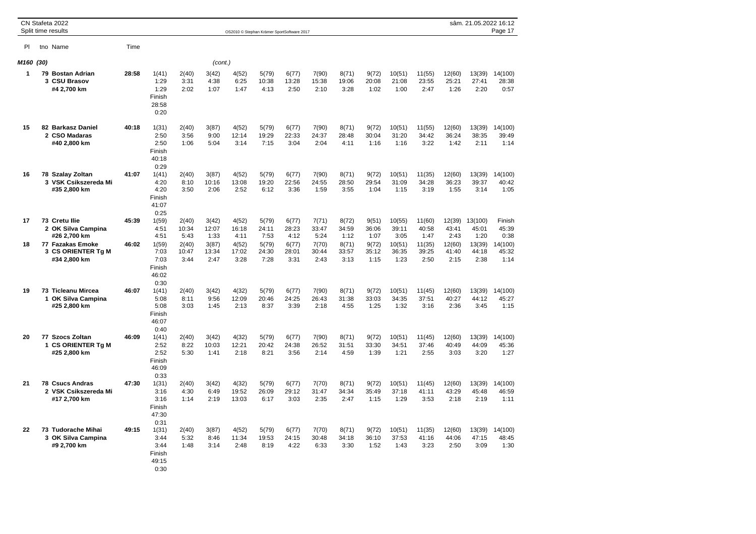CN Stafeta 2022
Split time results

OS2010 © Stephan Krämer SportSoftware 2017

sâm. 21.05.2022 16:12

| Pl | tno Name | Time | | | | | | | | | | | | | | |
|---|---|---|---|---|---|---|---|---|---|---|---|---|---|---|---|---|
| ***M160 (30)*** | | | | | | *(cont.)* | | | | | | | | | | |
| **1** | **79 Bostan Adrian** | **28:58** | 1(41) | 2(40) | 3(42) | 4(52) | 5(79) | 6(77) | 7(90) | 8(71) | 9(72) | 10(51) | 11(55) | 12(60) | 13(39) | 14(100) |
| | **3 CSU Brasov** | | 1:29 | 3:31 | 4:38 | 6:25 | 10:38 | 13:28 | 15:38 | 19:06 | 20:08 | 21:08 | 23:55 | 25:21 | 27:41 | 28:38 |
| | **#4 2,700 km** | | 1:29 | 2:02 | 1:07 | 1:47 | 4:13 | 2:50 | 2:10 | 3:28 | 1:02 | 1:00 | 2:47 | 1:26 | 2:20 | 0:57 |
| | | | Finish | | | | | | | | | | | | | |
| | | | 28:58 | | | | | | | | | | | | | |
| | | | 0:20 | | | | | | | | | | | | | |
| **15** | **82 Barkasz Daniel** | **40:18** | 1(31) | 2(40) | 3(87) | 4(52) | 5(79) | 6(77) | 7(90) | 8(71) | 9(72) | 10(51) | 11(55) | 12(60) | 13(39) | 14(100) |
| | **2 CSO Madaras** | | 2:50 | 3:56 | 9:00 | 12:14 | 19:29 | 22:33 | 24:37 | 28:48 | 30:04 | 31:20 | 34:42 | 36:24 | 38:35 | 39:49 |
| | **#40 2,800 km** | | 2:50 | 1:06 | 5:04 | 3:14 | 7:15 | 3:04 | 2:04 | 4:11 | 1:16 | 1:16 | 3:22 | 1:42 | 2:11 | 1:14 |
| | | | Finish | | | | | | | | | | | | | |
| | | | 40:18 | | | | | | | | | | | | | |
| | | | 0:29 | | | | | | | | | | | | | |
| **16** | **78 Szalay Zoltan** | **41:07** | 1(41) | 2(40) | 3(87) | 4(52) | 5(79) | 6(77) | 7(90) | 8(71) | 9(72) | 10(51) | 11(35) | 12(60) | 13(39) | 14(100) |
| | **3 VSK Csikszereda Mi** | | 4:20 | 8:10 | 10:16 | 13:08 | 19:20 | 22:56 | 24:55 | 28:50 | 29:54 | 31:09 | 34:28 | 36:23 | 39:37 | 40:42 |
| | **#35 2,800 km** | | 4:20 | 3:50 | 2:06 | 2:52 | 6:12 | 3:36 | 1:59 | 3:55 | 1:04 | 1:15 | 3:19 | 1:55 | 3:14 | 1:05 |
| | | | Finish | | | | | | | | | | | | | |
| | | | 41:07 | | | | | | | | | | | | | |
| | | | 0:25 | | | | | | | | | | | | | |
| **17** | **73 Cretu Ilie** | **45:39** | 1(59) | 2(40) | 3(42) | 4(52) | 5(79) | 6(77) | 7(71) | 8(72) | 9(51) | 10(55) | 11(60) | 12(39) | 13(100) | Finish |
| | **2 OK Silva Campina** | | 4:51 | 10:34 | 12:07 | 16:18 | 24:11 | 28:23 | 33:47 | 34:59 | 36:06 | 39:11 | 40:58 | 43:41 | 45:01 | 45:39 |
| | **#26 2,700 km** | | 4:51 | 5:43 | 1:33 | 4:11 | 7:53 | 4:12 | 5:24 | 1:12 | 1:07 | 3:05 | 1:47 | 2:43 | 1:20 | 0:38 |
| **18** | **77 Fazakas Emoke** | **46:02** | 1(59) | 2(40) | 3(87) | 4(52) | 5(79) | 6(77) | 7(70) | 8(71) | 9(72) | 10(51) | 11(35) | 12(60) | 13(39) | 14(100) |
| | **3 CS ORIENTER Tg M** | | 7:03 | 10:47 | 13:34 | 17:02 | 24:30 | 28:01 | 30:44 | 33:57 | 35:12 | 36:35 | 39:25 | 41:40 | 44:18 | 45:32 |
| | **#34 2,800 km** | | 7:03 | 3:44 | 2:47 | 3:28 | 7:28 | 3:31 | 2:43 | 3:13 | 1:15 | 1:23 | 2:50 | 2:15 | 2:38 | 1:14 |
| | | | Finish | | | | | | | | | | | | | |
| | | | 46:02 | | | | | | | | | | | | | |
| | | | 0:30 | | | | | | | | | | | | | |
| **19** | **73 Ticleanu Mircea** | **46:07** | 1(41) | 2(40) | 3(42) | 4(32) | 5(79) | 6(77) | 7(90) | 8(71) | 9(72) | 10(51) | 11(45) | 12(60) | 13(39) | 14(100) |
| | **1 OK Silva Campina** | | 5:08 | 8:11 | 9:56 | 12:09 | 20:46 | 24:25 | 26:43 | 31:38 | 33:03 | 34:35 | 37:51 | 40:27 | 44:12 | 45:27 |
| | **#25 2,800 km** | | 5:08 | 3:03 | 1:45 | 2:13 | 8:37 | 3:39 | 2:18 | 4:55 | 1:25 | 1:32 | 3:16 | 2:36 | 3:45 | 1:15 |
| | | | Finish | | | | | | | | | | | | | |
| | | | 46:07 | | | | | | | | | | | | | |
| | | | 0:40 | | | | | | | | | | | | | |
| **20** | **77 Szocs Zoltan** | **46:09** | 1(41) | 2(40) | 3(42) | 4(32) | 5(79) | 6(77) | 7(90) | 8(71) | 9(72) | 10(51) | 11(45) | 12(60) | 13(39) | 14(100) |
| | **1 CS ORIENTER Tg M** | | 2:52 | 8:22 | 10:03 | 12:21 | 20:42 | 24:38 | 26:52 | 31:51 | 33:30 | 34:51 | 37:46 | 40:49 | 44:09 | 45:36 |
| | **#25 2,800 km** | | 2:52 | 5:30 | 1:41 | 2:18 | 8:21 | 3:56 | 2:14 | 4:59 | 1:39 | 1:21 | 2:55 | 3:03 | 3:20 | 1:27 |
| | | | Finish | | | | | | | | | | | | | |
| | | | 46:09 | | | | | | | | | | | | | |
| | | | 0:33 | | | | | | | | | | | | | |
| **21** | **78 Csucs Andras** | **47:30** | 1(31) | 2(40) | 3(42) | 4(32) | 5(79) | 6(77) | 7(70) | 8(71) | 9(72) | 10(51) | 11(45) | 12(60) | 13(39) | 14(100) |
| | **2 VSK Csikszereda Mi** | | 3:16 | 4:30 | 6:49 | 19:52 | 26:09 | 29:12 | 31:47 | 34:34 | 35:49 | 37:18 | 41:11 | 43:29 | 45:48 | 46:59 |
| | **#17 2,700 km** | | 3:16 | 1:14 | 2:19 | 13:03 | 6:17 | 3:03 | 2:35 | 2:47 | 1:15 | 1:29 | 3:53 | 2:18 | 2:19 | 1:11 |
| | | | Finish | | | | | | | | | | | | | |
| | | | 47:30 | | | | | | | | | | | | | |
| | | | 0:31 | | | | | | | | | | | | | |
| **22** | **73 Tudorache Mihai** | **49:15** | 1(31) | 2(40) | 3(87) | 4(52) | 5(79) | 6(77) | 7(70) | 8(71) | 9(72) | 10(51) | 11(35) | 12(60) | 13(39) | 14(100) |
| | **3 OK Silva Campina** | | 3:44 | 5:32 | 8:46 | 11:34 | 19:53 | 24:15 | 30:48 | 34:18 | 36:10 | 37:53 | 41:16 | 44:06 | 47:15 | 48:45 |
| | **#9 2,700 km** | | 3:44 | 1:48 | 3:14 | 2:48 | 8:19 | 4:22 | 6:33 | 3:30 | 1:52 | 1:43 | 3:23 | 2:50 | 3:09 | 1:30 |
| | | | Finish | | | | | | | | | | | | | |
| | | | 49:15 | | | | | | | | | | | | | |
| | | | 0:30 | | | | | | | | | | | | | |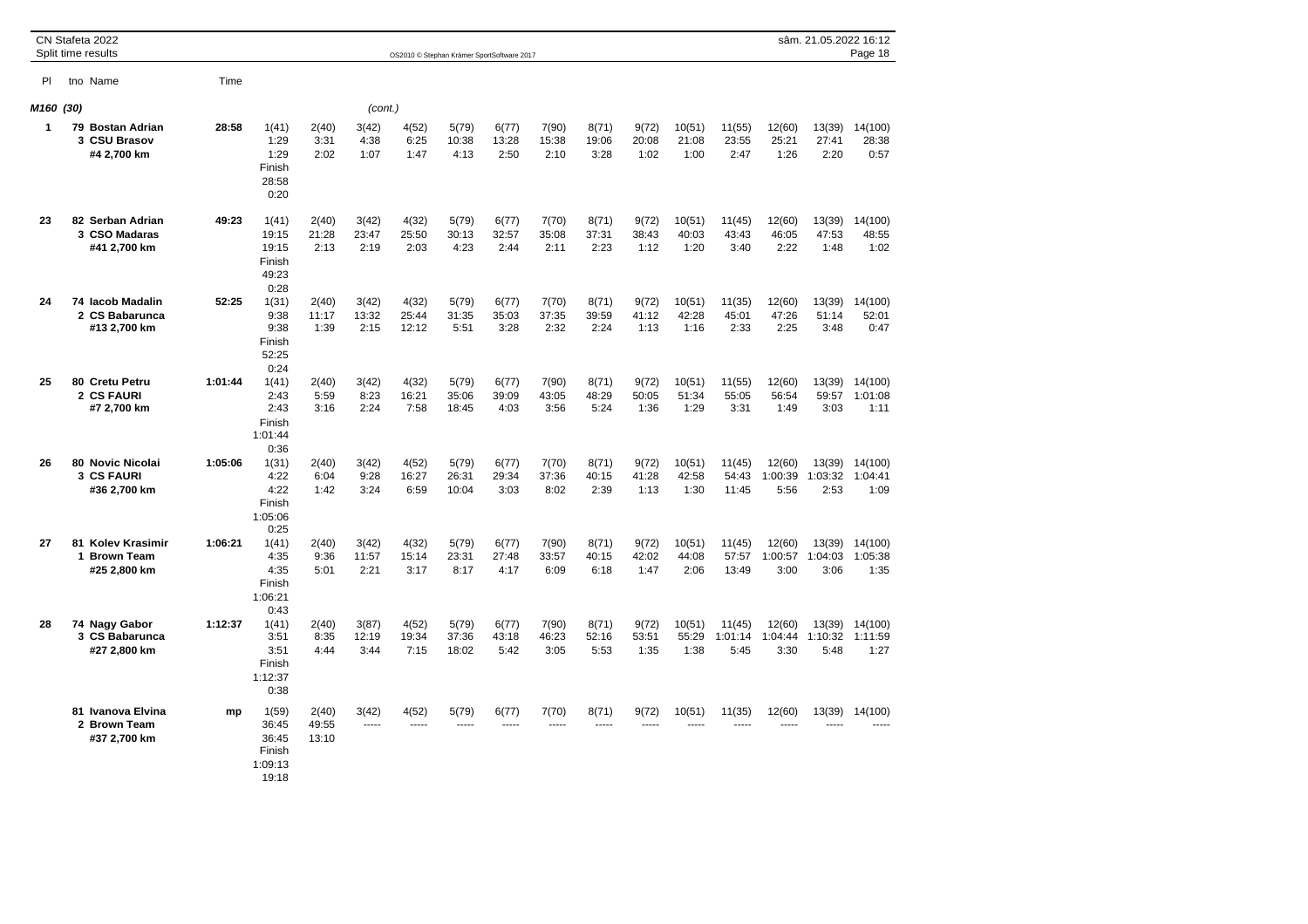CN Stafeta 2022
Split time results

OS2010 © Stephan Krämer SportSoftware 2017

| Pl | tno Name | Time | | | | | | | | | | | | | | |
|---|---|---|---|---|---|---|---|---|---|---|---|---|---|---|---|---|
| **M160 (30)** | | | | | (cont.) | | | | | | | | | | | |
| **1** | **79 Bostan Adrian** | **28:58** | 1(41) | 2(40) | 3(42) | 4(52) | 5(79) | 6(77) | 7(90) | 8(71) | 9(72) | 10(51) | 11(55) | 12(60) | 13(39) | 14(100) |
| | **3 CSU Brasov** | | 1:29 | 3:31 | 4:38 | 6:25 | 10:38 | 13:28 | 15:38 | 19:06 | 20:08 | 21:08 | 23:55 | 25:21 | 27:41 | 28:38 |
| | **#4 2,700 km** | | 1:29 | 2:02 | 1:07 | 1:47 | 4:13 | 2:50 | 2:10 | 3:28 | 1:02 | 1:00 | 2:47 | 1:26 | 2:20 | 0:57 |
| | | | Finish | | | | | | | | | | | | | |
| | | | 28:58 | | | | | | | | | | | | | |
| | | | 0:20 | | | | | | | | | | | | | |
| **23** | **82 Serban Adrian** | **49:23** | 1(41) | 2(40) | 3(42) | 4(32) | 5(79) | 6(77) | 7(70) | 8(71) | 9(72) | 10(51) | 11(45) | 12(60) | 13(39) | 14(100) |
| | **3 CSO Madaras** | | 19:15 | 21:28 | 23:47 | 25:50 | 30:13 | 32:57 | 35:08 | 37:31 | 38:43 | 40:03 | 43:43 | 46:05 | 47:53 | 48:55 |
| | **#41 2,700 km** | | 19:15 | 2:13 | 2:19 | 2:03 | 4:23 | 2:44 | 2:11 | 2:23 | 1:12 | 1:20 | 3:40 | 2:22 | 1:48 | 1:02 |
| | | | Finish | | | | | | | | | | | | | |
| | | | 49:23 | | | | | | | | | | | | | |
| | | | 0:28 | | | | | | | | | | | | | |
| **24** | **74 Iacob Madalin** | **52:25** | 1(31) | 2(40) | 3(42) | 4(32) | 5(79) | 6(77) | 7(70) | 8(71) | 9(72) | 10(51) | 11(35) | 12(60) | 13(39) | 14(100) |
| | **2 CS Babarunca** | | 9:38 | 11:17 | 13:32 | 25:44 | 31:35 | 35:03 | 37:35 | 39:59 | 41:12 | 42:28 | 45:01 | 47:26 | 51:14 | 52:01 |
| | **#13 2,700 km** | | 9:38 | 1:39 | 2:15 | 12:12 | 5:51 | 3:28 | 2:32 | 2:24 | 1:13 | 1:16 | 2:33 | 2:25 | 3:48 | 0:47 |
| | | | Finish | | | | | | | | | | | | | |
| | | | 52:25 | | | | | | | | | | | | | |
| | | | 0:24 | | | | | | | | | | | | | |
| **25** | **80 Cretu Petru** | **1:01:44** | 1(41) | 2(40) | 3(42) | 4(32) | 5(79) | 6(77) | 7(90) | 8(71) | 9(72) | 10(51) | 11(55) | 12(60) | 13(39) | 14(100) |
| | **2 CS FAURI** | | 2:43 | 5:59 | 8:23 | 16:21 | 35:06 | 39:09 | 43:05 | 48:29 | 50:05 | 51:34 | 55:05 | 56:54 | 59:57 | 1:01:08 |
| | **#7 2,700 km** | | 2:43 | 3:16 | 2:24 | 7:58 | 18:45 | 4:03 | 3:56 | 5:24 | 1:36 | 1:29 | 3:31 | 1:49 | 3:03 | 1:11 |
| | | | Finish | | | | | | | | | | | | | |
| | | | 1:01:44 | | | | | | | | | | | | | |
| | | | 0:36 | | | | | | | | | | | | | |
| **26** | **80 Novic Nicolai** | **1:05:06** | 1(31) | 2(40) | 3(42) | 4(52) | 5(79) | 6(77) | 7(70) | 8(71) | 9(72) | 10(51) | 11(45) | 12(60) | 13(39) | 14(100) |
| | **3 CS FAURI** | | 4:22 | 6:04 | 9:28 | 16:27 | 26:31 | 29:34 | 37:36 | 40:15 | 41:28 | 42:58 | 54:43 | 1:00:39 | 1:03:32 | 1:04:41 |
| | **#36 2,700 km** | | 4:22 | 1:42 | 3:24 | 6:59 | 10:04 | 3:03 | 8:02 | 2:39 | 1:13 | 1:30 | 11:45 | 5:56 | 2:53 | 1:09 |
| | | | Finish | | | | | | | | | | | | | |
| | | | 1:05:06 | | | | | | | | | | | | | |
| | | | 0:25 | | | | | | | | | | | | | |
| **27** | **81 Kolev Krasimir** | **1:06:21** | 1(41) | 2(40) | 3(42) | 4(32) | 5(79) | 6(77) | 7(90) | 8(71) | 9(72) | 10(51) | 11(45) | 12(60) | 13(39) | 14(100) |
| | **1 Brown Team** | | 4:35 | 9:36 | 11:57 | 15:14 | 23:31 | 27:48 | 33:57 | 40:15 | 42:02 | 44:08 | 57:57 | 1:00:57 | 1:04:03 | 1:05:38 |
| | **#25 2,800 km** | | 4:35 | 5:01 | 2:21 | 3:17 | 8:17 | 4:17 | 6:09 | 6:18 | 1:47 | 2:06 | 13:49 | 3:00 | 3:06 | 1:35 |
| | | | Finish | | | | | | | | | | | | | |
| | | | 1:06:21 | | | | | | | | | | | | | |
| | | | 0:43 | | | | | | | | | | | | | |
| **28** | **74 Nagy Gabor** | **1:12:37** | 1(41) | 2(40) | 3(87) | 4(52) | 5(79) | 6(77) | 7(90) | 8(71) | 9(72) | 10(51) | 11(45) | 12(60) | 13(39) | 14(100) |
| | **3 CS Babarunca** | | 3:51 | 8:35 | 12:19 | 19:34 | 37:36 | 43:18 | 46:23 | 52:16 | 53:51 | 55:29 | 1:01:14 | 1:04:44 | 1:10:32 | 1:11:59 |
| | **#27 2,800 km** | | 3:51 | 4:44 | 3:44 | 7:15 | 18:02 | 5:42 | 3:05 | 5:53 | 1:35 | 1:38 | 5:45 | 3:30 | 5:48 | 1:27 |
| | | | Finish | | | | | | | | | | | | | |
| | | | 1:12:37 | | | | | | | | | | | | | |
| | | | 0:38 | | | | | | | | | | | | | |
| | **81 Ivanova Elvina** | **mp** | 1(59) | 2(40) | 3(42) | 4(52) | 5(79) | 6(77) | 7(70) | 8(71) | 9(72) | 10(51) | 11(35) | 12(60) | 13(39) | 14(100) |
| | **2 Brown Team** | | 36:45 | 49:55 | ----- | ----- | ----- | ----- | ----- | ----- | ----- | ----- | ----- | ----- | ----- | ----- |
| | **#37 2,700 km** | | 36:45 | 13:10 | | | | | | | | | | | | |
| | | | Finish | | | | | | | | | | | | | |
| | | | 1:09:13 | | | | | | | | | | | | | |
| | | | 19:18 | | | | | | | | | | | | | |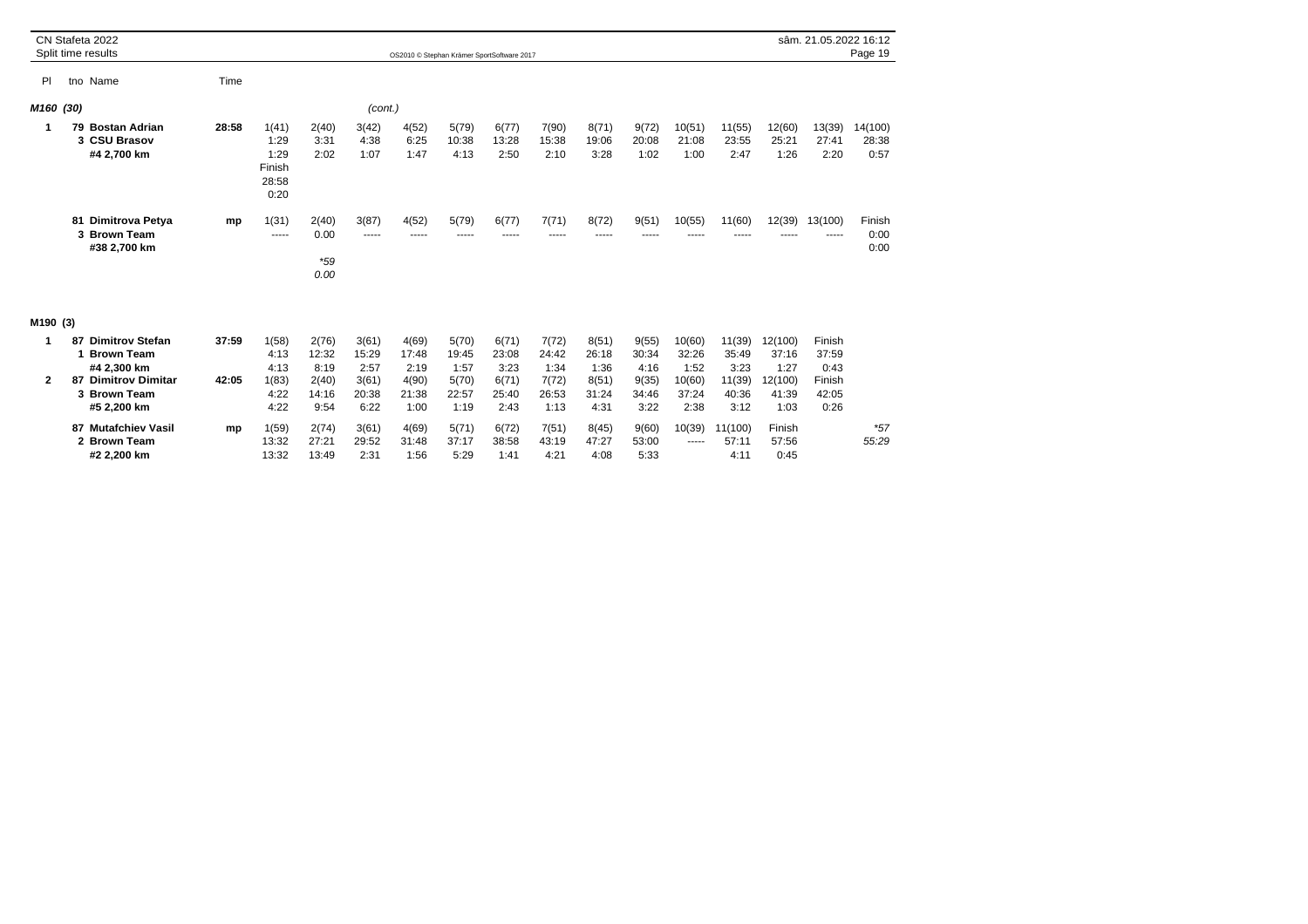CN Stafeta 2022
Split time results

OS2010 © Stephan Krämer SportSoftware 2017

sâm. 21.05.2022 16:12

| Pl | tno Name | Time | | | | | | | | | | | | | | |
|---|---|---|---|---|---|---|---|---|---|---|---|---|---|---|---|---|
| ***M160 (30)*** | | | | | *(cont.)* | | | | | | | | | | | |
| **1** | **79 Bostan Adrian** | **28:58** | 1(41) | 2(40) | 3(42) | 4(52) | 5(79) | 6(77) | 7(90) | 8(71) | 9(72) | 10(51) | 11(55) | 12(60) | 13(39) | 14(100) |
| | **3 CSU Brasov** | | 1:29 | 3:31 | 4:38 | 6:25 | 10:38 | 13:28 | 15:38 | 19:06 | 20:08 | 21:08 | 23:55 | 25:21 | 27:41 | 28:38 |
| | **#4 2,700 km** | | 1:29 | 2:02 | 1:07 | 1:47 | 4:13 | 2:50 | 2:10 | 3:28 | 1:02 | 1:00 | 2:47 | 1:26 | 2:20 | 0:57 |
| | | | Finish | | | | | | | | | | | | | |
| | | | 28:58 | | | | | | | | | | | | | |
| | | | 0:20 | | | | | | | | | | | | | |
| | **81 Dimitrova Petya** | **mp** | 1(31) | 2(40) | 3(87) | 4(52) | 5(79) | 6(77) | 7(71) | 8(72) | 9(51) | 10(55) | 11(60) | 12(39) | 13(100) | Finish |
| | **3 Brown Team** | | ----- | 0.00 | ----- | ----- | ----- | ----- | ----- | ----- | ----- | ----- | ----- | ----- | ----- | 0:00 |
| | **#38 2,700 km** | | | | | | | | | | | | | | | 0:00 |
| | | | | *\*59* | | | | | | | | | | | | |
| | | | | *0.00* | | | | | | | | | | | | |
| **M190 (3)** | | | | | | | | | | | | | | | | |
| **1** | **87 Dimitrov Stefan** | **37:59** | 1(58) | 2(76) | 3(61) | 4(69) | 5(70) | 6(71) | 7(72) | 8(51) | 9(55) | 10(60) | 11(39) | 12(100) | Finish | |
| | **1 Brown Team** | | 4:13 | 12:32 | 15:29 | 17:48 | 19:45 | 23:08 | 24:42 | 26:18 | 30:34 | 32:26 | 35:49 | 37:16 | 37:59 | |
| | **#4 2,300 km** | | 4:13 | 8:19 | 2:57 | 2:19 | 1:57 | 3:23 | 1:34 | 1:36 | 4:16 | 1:52 | 3:23 | 1:27 | 0:43 | |
| **2** | **87 Dimitrov Dimitar** | **42:05** | 1(83) | 2(40) | 3(61) | 4(90) | 5(70) | 6(71) | 7(72) | 8(51) | 9(35) | 10(60) | 11(39) | 12(100) | Finish | |
| | **3 Brown Team** | | 4:22 | 14:16 | 20:38 | 21:38 | 22:57 | 25:40 | 26:53 | 31:24 | 34:46 | 37:24 | 40:36 | 41:39 | 42:05 | |
| | **#5 2,200 km** | | 4:22 | 9:54 | 6:22 | 1:00 | 1:19 | 2:43 | 1:13 | 4:31 | 3:22 | 2:38 | 3:12 | 1:03 | 0:26 | |
| | **87 Mutafchiev Vasil** | **mp** | 1(59) | 2(74) | 3(61) | 4(69) | 5(71) | 6(72) | 7(51) | 8(45) | 9(60) | 10(39) | 11(100) | Finish | | *\*57* |
| | **2 Brown Team** | | 13:32 | 27:21 | 29:52 | 31:48 | 37:17 | 38:58 | 43:19 | 47:27 | 53:00 | ----- | 57:11 | 57:56 | | *55:29* |
| | **#2 2,200 km** | | 13:32 | 13:49 | 2:31 | 1:56 | 5:29 | 1:41 | 4:21 | 4:08 | 5:33 | | 4:11 | 0:45 | | |